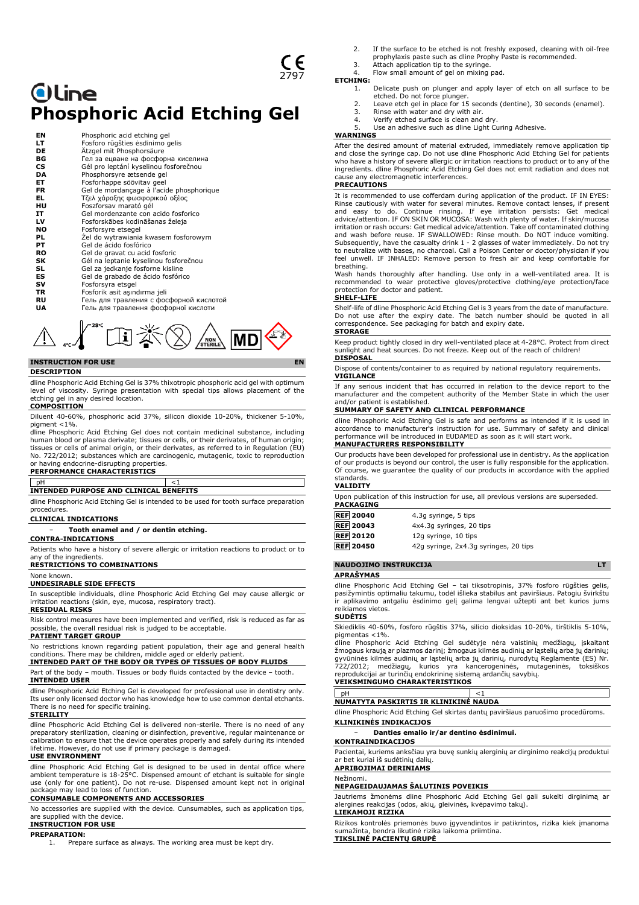CE 2797

# dline
# Phosphoric Acid Etching Gel

| | |
|---|---|
| **EN** | Phosphoric acid etching gel |
| **LT** | Fosforo rūgšties ėsdinimo gelis |
| **DE** | Ätzgel mit Phosphorsäure |
| **BG** | Гел за ецване на фосфорна киселина |
| **CS** | Gél pro leptání kyselinou fosforečnou |
| **DA** | Phosphorsyre ætsende gel |
| **ET** | Fosforhappe söövitav geel |
| **FR** | Gel de mordançage à l'acide phosphorique |
| **EL** | Τζελ χάραξης φωσφορικού οξέος |
| **HU** | Foszforsav marató gél |
| **IT** | Gel mordenzante con acido fosforico |
| **LV** | Fosforskābes kodināšanas želeja |
| **NO** | Fosforsyre etsegel |
| **PL** | Żel do wytrawiania kwasem fosforowym |
| **PT** | Gel de ácido fosfórico |
| **RO** | Gel de gravat cu acid fosforic |
| **SK** | Gél na leptanie kyselinou fosforečnou |
| **SL** | Gel za jedkanje fosforne kisline |
| **ES** | Gel de grabado de ácido fosfórico |
| **SV** | Fosforsyra etsgel |
| **TR** | Fosforik asit aşındırma jeli |
| **RU** | Гель для травления с фосфорной кислотой |
| **UA** | Гель для травлення фосфорної кислоти |

4°C – 28°C NON STERILE MD

## INSTRUCTION FOR USE — EN

### DESCRIPTION

dline Phosphoric Acid Etching Gel is 37% thixotropic phosphoric acid gel with optimum level of viscosity. Syringe presentation with special tips allows placement of the etching gel in any desired location.

### COMPOSITION

Diluent 40-60%, phosphoric acid 37%, silicon dioxide 10-20%, thickener 5-10%, pigment <1%.

dline Phosphoric Acid Etching Gel does not contain medicinal substance, including human blood or plasma derivate; tissues or cells, or their derivates, of human origin; tissues or cells of animal origin, or their derivates, as referred to in Regulation (EU) No. 722/2012; substances which are carcinogenic, mutagenic, toxic to reproduction or having endocrine-disrupting properties.

### PERFORMANCE CHARACTERISTICS

| pH | <1 |
|---|---|

### INTENDED PURPOSE AND CLINICAL BENEFITS

dline Phosphoric Acid Etching Gel is intended to be used for tooth surface preparation procedures.

### CLINICAL INDICATIONS

- **Tooth enamel and / or dentin etching.**

### CONTRA-INDICATIONS

Patients who have a history of severe allergic or irritation reactions to product or to any of the ingredients.

### RESTRICTIONS TO COMBINATIONS

None known.

### UNDESIRABLE SIDE EFFECTS

In susceptible individuals, dline Phosphoric Acid Etching Gel may cause allergic or irritation reactions (skin, eye, mucosa, respiratory tract).

### RESIDUAL RISKS

Risk control measures have been implemented and verified, risk is reduced as far as possible, the overall residual risk is judged to be acceptable.

### PATIENT TARGET GROUP

No restrictions known regarding patient population, their age and general health conditions. There may be children, middle aged or elderly patient.

### INTENDED PART OF THE BODY OR TYPES OF TISSUES OF BODY FLUIDS

Part of the body – mouth. Tissues or body fluids contacted by the device – tooth.

### INTENDED USER

dline Phosphoric Acid Etching Gel is developed for professional use in dentistry only. Its user only licensed doctor who has knowledge how to use common dental etchants. There is no need for specific training.

### STERILITY

dline Phosphoric Acid Etching Gel is delivered non-sterile. There is no need of any preparatory sterilization, cleaning or disinfection, preventive, regular maintenance or calibration to ensure that the device operates properly and safely during its intended lifetime. However, do not use if primary package is damaged.

### USE ENVIRONMENT

dline Phosphoric Acid Etching Gel is designed to be used in dental office where ambient temperature is 18-25°C. Dispensed amount of etchant is suitable for single use (only for one patient). Do not re-use. Dispensed amount kept not in original package may lead to loss of function.

### CONSUMABLE COMPONENTS AND ACCESSORIES

No accessories are supplied with the device. Cunsumables, such as application tips, are supplied with the device.

### INSTRUCTION FOR USE

**PREPARATION:**

1. Prepare surface as always. The working area must be kept dry.
2. If the surface to be etched is not freshly exposed, cleaning with oil-free prophylaxis paste such as dline Prophy Paste is recommended.
3. Attach application tip to the syringe.
4. Flow small amount of gel on mixing pad.

**ETCHING:**

1. Delicate push on plunger and apply layer of etch on all surface to be etched. Do not force plunger.
2. Leave etch gel in place for 15 seconds (dentine), 30 seconds (enamel).
3. Rinse with water and dry with air.
4. Verify etched surface is clean and dry.
5. Use an adhesive such as dline Light Curing Adhesive.

### WARNINGS

After the desired amount of material extruded, immediately remove application tip and close the syringe cap. Do not use dline Phosphoric Acid Etching Gel for patients who have a history of severe allergic or irritation reactions to product or to any of the ingredients. dline Phosphoric Acid Etching Gel does not emit radiation and does not cause any electromagnetic interferences.

### PRECAUTIONS

It is recommended to use cofferdam during application of the product. IF IN EYES: Rinse cautiously with water for several minutes. Remove contact lenses, if present and easy to do. Continue rinsing. If eye irritation persists: Get medical advice/attention. IF ON SKIN OR MUCOSA: Wash with plenty of water. If skin/mucosa irritation or rash occurs: Get medical advice/attention. Take off contaminated clothing and wash before reuse. IF SWALLOWED: Rinse mouth. Do NOT induce vomiting. Subsequently, have the casualty drink 1 - 2 glasses of water immediately. Do not try to neutralize with bases, no charcoal. Call a Poison Center or doctor/physician if you feel unwell. IF INHALED: Remove person to fresh air and keep comfortable for breathing.

Wash hands thoroughly after handling. Use only in a well-ventilated area. It is recommended to wear protective gloves/protective clothing/eye protection/face protection for doctor and patient.

### SHELF-LIFE

Shelf-life of dline Phosphoric Acid Etching Gel is 3 years from the date of manufacture. Do not use after the expiry date. The batch number should be quoted in all correspondence. See packaging for batch and expiry date.

### STORAGE

Keep product tightly closed in dry well-ventilated place at 4-28°C. Protect from direct sunlight and heat sources. Do not freeze. Keep out of the reach of children!

### DISPOSAL

Dispose of contents/container to as required by national regulatory requirements.

### VIGILANCE

If any serious incident that has occurred in relation to the device report to the manufacturer and the competent authority of the Member State in which the user and/or patient is established.

### SUMMARY OF SAFETY AND CLINICAL PERFORMANCE

dline Phosphoric Acid Etching Gel is safe and performs as intended if it is used in accordance to manufacturer's instruction for use. Summary of safety and clinical performance will be introduced in EUDAMED as soon as it will start work.

### MANUFACTURERS RESPONSIBILITY

Our products have been developed for professional use in dentistry. As the application of our products is beyond our control, the user is fully responsible for the application. Of course, we guarantee the quality of our products in accordance with the applied standards.

### VALIDITY

Upon publication of this instruction for use, all previous versions are superseded.

### PACKAGING

| | |
|---|---|
| REF 20040 | 4.3g syringe, 5 tips |
| REF 20043 | 4x4.3g syringes, 20 tips |
| REF 20120 | 12g syringe, 10 tips |
| REF 20450 | 42g syringe, 2x4.3g syringes, 20 tips |

## NAUDOJIMO INSTRUKCIJA — LT

### APRAŠYMAS

dline Phosphoric Acid Etching Gel – tai tiksotropinis, 37% fosforo rūgšties gelis, pasižymintis optimaliu takumu, todėl išlieka stabilus ant paviršiaus. Patogių švirkštu ir aplikavimo antgaliu ėsdinimo gelį galima lengvai užtepti ant bet kurios jums reikiamos vietos.

### SUDĖTIS

Skiediklis 40-60%, fosforo rūgštis 37%, silicio dioksidas 10-20%, tirštiklis 5-10%, pigmentas <1%.

dline Phosphoric Acid Etching Gel sudėtyje nėra vaistinių medžiagų, įskaitant žmogaus kraują ar plazmos darinį; žmogaus kilmės audinių ar ląstelių arba jų darinių; gyvūninės kilmės audinių ar ląstelių arba jų darinių, nurodytų Reglamente (ES) Nr. 722/2012; medžiagų, kurios yra kancerogeninės, mutageninės, toksiškos reprodukcijai ar turinčių endokrininę sistemą ardančių savybių.

### VEIKSMINGUMO CHARAKTERISTIKOS

| pH | <1 |
|---|---|

### NUMATYTA PASKIRTIS IR KLINIKINĖ NAUDA

dline Phosphoric Acid Etching Gel skirtas dantų paviršiaus paruošimo procedūroms.

### KLINIKINĖS INDIKACIJOS

- **Danties emalio ir/ar dentino ėsdinimui.**

### KONTRAINDIKACIJOS

Pacientai, kuriems anksčiau yra buvę sunkių alerginių ar dirginimo reakcijų produktui ar bet kuriai iš sudėtinių dalių.

### APRIBOJIMAI DERINIAMS

Nežinomi.

### NEPAGEIDAUJAMAS ŠALUTINIS POVEIKIS

Jautriems žmonėms dline Phosphoric Acid Etching Gel gali sukelti dirginimą ar alergines reakcijas (odos, akių, gleivinės, kvėpavimo takų).

### LIEKAMOJI RIZIKA

Rizikos kontrolės priemonės buvo įgyvendintos ir patikrintos, rizika kiek įmanoma sumažinta, bendra likutinė rizika laikoma priimtina.

### TIKSLINĖ PACIENTŲ GRUPĖ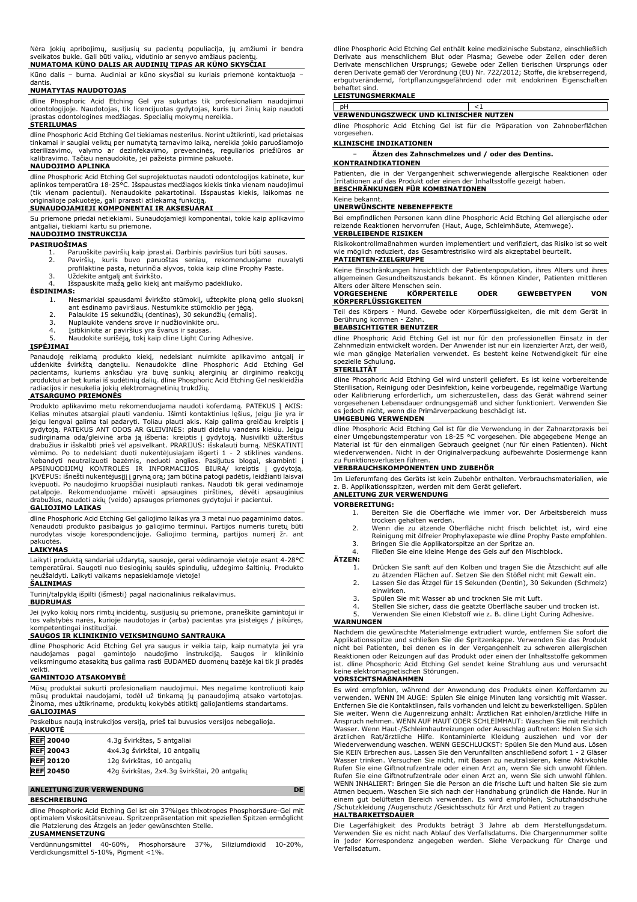Nėra jokių apribojimų, susijusių su pacientų populiacija, jų amžiumi ir bendra sveikatos būkle. Gali būti vaikų, vidutinio ar senyvo amžiaus pacientų.

**NUMATOMA KŪNO DALIS AR AUDINIŲ TIPAS AR KŪNO SKYSČIAI**

Kūno dalis – burna. Audiniai ar kūno skysčiai su kuriais priemonė kontaktuoja – dantis.

**NUMATYTAS NAUDOTOJAS**

dline Phosphoric Acid Etching Gel yra sukurtas tik profesionaliam naudojimui odontologijoje. Naudotojas, tik licencijuotas gydytojas, kuris turi žinių kaip naudoti įprastas odontologines medžiagas. Specialių mokymų nereikia.

**STERILUMAS**

dline Phosphoric Acid Etching Gel tiekiamas nesterilus. Norint užtikrinti, kad prietaisas tinkamai ir saugiai veiktų per numatytą tarnavimo laiką, nereikia jokio paruošiamojo sterilizavimo, valymo ar dezinfekavimo, prevencinės, reguliarios priežiūros ar kalibravimo. Tačiau nenaudokite, jei pažeista pirminė pakuotė.

**NAUDOJIMO APLINKA**

dline Phosphoric Acid Etching Gel suprojektuotas naudoti odontologijos kabinete, kur aplinkos temperatūra 18-25°C. Išspaustas medžiagos kiekis tinka vienam naudojimui (tik vienam pacientui). Nenaudokite pakartotinai. Išspaustas kiekis, laikomas ne originalioje pakuotėje, gali prarasti atliekamą funkciją.

**SUNAUDOJAMIEJI KOMPONENTAI IR AKSESUARAI**

Su priemone priedai netiekiami. Sunaudojamieji komponentai, tokie kaip aplikavimo antgaliai, tiekiami kartu su priemone.

**NAUDOJIMO INSTRUKCIJA**

**PASIRUOŠIMAS**

1. Paruoškite paviršių kaip įprastai. Darbinis paviršius turi būti sausas.
2. Paviršių, kuris buvo paruoštas seniau, rekomenduojame nuvalyti profilaktine pasta, neturinčia alyvos, tokia kaip dline Prophy Paste.
3. Uždėkite antgalį ant švirkšto.
4. Išspauskite mažą gelio kiekį ant maišymo padėkliuko.

**ĖSDINIMAS:**

1. Nesmarkiai spausdami švirkšto stūmoklį, užtepkite ploną gelio sluoksnį ant ėsdinamo paviršiaus. Nestumkite stūmoklio per jėgą.
2. Palaukite 15 sekundžių (dentinas), 30 sekundžių (emalis).
3. Nuplaukite vandens srove ir nudžiovinkite oru.
4. Įsitikinkite ar paviršius yra švarus ir sausas.
5. Naudokite surišėją, tokį kaip dline Light Curing Adhesive.

**ĮSPĖJIMAI**

Panaudoję reikiamą produkto kiekį, nedelsiant nuimkite aplikavimo antgalį ir uždenkite švirkštą dangteliu. Nenaudokite dline Phosphoric Acid Etching Gel pacientams, kuriems anksčiau yra buvę sunkių alerginių ar dirginimo reakcijų produktui ar bet kuriai iš sudėtinių dalių. dline Phosphoric Acid Etching Gel neskleidžia radiacijos ir nesukelia jokių elektromagnetinių trukdžių.

**ATSARGUMO PRIEMONĖS**

Produkto aplikavimo metu rekomenduojama naudoti koferdamą. PATEKUS Į AKIS: Kelias minutes atsargiai plauti vandeniu. Išimti kontaktinius lęšius, jeigu jie yra ir jeigu lengvai galima tai padaryti. Toliau plauti akis. Kaip galima greičiau kreiptis į gydytoją. PATEKUS ANT ODOS AR GLEIVINĖS: plauti dideliu vandens kiekiu. Jeigu sudirginama oda/gleivinė arba ją išberia: kreiptis į gydytoją. Nusivilkti užterštus drabužius ir išskalbti prieš vėl apsivelkant. PRARIJUS: išskalauti burną. NESKATINTI vėmimo. Po to nedelsiant duoti nukentėjusiajam išgerti 1 - 2 stiklines vandens. Nebandyti neutralizuoti bazėmis, neduoti anglies. Pasijutus blogai, skambinti į APSINUODIJIMŲ KONTROLĖS IR INFORMACIJOS BIURĄ/ kreiptis į gydytoją. ĮKVĖPUS: išnešti nukentėjusįjį į gryną orą; jam būtina patogi padėtis, leidžianti laisvai kvėpuoti. Po naudojimo kruopščiai nusiplauti rankas. Naudoti tik gerai vėdinamoje patalpoje. Rekomenduojame mūvėti apsaugines pirštines, dėvėti apsauginius drabužius, naudoti akių (veido) apsaugos priemones gydytojui ir pacientui.

**GALIOJIMO LAIKAS**

dline Phosphoric Acid Etching Gel galiojimo laikas yra 3 metai nuo pagaminimo datos. Nenaudoti produkto pasibaigus jo galiojimo terminui. Partijos numeris turėtų būti nurodytas visoje korespondencijoje. Galiojimo terminą, partijos numerį žr. ant pakuotės.

**LAIKYMAS**

Laikyti produktą sandariai uždarytą, sausoje, gerai vėdinamoje vietoje esant 4-28°C temperatūrai. Saugoti nuo tiesioginių saulės spindulių, uždegimo šaltinių. Produkto neužšaldyti. Laikyti vaikams nepasiekiamoje vietoje!

**ŠALINIMAS**

Turinį/talpyklą išpilti (išmesti) pagal nacionalinius reikalavimus.

**BUDRUMAS**

Jei įvyko kokių nors rimtų incidentų, susijusių su priemone, praneškite gamintojui ir tos valstybės narės, kurioje naudotojas ir (arba) pacientas yra įsisteigęs / įsikūręs, kompetentingai institucijai.

**SAUGOS IR KLINIKINIO VEIKSMINGUMO SANTRAUKA**

dline Phosphoric Acid Etching Gel yra saugus ir veikia taip, kaip numatyta jei yra naudojamas pagal gamintojo naudojimo instrukciją. Saugos ir klinikinio veiksmingumo atasakitą bus galima rasti EUDAMED duomenų bazėje kai tik ji pradės veikti.

**GAMINTOJO ATSAKOMYBĖ**

Mūsų produktai sukurti profesionaliam naudojimui. Mes negalime kontroliuoti kaip mūsų produktai naudojami, todėl už tinkamą jų panaudojimą atsako vartotojas. Žinoma, mes užtikriname, produktų kokybės atitiktį galiojantiems standartams.

**GALIOJIMAS**

Paskelbus naują instrukcijos versiją, prieš tai buvusios versijos nebegalioja.

**PAKUOTĖ**

| | |
|---|---|
| REF 20040 | 4.3g švirkštas, 5 antgaliai |
| REF 20043 | 4x4.3g švirkštai, 10 antgalių |
| REF 20120 | 12g švirkštas, 10 antgalių |
| REF 20450 | 42g švirkštas, 2x4.3g švirkštai, 20 antgalių |

## ANLEITUNG ZUR VERWENDUNG — DE

**BESCHREIBUNG**

dline Phosphoric Acid Etching Gel ist ein 37%iges thixotropes Phosphorsäure-Gel mit optimalem Viskositätsniveau. Spritzenpräsentation mit speziellen Spitzen ermöglicht die Platzierung des Ätzgels an jeder gewünschten Stelle.

**ZUSAMMENSETZUNG**

Verdünnungsmittel 40-60%, Phosphorsäure 37%, Siliziumdioxid 10-20%, Verdickungsmittel 5-10%, Pigment <1%.

dline Phosphoric Acid Etching Gel enthält keine medizinische Substanz, einschließlich Derivate aus menschlichem Blut oder Plasma; Gewebe oder Zellen oder deren Derivate menschlichen Ursprungs; Gewebe oder Zellen tierischen Ursprungs oder deren Derivate gemäß der Verordnung (EU) Nr. 722/2012; Stoffe, die krebserregend, erbgutverändernd, fortpflanzungsgefährdend oder mit endokrinen Eigenschaften behaftet sind.

**LEISTUNGSMERKMALE**

| pH | <1 |
|---|---|

**VERWENDUNGSZWECK UND KLINISCHER NUTZEN**

dline Phosphoric Acid Etching Gel ist für die Präparation von Zahnoberflächen vorgesehen.

**KLINISCHE INDIKATIONEN**

- **Ätzen des Zahnschmelzes und / oder des Dentins.**

**KONTRAINDIKATIONEN**

Patienten, die in der Vergangenheit schwerwiegende allergische Reaktionen oder Irritationen auf das Produkt oder einen der Inhaltsstoffe gezeigt haben.

**BESCHRÄNKUNGEN FÜR KOMBINATIONEN**

Keine bekannt.

**UNERWÜNSCHTE NEBENEFFEKTE**

Bei empfindlichen Personen kann dline Phosphoric Acid Etching Gel allergische oder reizende Reaktionen hervorrufen (Haut, Auge, Schleimhäute, Atemwege).

**VERBLEIBENDE RISIKEN**

Risikokontrollmaßnahmen wurden implementiert und verifiziert, das Risiko ist so weit wie möglich reduziert, das Gesamtrestrisiko wird als akzeptabel beurteilt.

**PATIENTEN-ZIELGRUPPE**

Keine Einschränkungen hinsichtlich der Patientenpopulation, ihres Alters und ihres allgemeinen Gesundheitszustands bekannt. Es können Kinder, Patienten mittleren Alters oder ältere Menschen sein.

**VORGESEHENE KÖRPERTEILE ODER GEWEBETYPEN VON KÖRPERFLÜSSIGKEITEN**

Teil des Körpers - Mund. Gewebe oder Körperflüssigkeiten, die mit dem Gerät in Berührung kommen - Zahn.

**BEABSICHTIGTER BENUTZER**

dline Phosphoric Acid Etching Gel ist nur für den professionellen Einsatz in der Zahnmedizin entwickelt worden. Der Anwender ist nur ein lizenzierter Arzt, der weiß, wie man gängige Materialien verwendet. Es besteht keine Notwendigkeit für eine spezielle Schulung.

**STERILITÄT**

dline Phosphoric Acid Etching Gel wird unsteril geliefert. Es ist keine vorbereitende Sterilisation, Reinigung oder Desinfektion, keine vorbeugende, regelmäßige Wartung oder Kalibrierung erforderlich, um sicherzustellen, dass das Gerät während seiner vorgesehenen Lebensdauer ordnungsgemäß und sicher funktioniert. Verwenden Sie es jedoch nicht, wenn die Primärverpackung beschädigt ist.

**UMGEBUNG VERWENDEN**

dline Phosphoric Acid Etching Gel ist für die Verwendung in der Zahnarztpraxis bei einer Umgebungstemperatur von 18-25 °C vorgesehen. Die abgegebene Menge an Material ist für den einmaligen Gebrauch geeignet (nur für einen Patienten). Nicht wiederverwenden. Nicht in der Originalverpackung aufbewahrte Dosiermenge kann zu Funktionsverlusten führen.

**VERBRAUCHSKOMPONENTEN UND ZUBEHÖR**

Im Lieferumfang des Geräts ist kein Zubehör enthalten. Verbrauchsmaterialien, wie z. B. Applikationsspitzen, werden mit dem Gerät geliefert.

**ANLEITUNG ZUR VERWENDUNG**

**VORBEREITUNG:**

1. Bereiten Sie die Oberfläche wie immer vor. Der Arbeitsbereich muss trocken gehalten werden.
2. Wenn die zu ätzende Oberfläche nicht frisch belichtet ist, wird eine Reinigung mit ölfreier Prophylaxepaste wie dline Prophy Paste empfohlen.
3. Bringen Sie die Applikatorspitze an der Spritze an.
4. Fließen Sie eine kleine Menge des Gels auf den Mischblock.

**ÄTZEN:**

1. Drücken Sie sanft auf den Kolben und tragen Sie die Ätzschicht auf alle zu ätzenden Flächen auf. Setzen Sie den Stößel nicht mit Gewalt ein.
2. Lassen Sie das Ätzgel für 15 Sekunden (Dentin), 30 Sekunden (Schmelz) einwirken.
3. Spülen Sie mit Wasser ab und trocknen Sie mit Luft.
4. Stellen Sie sicher, dass die geätzte Oberfläche sauber und trocken ist.
5. Verwenden Sie einen Klebstoff wie z. B. dline Light Curing Adhesive.

**WARNUNGEN**

Nachdem die gewünschte Materialmenge extrudiert wurde, entfernen Sie sofort die Applikationsspitze und schließen Sie die Spritzenkappe. Verwenden Sie das Produkt nicht bei Patienten, bei denen es in der Vergangenheit zu schweren allergischen Reaktionen oder Reizungen auf das Produkt oder einen der Inhaltsstoffe gekommen ist. dline Phosphoric Acid Etching Gel sendet keine Strahlung aus und verursacht keine elektromagnetischen Störungen.

**VORSICHTSMAßNAHMEN**

Es wird empfohlen, während der Anwendung des Produkts einen Kofferdamm zu verwenden. WENN IM AUGE: Spülen Sie einige Minuten lang vorsichtig mit Wasser. Entfernen Sie die Kontaktlinsen, falls vorhanden und leicht zu bewerkstelligen. Spülen Sie weiter. Wenn die Augenreizung anhält: Ärztlichen Rat einholen/ärztliche Hilfe in Anspruch nehmen. WENN AUF HAUT ODER SCHLEIMHAUT: Waschen Sie mit reichlich Wasser. Wenn Haut-/Schleimhautreizungen oder Ausschlag auftreten: Holen Sie sich ärztlichen Rat/ärztliche Hilfe. Kontaminierte Kleidung ausziehen und vor der Wiederverwendung waschen. WENN GESCHLUCKST: Spülen Sie den Mund aus. Lösen Sie KEIN Erbrechen aus. Lassen Sie den Verunfallten anschließend sofort 1 - 2 Gläser Wasser trinken. Versuchen Sie nicht, mit Basen zu neutralisieren, keine Aktivkohle Rufen Sie eine Giftnotrufzentrale oder einen Arzt an, wenn Sie sich unwohl fühlen. Rufen Sie eine Giftnotrufzentrale oder einen Arzt an, wenn Sie sich unwohl fühlen. WENN INHALIERT: Bringen Sie die Person an die frische Luft und halten Sie sie zum Atmen bequem. Waschen Sie sich nach der Handhabung gründlich die Hände. Nur in einem gut belüfteten Bereich verwenden. Es wird empfohlen, Schutzhandschuhe /Schutzkleidung /Augenschutz /Gesichtsschutz für Arzt und Patient zu tragen

**HALTBARKEITSDAUER**

Die Lagerfähigkeit des Produkts beträgt 3 Jahre ab dem Herstellungsdatum. Verwenden Sie es nicht nach Ablauf des Verfallsdatums. Die Chargennummer sollte in jeder Korrespondenz angegeben werden. Siehe Verpackung für Charge und Verfallsdatum.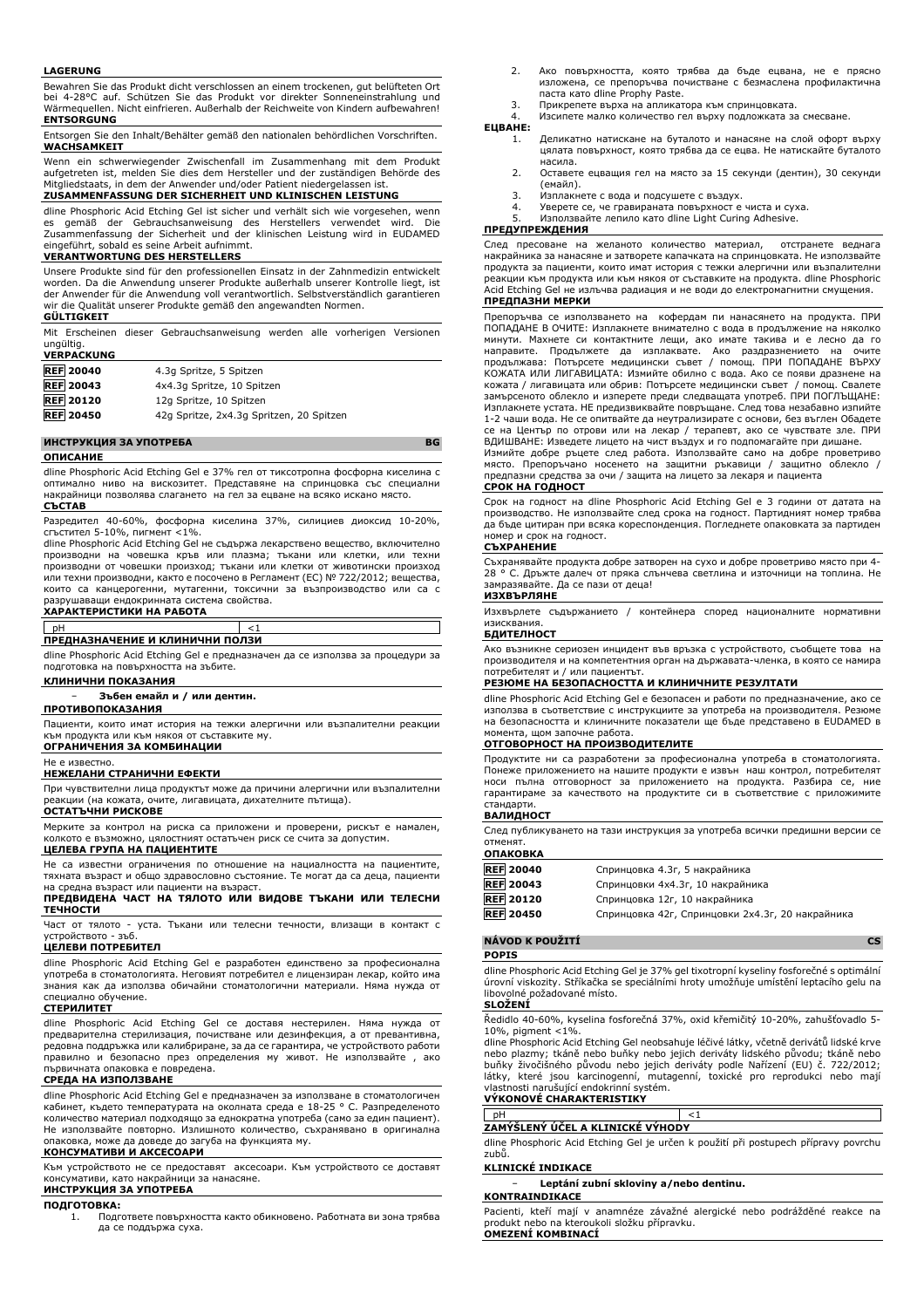**LAGERUNG**

Bewahren Sie das Produkt dicht verschlossen an einem trockenen, gut belüfteten Ort bei 4-28°C auf. Schützen Sie das Produkt vor direkter Sonneneinstrahlung und Wärmequellen. Nicht einfrieren. Außerhalb der Reichweite von Kindern aufbewahren!

**ENTSORGUNG**

Entsorgen Sie den Inhalt/Behälter gemäß den nationalen behördlichen Vorschriften.

**WACHSAMKEIT**

Wenn ein schwerwiegender Zwischenfall im Zusammenhang mit dem Produkt aufgetreten ist, melden Sie dies dem Hersteller und der zuständigen Behörde des Mitgliedstaats, in dem der Anwender und/oder Patient niedergelassen ist.

**ZUSAMMENFASSUNG DER SICHERHEIT UND KLINISCHEN LEISTUNG**

dline Phosphoric Acid Etching Gel ist sicher und verhält sich wie vorgesehen, wenn es gemäß der Gebrauchsanweisung des Herstellers verwendet wird. Die Zusammenfassung der Sicherheit und der klinischen Leistung wird in EUDAMED eingeführt, sobald es seine Arbeit aufnimmt.

**VERANTWORTUNG DES HERSTELLERS**

Unsere Produkte sind für den professionellen Einsatz in der Zahnmedizin entwickelt worden. Da die Anwendung unserer Produkte außerhalb unserer Kontrolle liegt, ist der Anwender für die Anwendung voll verantwortlich. Selbstverständlich garantieren wir die Qualität unserer Produkte gemäß den angewandten Normen.

**GÜLTIGKEIT**

Mit Erscheinen dieser Gebrauchsanweisung werden alle vorherigen Versionen ungültig.

**VERPACKUNG**

| | |
|---|---|
| REF 20040 | 4.3g Spritze, 5 Spitzen |
| REF 20043 | 4x4.3g Spritze, 10 Spitzen |
| REF 20120 | 12g Spritze, 10 Spitzen |
| REF 20450 | 42g Spritze, 2x4.3g Spritzen, 20 Spitzen |

## ИНСТРУКЦИЯ ЗА УПОТРЕБА BG

**ОПИСАНИЕ**

dline Phosphoric Acid Etching Gel е 37% гел от тиксотропна фосфорна киселина с оптимално ниво на вискозитет. Представяне на спринцовка със специални накрайници позволява слагането на гел за ецване на всяко искано място.

**СЪСТАВ**

Разредител 40-60%, фосфорна киселина 37%, силициев диоксид 10-20%, сгъстител 5-10%, пигмент <1%.

dline Phosphoric Acid Etching Gel не съдържа лекарствено вещество, включително производни на човешка кръв или плазма; тъкани или клетки, или техни производни от човешки произход; тъкани или клетки от животински произход или техни производни, както е посочено в Регламент (ЕС) № 722/2012; вещества, които са канцерогенни, мутагенни, токсични за възпроизводство или са с разрушаващи ендокринната система свойства.

**ХАРАКТЕРИСТИКИ НА РАБОТА**

| pH | <1 |
|---|---|

**ПРЕДНАЗНАЧЕНИЕ И КЛИНИЧНИ ПОЛЗИ**

dline Phosphoric Acid Etching Gel е предназначен да се използва за процедури за подготовка на повърхността на зъбите.

**КЛИНИЧНИ ПОКАЗАНИЯ**

- **Зъбен емайл и / или дентин.**

**ПРОТИВОПОКАЗАНИЯ**

Пациенти, които имат история на тежки алергични или възпалителни реакции към продукта или към някоя от съставките му.

**ОГРАНИЧЕНИЯ ЗА КОМБИНАЦИИ**

Не е известно.

**НЕЖЕЛАНИ СТРАНИЧНИ ЕФЕКТИ**

При чувствителни лица продуктът може да причини алергични или възпалителни реакции (на кожата, очите, лигавицата, дихателните пътища).

**ОСТАТЪЧНИ РИСКОВЕ**

Мерките за контрол на риска са приложени и проверени, рискът е намален, колкото е възможно, цялостният остатъчен риск се счита за допустим.

**ЦЕЛЕВА ГРУПА НА ПАЦИЕНТИТЕ**

Не са известни ограничения по отношение на нациалността на пациентите, тяхната възраст и общо здравословно състояние. Те могат да са деца, пациенти на средна възраст или пациенти на възраст.

**ПРЕДВИДЕНА ЧАСТ НА ТЯЛОТО ИЛИ ВИДОВЕ ТЪКАНИ ИЛИ ТЕЛЕСНИ ТЕЧНОСТИ**

Част от тялото - уста. Тъкани или телесни течности, влизащи в контакт с устройството - зъб.

**ЦЕЛЕВИ ПОТРЕБИТЕЛ**

dline Phosphoric Acid Etching Gel е разработен единствено за професионална употреба в стоматологията. Неговият потребител е лицензиран лекар, който има знания как да използва обичайни стоматологични материали. Няма нужда от специално обучение.

**СТЕРИЛИТЕТ**

dline Phosphoric Acid Etching Gel се доставя нестерилен. Няма нужда от предварителна стерилизация, почистване или дезинфекция, а от превантивна, редовна поддръжка или калибриране, за да се гарантира, че устройството работи правилно и безопасно през определения му живот. Не използвайте , ако първичната опаковка е повредена.

**СРЕДА НА ИЗПОЛЗВАНЕ**

dline Phosphoric Acid Etching Gel е предназначен за използване в стоматологичен кабинет, където температурата на околната среда е 18-25 ° C. Разпределеното количество материал подходящо за еднократна употреба (само за един пациент). Не използвайте повторно. Излишното количество, съхранявано в оригинална опаковка, може да доведе до загуба на функцията му.

**КОНСУМАТИВИ И АКСЕСОАРИ**

Към устройството не се предоставят аксесоари. Към устройството се доставят консумативи, като накрайници за нанасяне.

**ИНСТРУКЦИЯ ЗА УПОТРЕБА**

**ПОДГОТОВКА:**

1. Подгответе повърхността както обикновено. Работната ви зона трябва да се поддържа суха.
2. Ако повърхността, която трябва да бъде ецвана, не е прясно изложена, се препоръчва почистване с безмаслена профилактична паста като dline Prophy Paste.
3. Прикрепете върха на апликатора към спринцовката.
4. Изсипете малко количество гел върху подложката за смесване.

**ЕЦВАНЕ:**

1. Деликатно натискане на буталото и нанасяне на слой офорт върху цялата повърхност, която трябва да се ецва. Не натискайте буталото насила.
2. Оставете ецващия гел на място за 15 секунди (дентин), 30 секунди (емайл).
3. Изплакнете с вода и подсушете с въздух.
4. Уверете се, че гравираната повърхност е чиста и суха.
5. Използвайте лепило като dline Light Curing Adhesive.

**ПРЕДУПРЕЖДЕНИЯ**

След пресоване на желаното количество материал, отстранете веднага накрайника за нанасяне и затворете капачката на спринцовката. Не използвайте продукта за пациенти, които имат история с тежки алергични или възпалителни реакции към продукта или към някоя от съставките на продукта. dline Phosphoric Acid Etching Gel не излъчва радиация и не води до електромагнитни смущения.

**ПРЕДПАЗНИ МЕРКИ**

Препоръчва се използването на кофердам пи нанасянето на продукта. ПРИ ПОПАДАНЕ В ОЧИТЕ: Изплакнете внимателно с вода в продължение на няколко минути. Махнете си контактните лещи, ако имате такива и е лесно да го направите. Продължете да изплаквате. Ако раздразнението на очите продължава: Потърсете медицински съвет / помощ. ПРИ ПОПАДАНЕ ВЪРХУ КОЖАТА ИЛИ ЛИГАВИЦАТА: Измийте обилно с вода. Ако се появи дразнене на кожата / лигавицата или обрив: Потърсете медицински съвет / помощ. Свалете замърсеното облекло и изперете преди следващата употреб. ПРИ ПОГЛЪЩАНЕ: Изплакнете устата. НЕ предизвиквайте повръщане. След това незабавно изпийте 1-2 чаши вода. Не се опитвайте да неутрализирате с основи, без вЪзел Обадете се на Център по отрови или на лекар / терапевт, ако се чувствате зле. ПРИ ВДИШВАНЕ: Изведете лицето на чист въздух и го подпомагайте при дишане.

Измийте добре ръцете след работа. Използвайте само на добре проветриво място. Препоръчано носенето на защитни ръкавици / защитно облекло / предпазни средства за очи / защита на лицето за лекаря и пациента

**СРОК НА ГОДНОСТ**

Срок на годност на dline Phosphoric Acid Etching Gel е 3 години от датата на производство. Не използвайте след срока на годност. Партидният номер трябва да бъде цитиран при всяка кореспонденция. Погледнете опаковката за партиден номер и срок на годност.

**СЪХРАНЕНИЕ**

Съхранявайте продукта добре затворен на сухо и добре проветриво място при 4-28 ° C. Дръжте далеч от пряка слънчева светлина и източници на топлина. Не замразявайте. Да се пази от деца!

**ИЗХВЪРЛЯНЕ**

Изхвърлете съдържанието / контейнера според националните нормативни изисквания.

**БДИТЕЛНОСТ**

Ако възникне сериозен инцидент във връзка с устройството, съобщете това на производителя и на компетентния орган на държавата-членка, в която се намира потребителят и / или пациентът.

**РЕЗЮМЕ НА БЕЗОПАСНОСТТА И КЛИНИЧНИТЕ РЕЗУЛТАТИ**

dline Phosphoric Acid Etching Gel е безопасен и работи по предназначение, ако се използва в съответствие с инструкциите за употреба на производителя. Резюме на безопасността и клиничните показатели ще бъде представено в EUDAMED в момента, щом започне работа.

**ОТГОВОРНОСТ НА ПРОИЗВОДИТЕЛИТЕ**

Продуктите ни са разработени за професионална употреба в стоматологията. Понеже приложението на нашите продукти е извън наш контрол, потребителят носи пълна отговорност за приложението на продукта. Разбира се, ние гарантираме за качеството на продуктите си в съответствие с приложимите стандарти.

**ВАЛИДНОСТ**

След публикуването на тази инструкция за употреба всички предишни версии се отменят.

**ОПАКОВКА**

| | |
|---|---|
| REF 20040 | Спринцовка 4.3г, 5 накрайника |
| REF 20043 | Спринцовки 4x4.3г, 10 накрайника |
| REF 20120 | Спринцовка 12г, 10 накрайника |
| REF 20450 | Спринцовка 42г, Спринцовки 2x4.3г, 20 накрайника |

## NÁVOD K POUŽITÍ CS

**POPIS**

dline Phosphoric Acid Etching Gel je 37% gel tixotropní kyseliny fosforečné s optimální úrovní viskozity. Stříkačka se speciálními hroty umožňuje umístění leptacího gelu na libovolné požadované místo.

**SLOŽENÍ**

Ředidlo 40-60%, kyselina fosforečná 37%, oxid křemičitý 10-20%, zahušťovadlo 5-10%, pigment <1%.

dline Phosphoric Acid Etching Gel neobsahuje léčivé látky, včetně derivátů lidské krve nebo plazmy; tkáně nebo buňky nebo jejich deriváty lidského původu; tkáně nebo buňky živočišného původu nebo jejich deriváty podle Nařízení (EU) č. 722/2012; látky, které jsou karcinogenní, mutagenní, toxické pro reprodukci nebo mají vlastnosti narušující endokrinní systém.

**VÝKONOVÉ CHARAKTERISTIKY**

| pH | <1 |
|---|---|

**ZAMÝŠLENÝ ÚČEL A KLINICKÉ VÝHODY**

dline Phosphoric Acid Etching Gel je určen k použití při postupech přípravy povrchu zubů.

**KLINICKÉ INDIKACE**

- **Leptání zubní skloviny a/nebo dentinu.**

**KONTRAINDIKACE**

Pacienti, kteří mají v anamnéze závažné alergické nebo podrážděné reakce na produkt nebo na kteroukoli složku přípravku.

**OMEZENÍ KOMBINACÍ**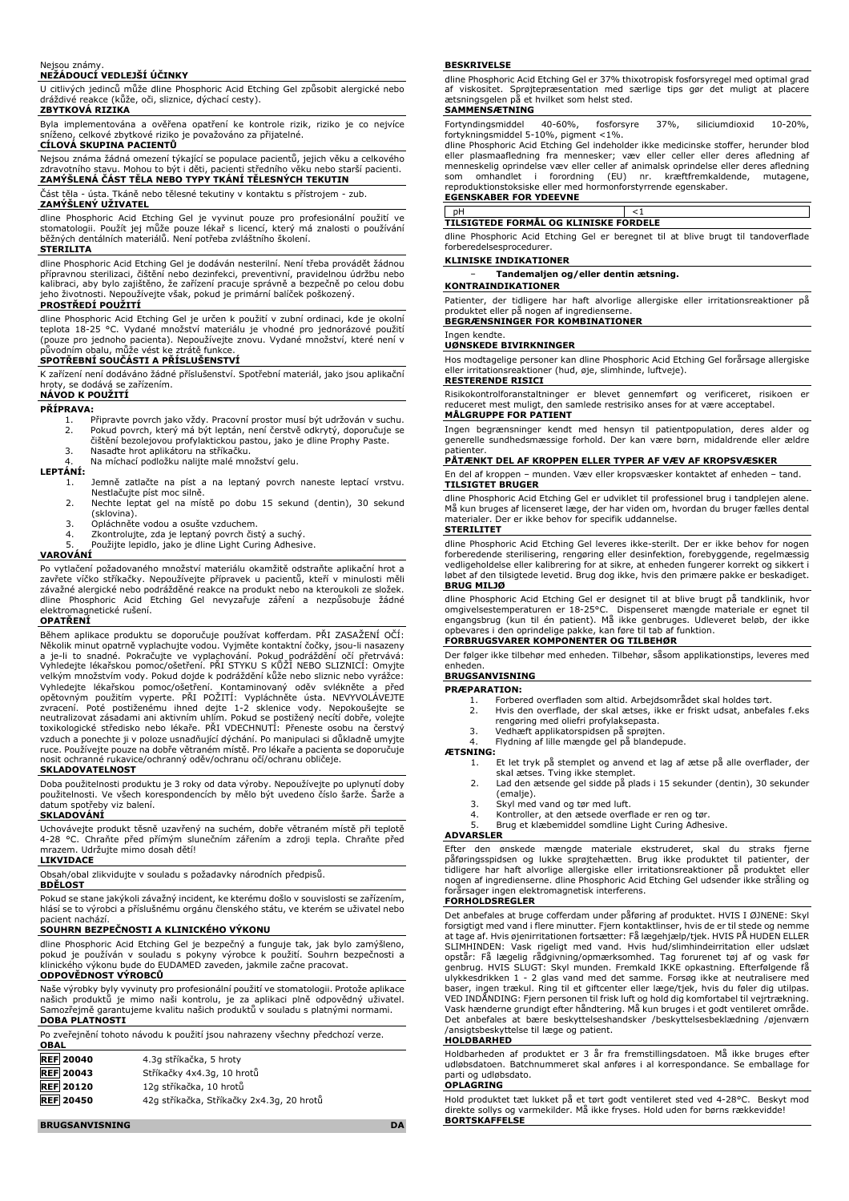Nejsou známy.

**NEŽÁDOUCÍ VEDLEJŠÍ ÚČINKY**

U citlivých jedinců může dline Phosphoric Acid Etching Gel způsobit alergické nebo dráždivé reakce (kůže, oči, sliznice, dýchací cesty).

**ZBYTKOVÁ RIZIKA**

Byla implementována a ověřena opatření ke kontrole rizik, riziko je co nejvíce sníženo, celkové zbytkové riziko je považováno za přijatelné.

**CÍLOVÁ SKUPINA PACIENTŮ**

Nejsou známa žádná omezení týkající se populace pacientů, jejich věku a celkového zdravotního stavu. Mohou to být i děti, pacienti středního věku nebo starší pacienti.

**ZAMÝŠLENÁ ČÁST TĚLA NEBO TYPY TKÁNÍ TĚLESNÝCH TEKUTIN**

Část těla - ústa. Tkáně nebo tělesné tekutiny v kontaktu s přístrojem - zub.

**ZAMÝŠLENÝ UŽIVATEL**

dline Phosphoric Acid Etching Gel je vyvinut pouze pro profesionální použití ve stomatologii. Použít jej může pouze lékař s licencí, který má znalosti o používání běžných dentálních materiálů. Není potřeba zvláštního školení.

**STERILITA**

dline Phosphoric Acid Etching Gel je dodáván nesterilní. Není třeba provádět žádnou přípravnou sterilizaci, čištění nebo dezinfekci, preventivní, pravidelnou údržbu nebo kalibraci, aby bylo zajištěno, že zařízení pracuje správně a bezpečně po celou dobu jeho životnosti. Nepoužívejte však, pokud je primární balíček poškozený.

**PROSTŘEDÍ POUŽITÍ**

dline Phosphoric Acid Etching Gel je určen k použití v zubní ordinaci, kde je okolní teplota 18-25 °C. Vydané množství materiálu je vhodné pro jednorázové použití (pouze pro jednoho pacienta). Nepoužívejte znovu. Vydané množství, které není v původním obalu, může vést ke ztrátě funkce.

**SPOTŘEBNÍ SOUČÁSTI A PŘÍSLUŠENSTVÍ**

K zařízení není dodáváno žádné příslušenství. Spotřební materiál, jako jsou aplikační hroty, se dodává se zařízením.

**NÁVOD K POUŽITÍ**

**PŘÍPRAVA:**

1. Připravte povrch jako vždy. Pracovní prostor musí být udržován v suchu.
2. Pokud povrch, který má být leptán, není čerstvě odkrytý, doporučuje se čištění bezolejovou profylaktickou pastou, jako je dline Prophy Paste.
3. Nasaďte hrot aplikátoru na stříkačku.
4. Na míchací podložku nalijte malé množství gelu.

**LEPTÁNÍ:**

1. Jemně zatlačte na píst a na leptaný povrch naneste leptací vrstvu. Nestlačujte píst moc silně.
2. Nechte leptat gel na místě po dobu 15 sekund (dentin), 30 sekund (sklovina).
3. Opláchněte vodou a osušte vzduchem.
4. Zkontrolujte, zda je leptaný povrch čistý a suchý.
5. Použijte lepidlo, jako je dline Light Curing Adhesive.

**VAROVÁNÍ**

Po vytlačení požadovaného množství materiálu okamžitě odstraňte aplikační hrot a zavřete víčko stříkačky. Nepoužívejte přípravek u pacientů, kteří v minulosti měli závažné alergické nebo podrážděné reakce na produkt nebo na kteroukoli ze složek. dline Phosphoric Acid Etching Gel nevyzařuje záření a nezpůsobuje žádné elektromagnetické rušení.

**OPATŘENÍ**

Během aplikace produktu se doporučuje používat kofferdam. PŘI ZASAŽENÍ OČÍ: Několik minut opatrně vyplachujte vodou. Vyjměte kontaktní čočky, jsou-li nasazeny a je-li to snadné. Pokračujte ve vyplachování. Pokud podráždění očí přetrvává: Vyhledejte lékařskou pomoc/ošetření. PŘI STYKU S KŮŽÍ NEBO SLIZNICÍ: Omyjte velkým množstvím vody. Pokud dojde k podráždění kůže nebo sliznic nebo vyrážce: Vyhledejte lékařskou pomoc/ošetření. Kontaminovaný oděv svlékněte a před opětovným použitím vyperte. PŘI POŽITÍ: Vypláchněte ústa. NEVYVOLÁVEJTE zvracení. Poté postiženému ihned dejte 1-2 sklenice vody. Nepokoušejte se neutralizovat zásadami ani aktivním uhlím. Pokud se postižený necítí dobře, volejte toxikologické středisko nebo lékaře. PŘI VDECHNUTÍ: Přeneste osobu na čerstvý vzduch a ponechte ji v poloze usnadňující dýchání. Po manipulaci si důkladně umyjte ruce. Používejte pouze na dobře větraném místě. Pro lékaře a pacienta se doporučuje nosit ochranné rukavice/ochranný oděv/ochranu očí/ochranu obličeje.

**SKLADOVATELNOST**

Doba použitelnosti produktu je 3 roky od data výroby. Nepoužívejte po uplynutí doby použitelnosti. Ve všech korespondencích by mělo být uvedeno číslo šarže. Šarže a datum spotřeby viz balení.

**SKLADOVÁNÍ**

Uchovávejte produkt těsně uzavřený na suchém, dobře větraném místě při teplotě 4-28 °C. Chraňte před přímým slunečním zářením a zdroji tepla. Chraňte před mrazem. Udržujte mimo dosah dětí!

**LIKVIDACE**

Obsah/obal zlikvidujte v souladu s požadavky národních předpisů.

**BDĚLOST**

Pokud se stane jakýkoli závažný incident, ke kterému došlo v souvislosti se zařízením, hlásí se to výrobci a příslušnému orgánu členského státu, ve kterém se uživatel nebo pacient nachází.

**SOUHRN BEZPEČNOSTI A KLINICKÉHO VÝKONU**

dline Phosphoric Acid Etching Gel je bezpečný a funguje tak, jak bylo zamýšleno, pokud je používán v souladu s pokyny výrobce k použití. Souhrn bezpečnosti a klinického výkonu bude do EUDAMED zaveden, jakmile začne pracovat.

**ODPOVĚDNOST VÝROBCŮ**

Naše výrobky byly vyvinuty pro profesionální použití ve stomatologii. Protože aplikace našich produktů je mimo naši kontrolu, je za aplikaci plně odpovědný uživatel. Samozřejmě garantujeme kvalitu našich produktů v souladu s platnými normami.

**DOBA PLATNOSTI**

Po zveřejnění tohoto návodu k použití jsou nahrazeny všechny předchozí verze.

**OBAL**

| | |
|---|---|
| REF 20040 | 4.3g stříkačka, 5 hroty |
| REF 20043 | Stříkačky 4x4.3g, 10 hrotů |
| REF 20120 | 12g stříkačka, 10 hrotů |
| REF 20450 | 42g stříkačka, Stříkačky 2x4.3g, 20 hrotů |

**BRUGSANVISNING** **DA**

**BESKRIVELSE**

dline Phosphoric Acid Etching Gel er 37% thixotropisk fosforsyregel med optimal grad af viskositet. Sprøjtepræsentation med særlige tips gør det muligt at placere ætsningsgelen på et hvilket som helst sted.

**SAMMENSÆTNING**

Fortyndingsmiddel 40-60%, fosforsyre 37%, siliciumdioxid 10-20%, fortykningsmiddel 5-10%, pigment <1%.

dline Phosphoric Acid Etching Gel indeholder ikke medicinske stoffer, herunder blod eller plasmaafledning fra mennesker; væv eller celler eller deres afledning af menneskelig oprindelse væv eller celler af animalsk oprindelse eller deres afledning som omhandlet i forordning (EU) nr. kræftfremkaldende, mutagene, reproduktionstoksiske eller med hormonforstyrrende egenskaber.

**EGENSKABER FOR YDEEVNE**

| pH | <1 |
|---|---|

**TILSIGTEDE FORMÅL OG KLINISKE FORDELE**

dline Phosphoric Acid Etching Gel er beregnet til at blive brugt til tandoverflade forberedelsesprocedurer.

**KLINISKE INDIKATIONER**

- **Tandemaljen og/eller dentin ætsning.**

**KONTRAINDIKATIONER**

Patienter, der tidligere har haft alvorlige allergiske eller irritationsreaktioner på produktet eller på nogen af ingredienserne.

**BEGRÆNSNINGER FOR KOMBINATIONER**

Ingen kendte.

**UØNSKEDE BIVIRKNINGER**

Hos modtagelige personer kan dline Phosphoric Acid Etching Gel forårsage allergiske eller irritationsreaktioner (hud, øje, slimhinde, luftveje).

**RESTERENDE RISICI**

Risikokontrolforanstaltninger er blevet gennemført og verificeret, risikoen er reduceret mest muligt, den samlede restrisiko anses for at være acceptabel.

**MÅLGRUPPE FOR PATIENT**

Ingen begrænsninger kendt med hensyn til patientpopulation, deres alder og generelle sundhedsmæssige forhold. Der kan være børn, midaldrende eller ældre patienter.

**PÅTÆNKT DEL AF KROPPEN ELLER TYPER AF VÆV AF KROPSVÆSKER**

En del af kroppen – munden. Væv eller kropsvæsker kontaktet af enheden – tand.

**TILSIGTET BRUGER**

dline Phosphoric Acid Etching Gel er udviklet til professionel brug i tandplejen alene. Må kun bruges af licenseret læge, der har viden om, hvordan du bruger fælles dental materialer. Der er ikke behov for specifik uddannelse.

**STERILITET**

dline Phosphoric Acid Etching Gel leveres ikke-sterilt. Der er ikke behov for nogen forberedende sterilisering, rengøring eller desinfektion, forebyggende, regelmæssig vedligeholdelse eller kalibrering for at sikre, at enheden fungerer korrekt og sikkert i løbet af den tilsigtede levetid. Brug dog ikke, hvis den primære pakke er beskadiget.

**BRUG MILJØ**

dline Phosphoric Acid Etching Gel er designet til at blive brugt på tandklinik, hvor omgivelsestemperaturen er 18-25°C. Dispenseret mængde materiale er egnet til engangsbrug (kun til én patient). Må ikke genbruges. Udleveret beløb, der ikke opbevares i den oprindelige pakke, kan føre til tab af funktion.

**FORBRUGSVARER KOMPONENTER OG TILBEHØR**

Der følger ikke tilbehør med enheden. Tilbehør, såsom applikationstips, leveres med enheden.

**BRUGSANVISNING**

**PRÆPARATION:**

1. Forbered overfladen som altid. Arbejdsområdet skal holdes tørt.
2. Hvis den overflade, der skal ætses, ikke er friskt udsat, anbefales f.eks rengøring med oliefri profylaksepasta.
3. Vedhæft applikatorspidsen på sprøjten.
4. Flydning af lille mængde gel på blandepude.

**ÆTSNING:**

1. Et let tryk på stemplet og anvend et lag af ætse på alle overflader, der skal ætses. Tving ikke stemplet.
2. Lad den ætsende gel sidde på plads i 15 sekunder (dentin), 30 sekunder (emalje).
3. Skyl med vand og tør med luft.
4. Kontroller, at den ætsede overflade er ren og tør.
5. Brug et klæbemiddel somdline Light Curing Adhesive.

**ADVARSLER**

Efter den ønskede mængde materiale ekstruderet, skal du straks fjerne påføringsspidsen og lukke sprøjtehætten. Brug ikke produktet til patienter, der tidligere har haft alvorlige allergiske eller irritationsreaktioner på produktet eller nogen af ingredienserne. dline Phosphoric Acid Etching Gel udsender ikke stråling og forårsager ingen elektromagnetisk interferens.

**FORHOLDSREGLER**

Det anbefales at bruge cofferdam under påføring af produktet. HVIS I ØJNENE: Skyl forsigtigt med vand i flere minutter. Fjern kontaktlinser, hvis de er til stede og nemme at tage af. Hvis øjenirritationen fortsætter: Få lægehjælp/tjek. HVIS PÅ HUDEN ELLER SLIMHINDEN: Vask rigeligt med vand. Hvis hud/slimhindeirritation eller udslæt opstår: Få lægelig rådgivning/opmærksomhed. Tag forurenet tøj af og vask før genbrug. HVIS SLUGT: Skyl munden. Fremkald IKKE opkastning. Efterfølgende få ulykkesdrikken 1 - 2 glas vand med det samme. Forsøg ikke at neutralisere med baser, ingen trækul. Ring til et giftcenter eller læge/tjek, hvis du føler dig utilpas. VED INDÅNDING: Fjern personen til frisk luft og hold dig komfortabel til vejrtrækning. Vask hænderne grundigt efter håndtering. Må kun bruges i et godt ventileret område. Det anbefales at bære beskyttelseshandsker /beskyttelsesbeklædning /øjenværn /ansigtsbeskyttelse til læge og patient.

**HOLDBARHED**

Holdbarheden af produktet er 3 år fra fremstillingsdatoen. Må ikke bruges efter udløbsdatoen. Batchnummeret skal anføres i al korrespondance. Se emballage for parti og udløbsdato.

**OPLAGRING**

Hold produktet tæt lukket på et tørt godt ventileret sted ved 4-28°C. Beskyt mod direkte sollys og varmekilder. Må ikke fryses. Hold uden for børns rækkevidde!

**BORTSKAFFELSE**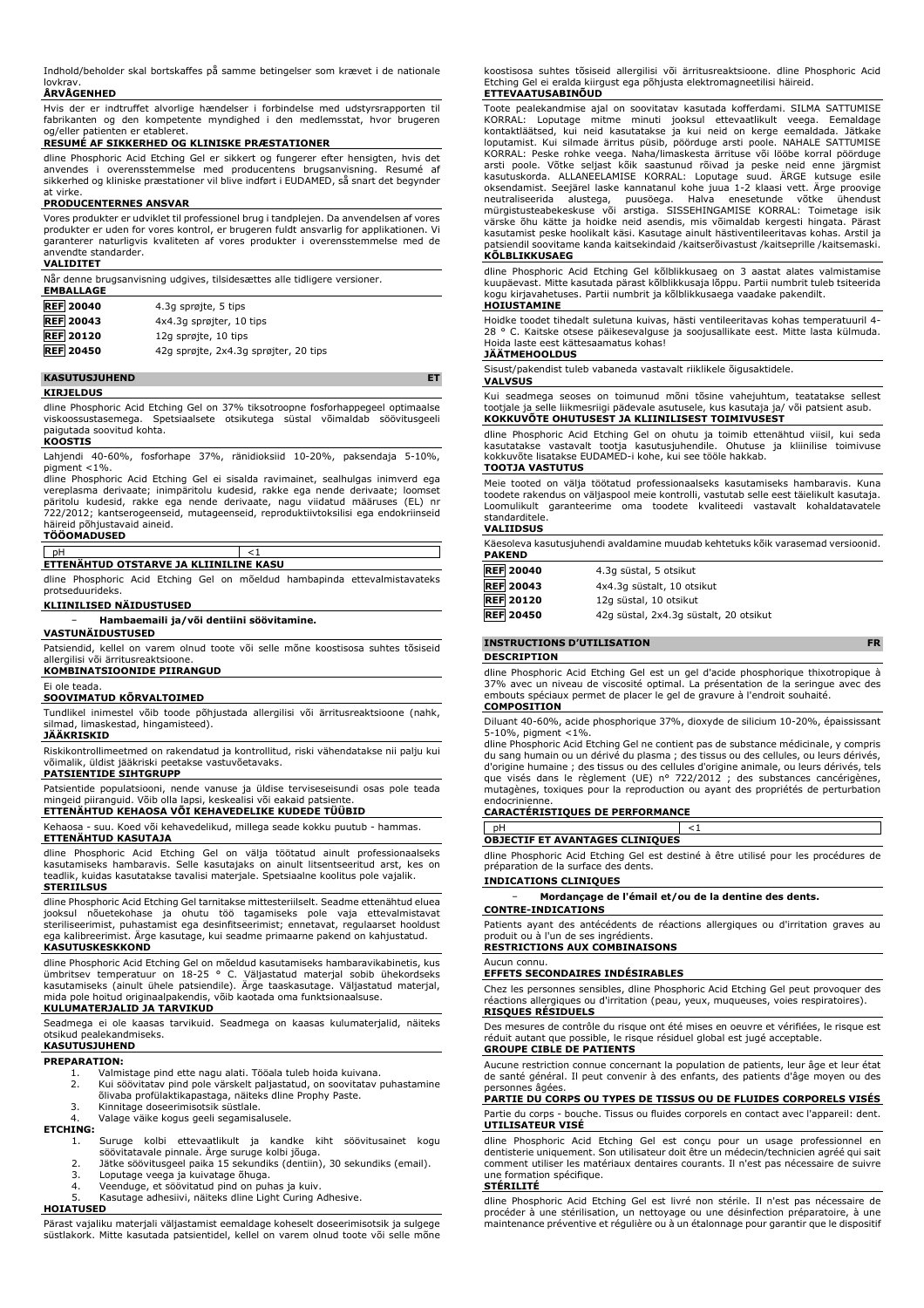Indhold/beholder skal bortskaffes på samme betingelser som krævet i de nationale lovkrav.

**ÅRVÅGENHED**

Hvis der er indtruffet alvorlige hændelser i forbindelse med udstyrsrapporten til fabrikanten og den kompetente myndighed i den medlemsstat, hvor brugeren og/eller patienten er etableret.

**RESUMÉ AF SIKKERHED OG KLINISKE PRÆSTATIONER**

dline Phosphoric Acid Etching Gel er sikkert og fungerer efter hensigten, hvis det anvendes i overensstemmelse med producentens brugsanvisning. Resumé af sikkerhed og kliniske præstationer vil blive indført i EUDAMED, så snart det begynder at virke.

**PRODUCENTERNES ANSVAR**

Vores produkter er udviklet til professionel brug i tandplejen. Da anvendelsen af vores produkter er uden for vores kontrol, er brugeren fuldt ansvarlig for applikationen. Vi garanterer naturligvis kvaliteten af vores produkter i overensstemmelse med de anvendte standarder.

**VALIDITET**

Når denne brugsanvisning udgives, tilsidesættes alle tidligere versioner.

**EMBALLAGE**

| | |
|---|---|
| REF 20040 | 4.3g sprøjte, 5 tips |
| REF 20043 | 4x4.3g sprøjter, 10 tips |
| REF 20120 | 12g sprøjte, 10 tips |
| REF 20450 | 42g sprøjte, 2x4.3g sprøjter, 20 tips |

## KASUTUSJUHEND — ET

**KIRJELDUS**

dline Phosphoric Acid Etching Gel on 37% tiksotroopne fosforhappegeel optimaalse viskoossustasemega. Spetsiaalsete otsikutega süstal võimaldab söövitusgeeli paigutada soovitud kohta.

**KOOSTIS**

Lahjendi 40-60%, fosforhape 37%, ränidioksiid 10-20%, paksendaja 5-10%, pigment <1%.

dline Phosphoric Acid Etching Gel ei sisalda ravimaineid, sealhulgas inimverd ega vereplasma derivaate; inimpäritolu kudesid, rakke ega nende derivaate; loomset päritolu kudesid, rakke ega nende derivaate, nagu viidatud määruses (EL) nr 722/2012; kantserogeenseid, mutageenseid, reproduktiivtoksilisi ega endokriinseid häireid põhjustavaid aineid.

**TÖÖOMADUSED**

| pH | <1 |
|---|---|

**ETTENÄHTUD OTSTARVE JA KLIINILINE KASU**

dline Phosphoric Acid Etching Gel on mõeldud hambapinda ettevalmistavateks protseduurideks.

**KLIINILISED NÄIDUSTUSED**

- **Hambaemaili ja/või dentiini söövitamine.**

**VASTUNÄIDUSTUSED**

Patsiendid, kellel on varem olnud toote või selle mõne koostisosa suhtes tõsiseid allergilisi või ärritusreaktsioone.

**KOMBINATSIOONIDE PIIRANGUD**

Ei ole teada.

**SOOVIMATUD KÕRVALTOIMED**

Tundlikel inimestel võib toode põhjustada allergilisi või ärritusreaktsioone (nahk, silmad, limaskestad, hingamisteed).

**JÄÄKRISKID**

Riskikontrollimeetmed on rakendatud ja kontrollitud, riski vähendatakse nii palju kui võimalik, üldist jääkriski peetakse vastuvõetavaks.

**PATSIENTIDE SIHTGRUPP**

Patsientide populatsiooni, nende vanuse ja üldise terviseseisundi osas pole teada mingeid piiranguid. Võib olla lapsi, keskealisi või eakaid patsiente.

**ETTENÄHTUD KEHAOSA VÕI KEHAVEDELIKE KUDEDE TÜÜBID**

Kehaosa - suu. Koed või kehavedelikud, millega seade kokku puutub - hammas.

**ETTENÄHTUD KASUTAJA**

dline Phosphoric Acid Etching Gel on välja töötatud ainult professionaalseks kasutamiseks hambaravis. Selle kasutajaks on ainult litsentseeritud arst, kes on teadlik, kuidas kasutatakse tavalisi materjale. Spetsiaalne koolitus pole vajalik.

**STERIILSUS**

dline Phosphoric Acid Etching Gel tarnitakse mittesteriilselt. Seadme ettenähtud eluea jooksul nõuetekohase ja ohutu töö tagamiseks pole vaja ettevalmistavat steriliseerimist, puhastamist ega desinfitseerimist; ennetavat, regulaarset hooldust ega kalibreerimist. Ärge kasutage, kui seadme primaarne pakend on kahjustatud.

**KASUTUSKESKKOND**

dline Phosphoric Acid Etching Gel on mõeldud kasutamiseks hambaravikabinetis, kus ümbritsev temperatuur on 18-25 ° C. Väljastatud materjal sobib ühekordseks kasutamiseks (ainult ühele patsiendile). Ärge taaskasutage. Väljastatud materjal, mida pole hoitud originaalpakendis, võib kaotada oma funktsionaalsuse.

**KULUMATERJALID JA TARVIKUD**

Seadmega ei ole kaasas tarvikuid. Seadmega on kaasas kulumaterjalid, näiteks otsikud pealekandmiseks.

**KASUTUSJUHEND**

**PREPARATION:**

1. Valmistage pind ette nagu alati. Tööala tuleb hoida kuivana.
2. Kui söövitatav pind pole värskelt paljastatud, on soovitatav puhastamine õlivaba profülaktikapastaga, näiteks dline Prophy Paste.
3. Kinnitage doseerimisotsik süstlale.
4. Valage väike kogus geeli segamisalusele.

**ETCHING:**

1. Suruge kolbi ettevaatlikult ja kandke kiht söövitusainet kogu söövitatavale pinnale. Ärge suruge kolbi jõuga.
2. Jätke söövitusgeel paika 15 sekundiks (dentiin), 30 sekundiks (email).
3. Loputage veega ja kuivatage õhuga.
4. Veenduge, et söövitatud pind on puhas ja kuiv.
5. Kasutage adhesiivi, näiteks dline Light Curing Adhesive.

**HOIATUSED**

Pärast vajaliku materjali väljastamist eemaldage koheselt doseerimisotsik ja sulgege süstlakork. Mitte kasutada patsientidel, kellel on varem olnud toote või selle mõne koostisosa suhtes tõsiseid allergilisi või ärritusreaktsioone. dline Phosphoric Acid Etching Gel ei eralda kiirgust ega põhjusta elektromagneetilisi häireid.

**ETTEVAATUSABINÕUD**

Toote pealekandmise ajal on soovitatav kasutada kofferdami. SILMA SATTUMISE KORRAL: Loputage mitme minuti jooksul ettevaatlikult veega. Eemaldage kontaktläätsed, kui neid kasutatakse ja kui neid on kerge eemaldada. Jätkake loputamist. Kui silmade ärritus püsib, pöörduge arsti poole. NAHALE SATTUMISE KORRAL: Peske rohke veega. Naha/limaskesta ärrituse või lööbe korral pöörduge arsti poole. Võtke seljast kõik saastunud rõivad ja peske neid enne järgmist kasutuskorda. ALLANEELAMISE KORRAL: Loputage suud. ÄRGE kutsuge esile oksendamist. Seejärel laske kannatanul kohe juua 1-2 klaasi vett. Ärge proovige neutraliseerida alustega, puusöega. Halva enesetunde võtke ühendust mürgistusteabekeskuse või arstiga. SISSEHINGAMISE KORRAL: Toimetage isik värske õhu kätte ja hoidke neid asendis, mis võimaldab kergesti hingata. Pärast kasutamist peske hoolikalt käsi. Kasutage ainult hästiventileeritavas kohas. Arstil ja patsiendil soovitame kanda kaitsekindaid /kaitseriietust /kaitseprille /kaitsemaski.

**KÕLBLIKKUSAEG**

dline Phosphoric Acid Etching Gel kõlblikkusaeg on 3 aastat alates valmistamise kuupäevast. Mitte kasutada pärast kõlblikkusaja lõppu. Partii numbrit tuleb tsiteerida kogu kirjavahetuses. Partii numbrit ja kõlblikkusaega vaadake pakendilt.

**HOIUSTAMINE**

Hoidke toodet tihedalt suletuna kuivas, hästi ventileeritavas kohas temperatuuril 4-28 ° C. Kaitske otsese päikesevalguse ja soojusallikate eest. Mitte lasta külmuda. Hoida laste eest kättesaamatus kohas!

**JÄÄTMEHOOLDUS**

Sisust/pakendist tuleb vabaneda vastavalt riiklikele õigusaktidele.

**VALVSUS**

Kui seadmega seoses on toimunud mõni tõsine vahejuhtum, teatatakse sellest tootjale ja selle liikmesriigi pädevale asutusele, kus kasutaja ja/ või patsient asub.

**KOKKUVÕTE OHUTUSEST JA KLIINILISEST TOIMIVUSEST**

dline Phosphoric Acid Etching Gel on ohutu ja toimib ettenähtud viisil, kui seda kasutatakse vastavalt tootja kasutusjuhendile. Ohutuse ja kliinilise toimivuse kokkuvõte lisatakse EUDAMED-i kohe, kui see tööle hakkab.

**TOOTJA VASTUTUS**

Meie tooted on välja töötatud professionaalseks kasutamiseks hambaravis. Kuna toodete rakendus on väljaspool meie kontrolli, vastutab selle eest täielikult kasutaja. Loomulikult garanteerime oma toodete kvaliteedi vastavalt kohaldatavatele standarditele.

**VALIIDSUS**

Käesoleva kasutusjuhendi avaldamine muudab kehtetuks kõik varasemad versioonid.

**PAKEND**

| | |
|---|---|
| REF 20040 | 4.3g süstal, 5 otsikut |
| REF 20043 | 4x4.3g süstalt, 10 otsikut |
| REF 20120 | 12g süstal, 10 otsikut |
| REF 20450 | 42g süstal, 2x4.3g süstalt, 20 otsikut |

## INSTRUCTIONS D'UTILISATION — FR

**DESCRIPTION**

dline Phosphoric Acid Etching Gel est un gel d'acide phosphorique thixotropique à 37% avec un niveau de viscosité optimal. La présentation de la seringue avec des embouts spéciaux permet de placer le gel de gravure à l'endroit souhaité.

**COMPOSITION**

Diluant 40-60%, acide phosphorique 37%, dioxyde de silicium 10-20%, épaississant 5-10%, pigment <1%.

dline Phosphoric Acid Etching Gel ne contient pas de substance médicinale, y compris du sang humain ou un dérivé du plasma ; des tissus ou des cellules, ou leurs dérivés, d'origine humaine ; des tissus ou des cellules d'origine animale, ou leurs dérivés, tels que visés dans le règlement (UE) n° 722/2012 ; des substances cancérigènes, mutagènes, toxiques pour la reproduction ou ayant des propriétés de perturbation endocrinienne.

**CARACTÉRISTIQUES DE PERFORMANCE**

| pH | <1 |
|---|---|

**OBJECTIF ET AVANTAGES CLINIQUES**

dline Phosphoric Acid Etching Gel est destiné à être utilisé pour les procédures de préparation de la surface des dents.

**INDICATIONS CLINIQUES**

- **Mordançage de l'émail et/ou de la dentine des dents.**

**CONTRE-INDICATIONS**

Patients ayant des antécédents de réactions allergiques ou d'irritation graves au produit ou à l'un de ses ingrédients.

**RESTRICTIONS AUX COMBINAISONS**

Aucun connu.

**EFFETS SECONDAIRES INDÉSIRABLES**

Chez les personnes sensibles, dline Phosphoric Acid Etching Gel peut provoquer des réactions allergiques ou d'irritation (peau, yeux, muqueuses, voies respiratoires).

**RISQUES RÉSIDUELS**

Des mesures de contrôle du risque ont été mises en oeuvre et vérifiées, le risque est réduit autant que possible, le risque résiduel global est jugé acceptable.

**GROUPE CIBLE DE PATIENTS**

Aucune restriction connue concernant la population de patients, leur âge et leur état de santé général. Il peut convenir à des enfants, des patients d'âge moyen ou des personnes âgées.

**PARTIE DU CORPS OU TYPES DE TISSUS OU DE FLUIDES CORPORELS VISÉS**

Partie du corps - bouche. Tissus ou fluides corporels en contact avec l'appareil: dent.

**UTILISATEUR VISÉ**

dline Phosphoric Acid Etching Gel est conçu pour un usage professionnel en dentisterie uniquement. Son utilisateur doit être un médecin/technicien agréé qui sait comment utiliser les matériaux dentaires courants. Il n'est pas nécessaire de suivre une formation spécifique.

**STÉRILITÉ**

dline Phosphoric Acid Etching Gel est livré non stérile. Il n'est pas nécessaire de procéder à une stérilisation, un nettoyage ou une désinfection préparatoire, à une maintenance préventive et régulière ou à un étalonnage pour garantir que le dispositif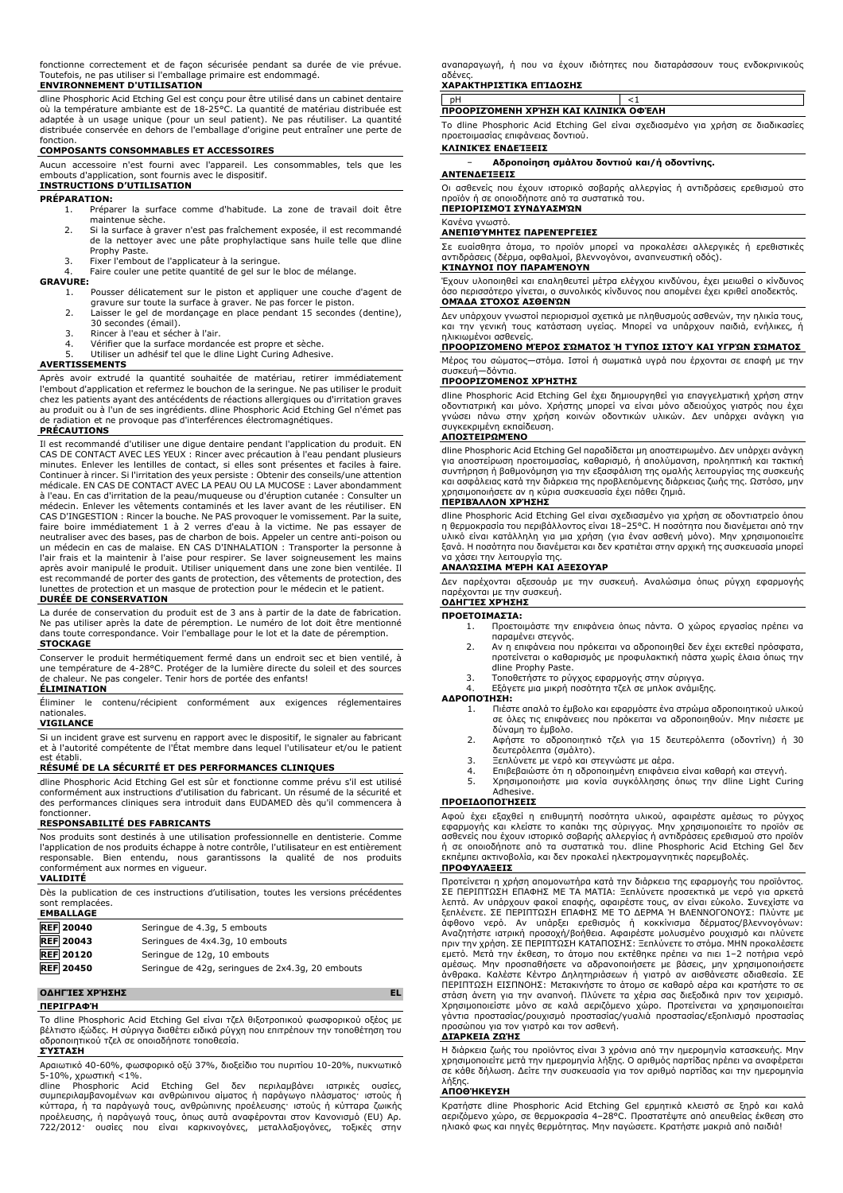fonctionne correctement et de façon sécurisée pendant sa durée de vie prévue. Toutefois, ne pas utiliser si l'emballage primaire est endommagé.

### ENVIRONNEMENT D'UTILISATION

dline Phosphoric Acid Etching Gel est conçu pour être utilisé dans un cabinet dentaire où la température ambiante est de 18-25°C. La quantité de matériau distribuée est adaptée à un usage unique (pour un seul patient). Ne pas réutiliser. La quantité distribuée conservée en dehors de l'emballage d'origine peut entraîner une perte de fonction.

### COMPOSANTS CONSOMMABLES ET ACCESSOIRES

Aucun accessoire n'est fourni avec l'appareil. Les consommables, tels que les embouts d'application, sont fournis avec le dispositif.

### INSTRUCTIONS D'UTILISATION

**PRÉPARATION:**

1. Préparer la surface comme d'habitude. La zone de travail doit être maintenue sèche.
2. Si la surface à graver n'est pas fraîchement exposée, il est recommandé de la nettoyer avec une pâte prophylactique sans huile telle que dline Prophy Paste.
3. Fixer l'embout de l'applicateur à la seringue.
4. Faire couler une petite quantité de gel sur le bloc de mélange.

**GRAVURE:**

1. Pousser délicatement sur le piston et appliquer une couche d'agent de gravure sur toute la surface à graver. Ne pas forcer le piston.
2. Laisser le gel de mordançage en place pendant 15 secondes (dentine), 30 secondes (émail).
3. Rincer à l'eau et sécher à l'air.
4. Vérifier que la surface mordancée est propre et sèche.
5. Utiliser un adhésif tel que le dline Light Curing Adhesive.

### AVERTISSEMENTS

Après avoir extrudé la quantité souhaitée de matériau, retirer immédiatement l'embout d'application et refermez le bouchon de la seringue. Ne pas utiliser le produit chez les patients ayant des antécédents de réactions allergiques ou d'irritation graves au produit ou à l'un de ses ingrédients. dline Phosphoric Acid Etching Gel n'émet pas de radiation et ne provoque pas d'interférences électromagnétiques.

### PRÉCAUTIONS

Il est recommandé d'utiliser une digue dentaire pendant l'application du produit. EN CAS DE CONTACT AVEC LES YEUX : Rincer avec précaution à l'eau pendant plusieurs minutes. Enlever les lentilles de contact, si elles sont présentes et faciles à faire. Continuer à rincer. Si l'irritation des yeux persiste : Obtenir des conseils/une attention médicale. EN CAS DE CONTACT AVEC LA PEAU OU LA MUCOSE : Laver abondamment à l'eau. En cas d'irritation de la peau/muqueuse ou d'éruption cutanée : Consulter un médecin. Enlever les vêtements contaminés et les laver avant de les réutiliser. EN CAS D'INGESTION : Rincer la bouche. Ne PAS provoquer le vomissement. Par la suite, faire boire immédiatement 1 à 2 verres d'eau à la victime. Ne pas essayer de neutraliser avec des bases, pas de charbon de bois. Appeler un centre anti-poison ou un médecin en cas de malaise. EN CAS D'INHALATION : Transporter la personne à l'air frais et la maintenir à l'aise pour respirer. Se laver soigneusement les mains après avoir manipulé le produit. Utiliser uniquement dans une zone bien ventilée. Il est recommandé de porter des gants de protection, des vêtements de protection, des lunettes de protection et un masque de protection pour le médecin et le patient.

### DURÉE DE CONSERVATION

La durée de conservation du produit est de 3 ans à partir de la date de fabrication. Ne pas utiliser après la date de péremption. Le numéro de lot doit être mentionné dans toute correspondance. Voir l'emballage pour le lot et la date de péremption.

### STOCKAGE

Conserver le produit hermétiquement fermé dans un endroit sec et bien ventilé, à une température de 4-28°C. Protéger de la lumière directe du soleil et des sources de chaleur. Ne pas congeler. Tenir hors de portée des enfants!

### ÉLIMINATION

Éliminer le contenu/récipient conformément aux exigences réglementaires nationales.

### VIGILANCE

Si un incident grave est survenu en rapport avec le dispositif, le signaler au fabricant et à l'autorité compétente de l'État membre dans lequel l'utilisateur et/ou le patient est établi.

### RÉSUMÉ DE LA SÉCURITÉ ET DES PERFORMANCES CLINIQUES

dline Phosphoric Acid Etching Gel est sûr et fonctionne comme prévu s'il est utilisé conformément aux instructions d'utilisation du fabricant. Un résumé de la sécurité et des performances cliniques sera introduit dans EUDAMED dès qu'il commencera à fonctionner.

### RESPONSABILITÉ DES FABRICANTS

Nos produits sont destinés à une utilisation professionnelle en dentisterie. Comme l'application de nos produits échappe à notre contrôle, l'utilisateur en est entièrement responsable. Bien entendu, nous garantissons la qualité de nos produits conformément aux normes en vigueur.

### VALIDITÉ

Dès la publication de ces instructions d'utilisation, toutes les versions précédentes sont remplacées.

### EMBALLAGE

| REF | |
|---|---|
| **REF** 20040 | Seringue de 4.3g, 5 embouts |
| **REF** 20043 | Seringues de 4x4.3g, 10 embouts |
| **REF** 20120 | Seringue de 12g, 10 embouts |
| **REF** 20450 | Seringue de 42g, seringues de 2x4.3g, 20 embouts |

## ΟΔΗΓΊΕΣ ΧΡΉΣΗΣ — EL

### ΠΕΡΙΓΡΑΦΉ

Το dline Phosphoric Acid Etching Gel είναι τζελ θιξοτροπικού φωσφορικού οξέος με βέλτιστο ιξώδες. Η σύριγγα διαθέτει ειδικά ρύγχη που επιτρέπουν την τοποθέτηση του αδροποιητικού τζελ σε οποιαδήποτε τοποθεσία.

### ΣΎΣΤΑΣΗ

Αραιωτικό 40-60%, φωσφορικό οξύ 37%, διοξείδιο του πυριτίου 10-20%, πυκνωτικό 5-10%, χρωστική <1%.

dline Phosphoric Acid Etching Gel δεν περιλαμβάνει ιατρικές ουσίες, συμπεριλαμβανομένων και ανθρώπινου αίματος ή παράγωγο πλάσματος· ιστούς ή κύτταρα, ή τα παράγωγά τους, ανθρώπινης προέλευσης· ιστούς ή κύτταρα ζωικής προέλευσης, ή παράγωγά τους, όπως αυτά αναφέρονται στον Κανονισμό (EU) Αρ. 722/2012· ουσίες που είναι καρκινογόνες, μεταλλαξιογόνες, τοξικές στην αναπαραγωγή, ή που να έχουν ιδιότητες που διαταράσσουν τους ενδοκρινικούς αδένες.

### ΧΑΡΑΚΤΗΡΙΣΤΙΚΆ ΕΠΊΔΟΣΗΣ

| pH | <1 |
|---|---|

### ΠΡΟΟΡΙΖΌΜΕΝΗ ΧΡΉΣΗ ΚΑΙ ΚΛΙΝΙΚΆ ΟΦΈΛΗ

Το dline Phosphoric Acid Etching Gel είναι σχεδιασμένο για χρήση σε διαδικασίες προετοιμασίας επιφάνειας δοντιού.

### ΚΛΙΝΙΚΈΣ ΕΝΔΕΊΞΕΙΣ

- **Αδροποίηση σμάλτου δοντιού και/ή οδοντίνης.**

### ΑΝΤΕΝΔΕΊΞΕΙΣ

Οι ασθενείς που έχουν ιστορικό σοβαρής αλλεργίας ή αντιδράσεις ερεθισμού στο προϊόν ή σε οποιοδήποτε από τα συστατικά του.

### ΠΕΡΙΟΡΙΣΜΟΊ ΣΥΝΔΥΑΣΜΏΝ

Κανένα γνωστό.

### ΑΝΕΠΙΘΎΜΗΤΕΣ ΠΑΡΕΝΈΡΓΕΙΕΣ

Σε ευαίσθητα άτομα, το προϊόν μπορεί να προκαλέσει αλλεργικές ή ερεθιστικές αντιδράσεις (δέρμα, οφθαλμοί, βλεννογόνοι, αναπνευστική οδός).

### ΚΊΝΔΥΝΟΙ ΠΟΥ ΠΑΡΑΜΈΝΟΥΝ

Έχουν υλοποιηθεί και επαληθευτεί μέτρα ελέγχου κινδύνου, έχει μειωθεί ο κίνδυνος όσο περισσότερο γίνεται, ο συνολικός κίνδυνος που απομένει έχει κριθεί αποδεκτός.

### ΟΜΆΔΑ ΣΤΌΧΟΣ ΑΣΘΕΝΏΝ

Δεν υπάρχουν γνωστοί περιορισμοί σχετικά με πληθυσμούς ασθενών, την ηλικία τους, και την γενική τους κατάσταση υγείας. Μπορεί να υπάρχουν παιδιά, ενήλικες, ή ηλικιωμένοι ασθενείς.

### ΠΡΟΟΡΙΖΌΜΕΝΟ ΜΈΡΟΣ ΣΏΜΑΤΟΣ Ή ΤΎΠΟΣ ΙΣΤΟΎ ΚΑΙ ΥΓΡΏΝ ΣΏΜΑΤΟΣ

Μέρος του σώματος—στόμα. Ιστοί ή σωματικά υγρά που έρχονται σε επαφή με την συσκευή—δόντια.

### ΠΡΟΟΡΙΖΌΜΕΝΟΣ ΧΡΉΣΤΗΣ

dline Phosphoric Acid Etching Gel έχει δημιουργηθεί για επαγγελματική χρήση στην οδοντιατρική και μόνο. Χρήστης μπορεί να είναι μόνο αδειούχος γιατρός που έχει γνώσει πάνω στην χρήση κοινών οδοντικών υλικών. Δεν υπάρχει ανάγκη για συγκεκριμένη εκπαίδευση.

### ΑΠΟΣΤΕΙΡΩΜΈΝΟ

dline Phosphoric Acid Etching Gel παραδίδεται μη αποστειρωμένο. Δεν υπάρχει ανάγκη για αποστείρωση προετοιμασίας, καθαρισμό, ή απολύμανση, προληπτική και τακτική συντήρηση ή βαθμονόμηση για την εξασφάλιση της ομαλής λειτουργίας της συσκευής και ασφάλειας κατά την διάρκεια της προβλεπόμενης διάρκειας ζωής της. Ωστόσο, μην χρησιμοποιήσετε αν η κύρια συσκευασία έχει πάθει ζημιά.

### ΠΕΡΙΒΆΛΛΟΝ ΧΡΉΣΗΣ

dline Phosphoric Acid Etching Gel είναι σχεδιασμένο για χρήση σε οδοντιατρείο όπου η θερμοκρασία του περιβάλλοντος είναι 18–25°C. Η ποσότητα που διανέμεται από την υλικό είναι κατάλληλη για μια χρήση (για έναν ασθενή μόνο). Μην χρησιμοποιείτε ξανά. Η ποσότητα που διανέμεται και δεν κρατιέται στην αρχική της συσκευασία μπορεί να χάσει την λειτουργία της.

### ΑΝΑΛΏΣΙΜΑ ΜΈΡΗ ΚΑΙ ΑΞΕΣΟΥΆΡ

Δεν παρέχονται αξεσουάρ με την συσκευή. Αναλώσιμα όπως ρύγχη εφαρμογής παρέχονται με την συσκευή.

### ΟΔΗΓΊΕΣ ΧΡΉΣΗΣ

**ΠΡΟΕΤΟΙΜΑΣΊΑ:**

1. Προετοιμάστε την επιφάνεια όπως πάντα. Ο χώρος εργασίας πρέπει να παραμένει στεγνός.
2. Αν η επιφάνεια που πρόκειται να αδροποιηθεί δεν έχει εκτεθεί πρόσφατα, προτείνεται ο καθαρισμός με προφυλακτική πάστα χωρίς έλαια όπως την dline Prophy Paste.
3. Τοποθετήστε το ρύγχος εφαρμογής στην σύριγγα.
4. Εξάγετε μια μικρή ποσότητα τζελ σε μπλοκ ανάμιξης.

**ΑΔΡΟΠΟΊΗΣΗ:**

1. Πιέστε απαλά το έμβολο και εφαρμόστε ένα στρώμα αδροποιητικού υλικού σε όλες τις επιφάνειες που πρόκειται να αδροποιηθούν. Μην πιέσετε με δύναμη το έμβολο.
2. Αφήστε το αδροποιητικό τζελ για 15 δευτερόλεπτα (οδοντίνη) ή 30 δευτερόλεπτα (σμάλτο).
3. Ξεπλύνετε με νερό και στεγνώστε με αέρα.
4. Επιβεβαιώστε ότι η αδροποιημένη επιφάνεια είναι καθαρή και στεγνή.
5. Χρησιμοποιήστε μια κονία συγκόλλησης όπως την dline Light Curing Adhesive.

### ΠΡΟΕΙΔΟΠΟΙΉΣΕΙΣ

Αφού έχει εξαχθεί η επιθυμητή ποσότητα υλικού, αφαιρέστε αμέσως το ρύγχος εφαρμογής και κλείστε το καπάκι της σύριγγας. Μην χρησιμοποιείτε το προϊόν σε ασθενείς που έχουν ιστορικό σοβαρής αλλεργίας ή αντιδράσεις ερεθισμού στο προϊόν ή σε οποιοδήποτε από τα συστατικά του. dline Phosphoric Acid Etching Gel δεν εκπέμπει ακτινοβολία, και δεν προκαλεί ηλεκτρομαγνητικές παρεμβολές.

### ΠΡΟΦΥΛΆΞΕΙΣ

Προτείνεται η χρήση απομονωτήρα κατά την διάρκεια της εφαρμογής του προϊόντος. ΣΕ ΠΕΡΙΠΤΩΣΗ ΕΠΑΦΗΣ ΜΕ ΤΑ ΜΑΤΙΑ: Ξεπλύνετε προσεκτικά με νερό για αρκετά λεπτά. Αν υπάρχουν φακοί επαφής, αφαιρέστε τους, αν είναι εύκολο. Συνεχίστε να ξεπλένετε. ΣΕ ΠΕΡΙΠΤΩΣΗ ΕΠΑΦΗΣ ΜΕ ΤΟ ΔΕΡΜΑ Ή ΒΛΕΝΝΟΓΟΝΟΥΣ: Πλύντε με άφθονο νερό. Αν υπάρξει ερεθισμός ή κοκκίνισμα δέρματος/βλεννογόνων: Αναζητήστε ιατρική προσοχή/βοήθεια. Αφαιρέστε μολυσμένο ρουχισμό και πλύνετε πριν την χρήση. ΣΕ ΠΕΡΙΠΤΩΣΗ ΚΑΤΑΠΟΣΗΣ: Ξεπλύνετε το στόμα. ΜΗΝ προκαλέσετε εμετό. Μετά την έκθεση, το άτομο που εκτέθηκε πρέπει να πιει 1–2 ποτήρια νερό αμέσως. Μην προσπαθήσετε να αδρανοποιήσετε με βάσεις, μην χρησιμοποιήσετε άνθρακα. Καλέστε Κέντρο Δηλητηριάσεων ή γιατρό αν αισθάνεστε αδιαθεσία. ΣΕ ΠΕΡΙΠΤΩΣΗ ΕΙΣΠΝΟΗΣ: Μετακινήστε το άτομο σε καθαρό αέρα και κρατήστε το σε στάση άνετη για την αναπνοή. Πλύνετε τα χέρια σας διεξοδικά πριν τον χειρισμό. Χρησιμοποιείστε μόνο σε καλά αεριζόμενο χώρο. Προτείνεται να χρησιμοποιείται γάντια προστασίας/ρουχισμό προστασίας/γυαλιά προστασίας/εξοπλισμό προστασίας προσώπου για τον γιατρό και τον ασθενή.

### ΔΙΆΡΚΕΙΑ ΖΩΉΣ

Η διάρκεια ζωής του προϊόντος είναι 3 χρόνια από την ημερομηνία κατασκευής. Μην χρησιμοποιείτε μετά την ημερομηνία λήξης. Ο αριθμός παρτίδας πρέπει να αναφέρεται σε κάθε δήλωση. Δείτε την συσκευασία για τον αριθμό παρτίδας και την ημερομηνία λήξης.

### ΑΠΟΘΉΚΕΥΣΗ

Κρατήστε dline Phosphoric Acid Etching Gel ερμητικά κλειστό σε ξηρό και καλά αεριζόμενο χώρο, σε θερμοκρασία 4–28°C. Προστατέψτε από απευθείας έκθεση στο ηλιακό φως και πηγές θερμότητας. Μην παγώσετε. Κρατήστε μακριά από παιδιά!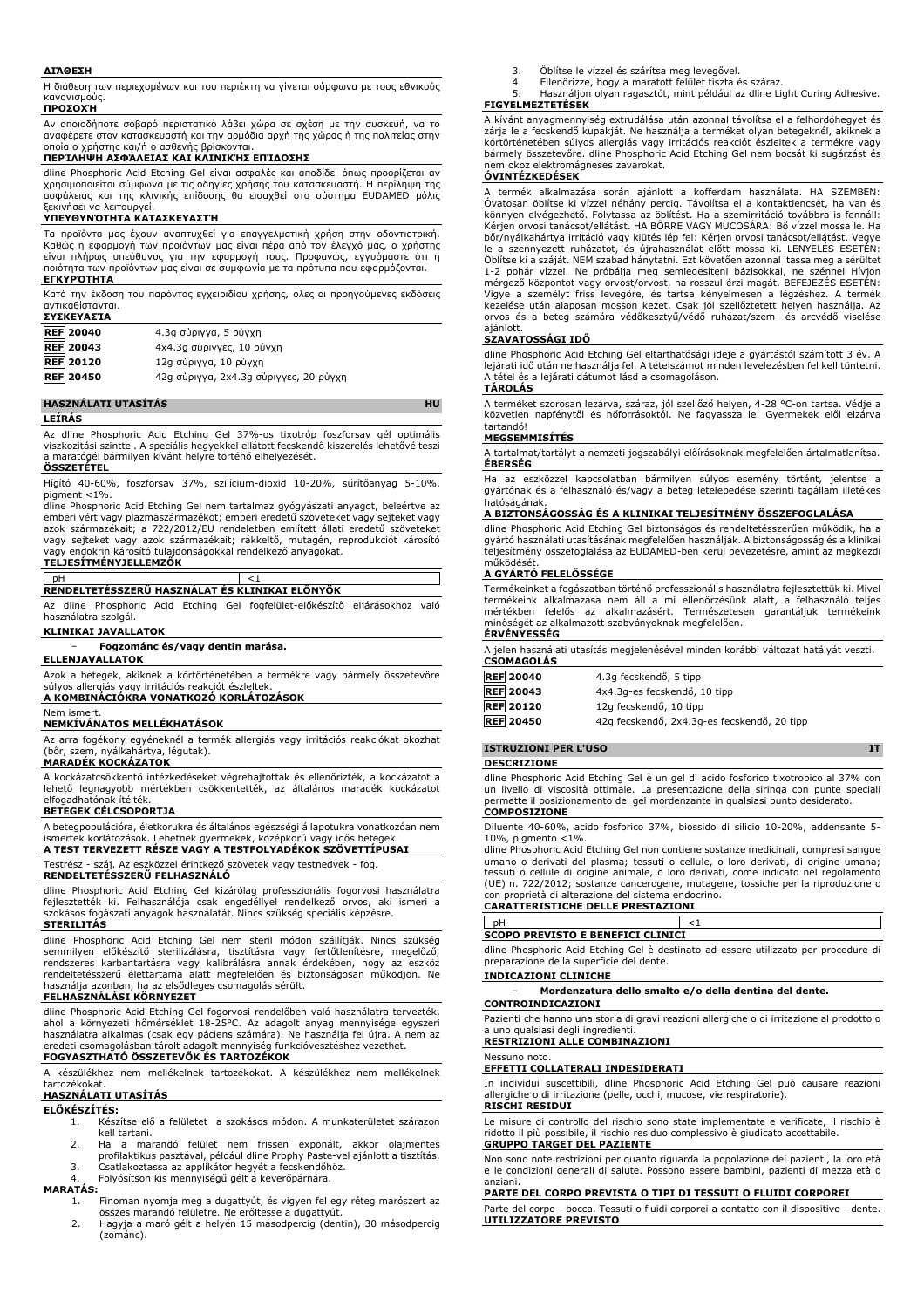**ΔΙΑΘΕΣΗ**

Η διάθεση των περιεχομένων και του περιέκτη να γίνεται σύμφωνα με τους εθνικούς κανονισμούς.

**ΠΡΟΣΟΧΗ**

Αν οποιοδήποτε σοβαρό περιστατικό λάβει χώρα σε σχέση με την συσκευή, να το αναφέρετε στον κατασκευαστή και την αρμόδια αρχή της χώρας ή της πολιτείας στην οποία ο χρήστης και/ή ο ασθενής βρίσκονται.

**ΠΕΡΊΛΗΨΗ ΑΣΦΆΛΕΙΑΣ ΚΑΙ ΚΛΙΝΙΚΉΣ ΕΠΊΔΟΣΗΣ**

dline Phosphoric Acid Etching Gel είναι ασφαλές και αποδίδει όπως προορίζεται αν χρησιμοποιείται σύμφωνα με τις οδηγίες χρήσης του κατασκευαστή. Η περίληψη της ασφάλειας και της κλινικής επίδοσης θα εισαχθεί στο σύστημα EUDAMED μόλις ξεκινήσει να λειτουργεί.

**ΥΠΕΥΘΥΝΌΤΗΤΑ ΚΑΤΑΣΚΕΥΑΣΤΉ**

Τα προϊόντα μας έχουν αναπτυχθεί για επαγγελματική χρήση στην οδοντιατρική. Καθώς η εφαρμογή των προϊόντων μας είναι πέρα από τον έλεγχό μας, ο χρήστης είναι πλήρως υπεύθυνος για την εφαρμογή τους. Προφανώς, εγγυόμαστε ότι η ποιότητα των προϊόντων μας είναι σε συμφωνία με τα πρότυπα που εφαρμόζονται.

**ΕΓΚΥΡΌΤΗΤΑ**

Κατά την έκδοση του παρόντος εγχειριδίου χρήσης, όλες οι προηγούμενες εκδόσεις αντικαθίστανται.

**ΣΥΣΚΕΥΑΣΊΑ**

| | |
|---|---|
| REF 20040 | 4.3g σύριγγα, 5 ρύγχη |
| REF 20043 | 4x4.3g σύριγγες, 10 ρύγχη |
| REF 20120 | 12g σύριγγα, 10 ρύγχη |
| REF 20450 | 42g σύριγγα, 2x4.3g σύριγγες, 20 ρύγχη |

## HASZNÁLATI UTASÍTÁS HU

**LEÍRÁS**

Az dline Phosphoric Acid Etching Gel 37%-os tixotróp foszforsav gél optimális viszkozitási szinttel. A speciális hegyekkel ellátott fecskendő kiszerelés lehetővé teszi a maratógél bármilyen kívánt helyre történő elhelyezését.

**ÖSSZETÉTEL**

Hígító 40-60%, foszforsav 37%, szilícium-dioxid 10-20%, sűrítőanyag 5-10%, pigment <1%.

dline Phosphoric Acid Etching Gel nem tartalmaz gyógyászati anyagot, beleértve az emberi vért vagy plazmaszármazékot; emberi eredetű szöveteket vagy sejteket vagy azok származékait; a 722/2012/EU rendeletben említett állati eredetű szöveteket vagy sejteket vagy azok származékait; rákkeltő, mutagén, reprodukciót károsító vagy endokrin károsító tulajdonságokkal rendelkező anyagokat.

**TELJESÍTMÉNYJELLEMZŐK**

| | |
|---|---|
| pH | <1 |

**RENDELTETÉSSZERŰ HASZNÁLAT ÉS KLINIKAI ELŐNYÖK**

Az dline Phosphoric Acid Etching Gel fogfelület-előkészítő eljárásokhoz való használatra szolgál.

**KLINIKAI JAVALLATOK**

- **Fogzománc és/vagy dentin marása.**

**ELLENJAVALLATOK**

Azok a betegek, akiknek a kórtörténetében a termékre vagy bármely összetevőre súlyos allergiás vagy irritációs reakciót észleltek.

**A KOMBINÁCIÓKRA VONATKOZÓ KORLÁTOZÁSOK**

Nem ismert.

**NEMKÍVÁNATOS MELLÉKHATÁSOK**

Az arra fogékony egyéneknél a termék allergiás vagy irritációs reakciókat okozhat (bőr, szem, nyálkahártya, légutak).

**MARADÉK KOCKÁZATOK**

A kockázatcsökkentő intézkedéseket végrehajtották és ellenőrizték, a kockázatot a lehető legnagyobb mértékben csökkentették, az általános maradék kockázatot elfogadhatónak ítélték.

**BETEGEK CÉLCSOPORTJA**

A betegpopulációra, életkorukra és általános egészségi állapotukra vonatkozóan nem ismertek korlátozások. Lehetnek gyermekek, középkorú vagy idős betegek.

**A TEST TERVEZETT RÉSZE VAGY A TESTFOLYADÉKOK SZÖVETTÍPUSAI**

Testrész - száj. Az eszközzel érintkező szövetek vagy testnedvek - fog.

**RENDELTETÉSSZERŰ FELHASZNÁLÓ**

dline Phosphoric Acid Etching Gel kizárólag professzionális fogorvosi használatra fejlesztették ki. Felhasználója csak engedéllyel rendelkező orvos, aki ismeri a szokásos fogászati anyagok használatát. Nincs szükség speciális képzésre.

**STERILITÁS**

dline Phosphoric Acid Etching Gel nem steril módon szállítják. Nincs szükség semmilyen előkészítő sterilizálásra, tisztításra vagy fertőtlenítésre, megelőző, rendszeres karbantartásra vagy kalibrálásra annak érdekében, hogy az eszköz rendeltetésszerű élettartama alatt megfelelően és biztonságosan működjön. Ne használja azonban, ha az elsődleges csomagolás sérült.

**FELHASZNÁLÁSI KÖRNYEZET**

dline Phosphoric Acid Etching Gel fogorvosi rendelőben való használatra tervezték, ahol a környezeti hőmérséklet 18-25°C. Az adagolt anyag mennyisége egyszeri használatra alkalmas (csak egy páciens számára). Ne használja fel újra. A nem az eredeti csomagolásban tárolt adagolt mennyiség funkcióvesztéshez vezethet.

**FOGYASZTHATÓ ÖSSZETEVŐK ÉS TARTOZÉKOK**

A készülékhez nem mellékelnek tartozékokat. A készülékhez nem mellékelnek tartozékokat.

**HASZNÁLATI UTASÍTÁS**

**ELŐKÉSZÍTÉS:**

1. Készítse elő a felületet a szokásos módon. A munkaterületet szárazon kell tartani.
2. Ha a marandó felület nem frissen exponált, akkor olajmentes profilaktikus pasztával, például dline Prophy Paste-vel ajánlott a tisztítás.
3. Csatlakoztassa az applikátor hegyét a fecskendőhöz.
4. Folyósítson kis mennyiségű gélt a keverőpárnára.

**MARATÁS:**

1. Finoman nyomja meg a dugattyút, és vigyen fel egy réteg marószert az összes marandó felületre. Ne erőltesse a dugattyút.
2. Hagyja a maró gélt a helyén 15 másodpercig (dentin), 30 másodpercig (zománc).
3. Öblítse le vízzel és szárítsa meg levegővel.
4. Ellenőrizze, hogy a maratott felület tiszta és száraz.
5. Használjon olyan ragasztót, mint például az dline Light Curing Adhesive.

**FIGYELMEZTETÉSEK**

A kívánt anyagmennyiség extrudálása után azonnal távolítsa el a felhordóhegyet és zárja le a fecskendő kupakját. Ne használja a terméket olyan betegeknél, akiknek a kórtörténetében súlyos allergiás vagy irritációs reakciót észleltek a termékre vagy bármely összetevőre. dline Phosphoric Acid Etching Gel nem bocsát ki sugárzást és nem okoz elektromágneses zavarokat.

**ÓVINTÉZKEDÉSEK**

A termék alkalmazása során ajánlott a kofferdam használata. HA SZEMBEN: Óvatosan öblítse ki vízzel néhány percig. Távolítsa el a kontaktlencsét, ha van és könnyen elvégezhető. Folytassa az öblítést. Ha a szemirritáció továbbra is fennáll: Kérjen orvosi tanácsot/ellátást. HA BŐRRE VAGY MUCOSÁRA: Bő vízzel mossa le. Ha bőr/nyálkahártya irritáció vagy kiütés lép fel: Kérjen orvosi tanácsot/ellátást. Vegye le a szennyezett ruházatot, és újrahasználat előtt mossa ki. LENYELÉS ESETÉN: Öblítse ki a száját. NEM szabad hánytatni. Ezt követően azonnal itasson meg a sérülttel 1-2 pohár vízzel. Ne próbálja meg semlegesíteni bázisokkal, ne szénnel Hívjon mérgező központot vagy orvost/orvost, ha rosszul érzi magát. BEFEJEZÉS ESETÉN: Vigye a személyt friss levegőre, és tartsa kényelmesen a légzéshez. A termék kezelése után alaposan mosson kezet. Csak jól szellőztetett helyen használja. Az orvos és a beteg számára védőkesztyű/védő ruházat/szem- és arcvédő viselése ajánlott.

**SZAVATOSSÁGI IDŐ**

dline Phosphoric Acid Etching Gel eltarthatósági ideje a gyártástól számított 3 év. A lejárati idő után ne használja fel. A tételszámot minden levelezésben fel kell tüntetni. A tétel és a lejárati dátumot lásd a csomagoláson.

**TÁROLÁS**

A terméket szorosan lezárva, száraz, jól szellőző helyen, 4-28 °C-on tartsa. Védje a közvetlen napfénytől és hőforrásoktól. Ne fagyassza le. Gyermekek elől elzárva tartandó!

**MEGSEMMISÍTÉS**

A tartalmat/tartályt a nemzeti jogszabályi előírásoknak megfelelően ártalmatlanítsa.

**ÉBERSÉG**

Ha az eszközzel kapcsolatban bármilyen súlyos esemény történt, jelentse a gyártónak és a felhasználó és/vagy a beteg letelepedése szerinti tagállam illetékes hatóságának.

**A BIZTONSÁGOSSÁG ÉS A KLINIKAI TELJESÍTMÉNY ÖSSZEFOGLALÁSA**

dline Phosphoric Acid Etching Gel biztonságos és rendeltetésszerűen működik, ha a gyártó használati utasításának megfelelően használják. A biztonságosság és a klinikai teljesítmény összefoglalása az EUDAMED-ben kerül bevezetésre, amint az megkezdi működését.

**A GYÁRTÓ FELELŐSSÉGE**

Termékeinket a fogászatban történő professzionális használatra fejlesztettük ki. Mivel termékeink alkalmazása nem áll a mi ellenőrzésünk alatt, a felhasználó teljes mértékben felelős az alkalmazásért. Természetesen garantáljuk termékeink minőségét az alkalmazott szabványoknak megfelelően.

**ÉRVÉNYESSÉG**

A jelen használati utasítás megjelenésével minden korábbi változat hatályát veszti.

**CSOMAGOLÁS**

| | |
|---|---|
| REF 20040 | 4.3g fecskendő, 5 tipp |
| REF 20043 | 4x4.3g-es fecskendő, 10 tipp |
| REF 20120 | 12g fecskendő, 10 tipp |
| REF 20450 | 42g fecskendő, 2x4.3g-es fecskendő, 20 tipp |

## ISTRUZIONI PER L'USO IT

**DESCRIZIONE**

dline Phosphoric Acid Etching Gel è un gel di acido fosforico tixotropico al 37% con un livello di viscosità ottimale. La presentazione della siringa con punte speciali permette il posizionamento del gel mordenzante in qualsiasi punto desiderato.

**COMPOSIZIONE**

Diluente 40-60%, acido fosforico 37%, biossido di silicio 10-20%, addensante 5-10%, pigmento <1%.

dline Phosphoric Acid Etching Gel non contiene sostanze medicinali, compresi sangue umano o derivati del plasma; tessuti o cellule, o loro derivati, di origine umana; tessuti o cellule di origine animale, o loro derivati, come indicato nel regolamento (UE) n. 722/2012; sostanze cancerogene, mutagene, tossiche per la riproduzione o con proprietà di alterazione del sistema endocrino.

**CARATTERISTICHE DELLE PRESTAZIONI**

| | |
|---|---|
| pH | <1 |

**SCOPO PREVISTO E BENEFICI CLINICI**

dline Phosphoric Acid Etching Gel è destinato ad essere utilizzato per procedure di preparazione della superficie del dente.

**INDICAZIONI CLINICHE**

- **Mordenzatura dello smalto e/o della dentina del dente.**

**CONTROINDICAZIONI**

Pazienti che hanno una storia di gravi reazioni allergiche o di irritazione al prodotto o a uno qualsiasi degli ingredienti.

**RESTRIZIONI ALLE COMBINAZIONI**

Nessuno noto.

**EFFETTI COLLATERALI INDESIDERATI**

In individui suscettibili, dline Phosphoric Acid Etching Gel può causare reazioni allergiche o di irritazione (pelle, occhi, mucose, vie respiratorie).

**RISCHI RESIDUI**

Le misure di controllo del rischio sono state implementate e verificate, il rischio è ridotto il più possibile, il rischio residuo complessivo è giudicato accettabile.

**GRUPPO TARGET DEL PAZIENTE**

Non sono note restrizioni per quanto riguarda la popolazione dei pazienti, la loro età e le condizioni generali di salute. Possono essere bambini, pazienti di mezza età o anziani.

**PARTE DEL CORPO PREVISTA O TIPI DI TESSUTI O FLUIDI CORPOREI**

Parte del corpo - bocca. Tessuti o fluidi corporei a contatto con il dispositivo - dente.

**UTILIZZATORE PREVISTO**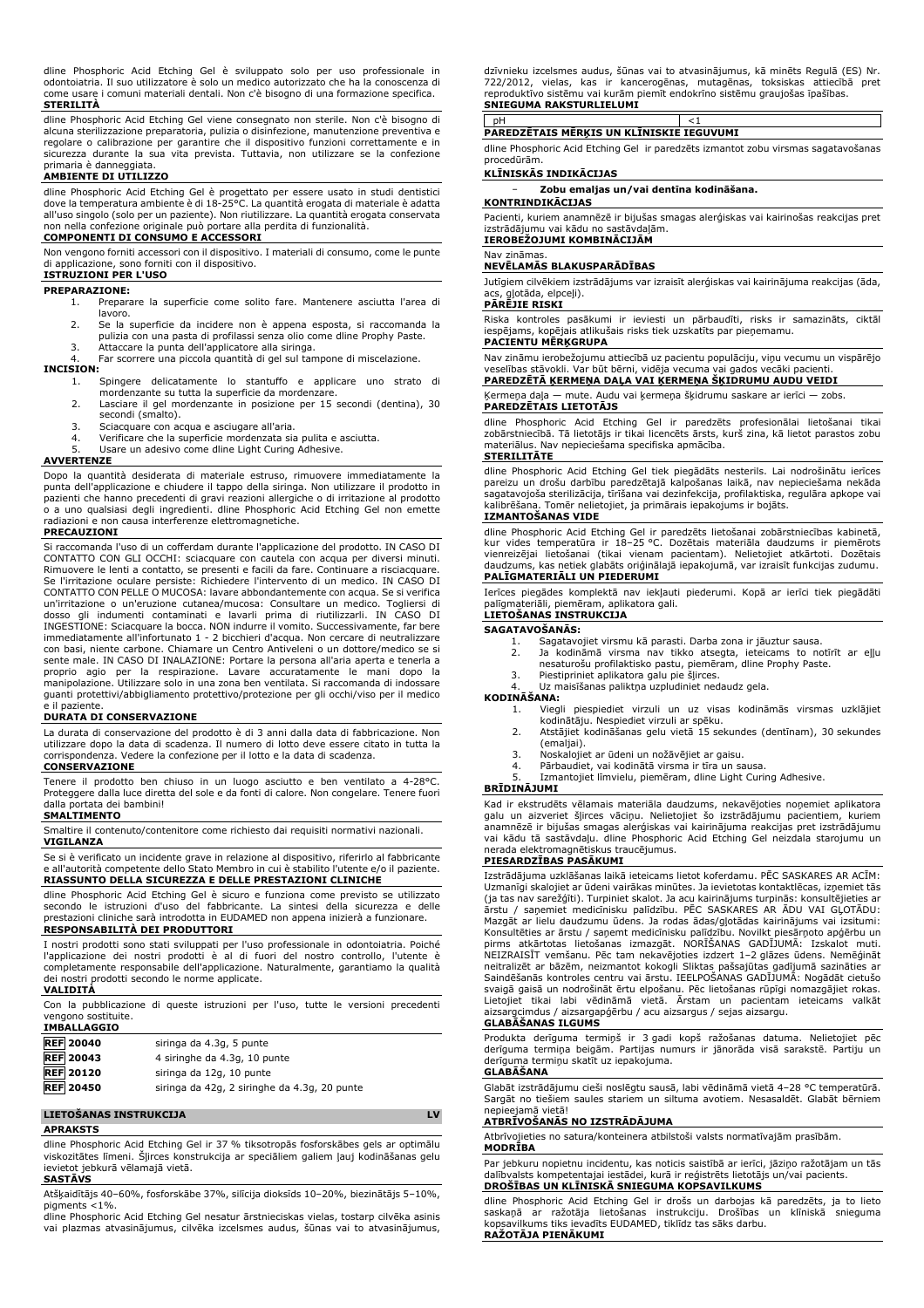dline Phosphoric Acid Etching Gel è sviluppato solo per uso professionale in odontoiatria. Il suo utilizzatore è solo un medico autorizzato che ha la conoscenza di come usare i comuni materiali dentali. Non c'è bisogno di una formazione specifica.

**STERILITÀ**

dline Phosphoric Acid Etching Gel viene consegnato non sterile. Non c'è bisogno di alcuna sterilizzazione preparatoria, pulizia o disinfezione, manutenzione preventiva e regolare o calibrazione per garantire che il dispositivo funzioni correttamente e in sicurezza durante la sua vita prevista. Tuttavia, non utilizzare se la confezione primaria è danneggiata.

**AMBIENTE DI UTILIZZO**

dline Phosphoric Acid Etching Gel è progettato per essere usato in studi dentistici dove la temperatura ambiente è di 18-25°C. La quantità erogata di materiale è adatta all'uso singolo (solo per un paziente). Non riutilizzare. La quantità erogata conservata non nella confezione originale può portare alla perdita di funzionalità.

**COMPONENTI DI CONSUMO E ACCESSORI**

Non vengono forniti accessori con il dispositivo. I materiali di consumo, come le punte di applicazione, sono forniti con il dispositivo.

**ISTRUZIONI PER L'USO**

**PREPARAZIONE:**

1. Preparare la superficie come solito fare. Mantenere asciutta l'area di lavoro.
2. Se la superficie da incidere non è appena esposta, si raccomanda la pulizia con una pasta di profilassi senza olio come dline Prophy Paste.
3. Attaccare la punta dell'applicatore alla siringa.
4. Far scorrere una piccola quantità di gel sul tampone di miscelazione.

**INCISION:**

1. Spingere delicatamente lo stantuffo e applicare uno strato di mordenzante su tutta la superficie da mordenzare.
2. Lasciare il gel mordenzante in posizione per 15 secondi (dentina), 30 secondi (smalto).
3. Sciacquare con acqua e asciugare all'aria.
4. Verificare che la superficie mordenzata sia pulita e asciutta.
5. Usare un adesivo come dline Light Curing Adhesive.

**AVVERTENZE**

Dopo la quantità desiderata di materiale estruso, rimuovere immediatamente la punta dell'applicazione e chiudere il tappo della siringa. Non utilizzare il prodotto in pazienti che hanno precedenti di gravi reazioni allergiche o di irritazione al prodotto o a uno qualsiasi degli ingredienti. dline Phosphoric Acid Etching Gel non emette radiazioni e non causa interferenze elettromagnetiche.

**PRECAUZIONI**

Si raccomanda l'uso di un cofferdam durante l'applicazione del prodotto. IN CASO DI CONTATTO CON GLI OCCHI: sciacquare con cautela con acqua per diversi minuti. Rimuovere le lenti a contatto, se presenti e facili da fare. Continuare a risciacquare. Se l'irritazione oculare persiste: Richiedere l'intervento di un medico. IN CASO DI CONTATTO CON PELLE O MUCOSA: lavare abbondantemente con acqua. Se si verifica un'irritazione o un'eruzione cutanea/mucosa: Consultare un medico. Togliersi di dosso gli indumenti contaminati e lavarli prima di riutilizzarli. IN CASO DI INGESTIONE: Sciacquare la bocca. NON indurre il vomito. Successivamente, fare bere immediatamente all'infortunato 1 - 2 bicchieri d'acqua. Non cercare di neutralizzare con basi, niente carbone. Chiamare un Centro Antiveleni o un dottore/medico se si sente male. IN CASO DI INALAZIONE: Portare la persona all'aria aperta e tenerla a proprio agio per la respirazione. Lavare accuratamente le mani dopo la manipolazione. Utilizzare solo in una zona ben ventilata. Si raccomanda di indossare guanti protettivi/abbigliamento protettivo/protezione per gli occhi/viso per il medico e il paziente.

**DURATA DI CONSERVAZIONE**

La durata di conservazione del prodotto è di 3 anni dalla data di fabbricazione. Non utilizzare dopo la data di scadenza. Il numero di lotto deve essere citato in tutta la corrispondenza. Vedere la confezione per il lotto e la data di scadenza.

**CONSERVAZIONE**

Tenere il prodotto ben chiuso in un luogo asciutto e ben ventilato a 4-28°C. Proteggere dalla luce diretta del sole e da fonti di calore. Non congelare. Tenere fuori dalla portata dei bambini!

**SMALTIMENTO**

Smaltire il contenuto/contenitore come richiesto dai requisiti normativi nazionali.

**VIGILANZA**

Se si è verificato un incidente grave in relazione al dispositivo, riferirlo al fabbricante e all'autorità competente dello Stato Membro in cui è stabilito l'utente e/o il paziente.

**RIASSUNTO DELLA SICUREZZA E DELLE PRESTAZIONI CLINICHE**

dline Phosphoric Acid Etching Gel è sicuro e funziona come previsto se utilizzato secondo le istruzioni d'uso del fabbricante. La sintesi della sicurezza e delle prestazioni cliniche sarà introdotta in EUDAMED non appena inizierà a funzionare.

**RESPONSABILITÀ DEI PRODUTTORI**

I nostri prodotti sono stati sviluppati per l'uso professionale in odontoiatria. Poiché l'applicazione dei nostri prodotti è al di fuori del nostro controllo, l'utente è completamente responsabile dell'applicazione. Naturalmente, garantiamo la qualità dei nostri prodotti secondo le norme applicate.

**VALIDITÀ**

Con la pubblicazione di queste istruzioni per l'uso, tutte le versioni precedenti vengono sostituite.

**IMBALLAGGIO**

| | |
|---|---|
| REF 20040 | siringa da 4.3g, 5 punte |
| REF 20043 | 4 siringhe da 4.3g, 10 punte |
| REF 20120 | siringa da 12g, 10 punte |
| REF 20450 | siringa da 42g, 2 siringhe da 4.3g, 20 punte |

## LIETOŠANAS INSTRUKCIJA — LV

**APRAKSTS**

dline Phosphoric Acid Etching Gel ir 37 % tiksotropās fosforskābes gels ar optimālu viskozitātes līmeni. Šļirces konstrukcija ar speciāliem galiem ļauj kodināšanas gelu ievietot jebkurā vēlamajā vietā.

**SASTĀVS**

Atšķaidītājs 40–60%, fosforskābe 37%, silīcija dioksīds 10–20%, biezinātājs 5–10%, pigments <1%.

dline Phosphoric Acid Etching Gel nesatur ārstnieciskas vielas, tostarp cilvēka asinis vai plazmas atvasinājumus, cilvēka izcelsmes audus, šūnas vai to atvasinājumus, dzīvnieku izcelsmes audus, šūnas vai to atvasinājumus, kā minēts Regulā (ES) Nr. 722/2012, vielas, kas ir kancerogēnas, mutagēnas, toksiskas attiecībā pret reproduktīvo sistēmu vai kurām piemīt endokrīno sistēmu graujošas īpašības.

**SNIEGUMA RAKSTURLIELUMI**

| | |
|---|---|
| pH | <1 |

**PAREDZĒTAIS MĒRĶIS UN KLĪNISKIE IEGUVUMI**

dline Phosphoric Acid Etching Gel ir paredzēts izmantot zobu virsmas sagatavošanas procedūrām.

**KLĪNISKĀS INDIKĀCIJAS**

– **Zobu emaljas un/vai dentīna kodināšana.**

**KONTRINDIKĀCIJAS**

Pacienti, kuriem anamnēzē ir bijušas smagas alerģiskas vai kairinošas reakcijas pret izstrādājumu vai kādu no sastāvdaļām.

**IEROBEŽOJUMI KOMBINĀCIJĀM**

Nav zināmas.

**NEVĒLAMĀS BLAKUSPARĀDĪBAS**

Jutīgiem cilvēkiem izstrādājums var izraisīt alerģiskas vai kairinājuma reakcijas (āda, acs, gļotāda, elpceļi).

**PĀRĒJIE RISKI**

Riska kontroles pasākumi ir ieviesti un pārbaudīti, risks ir samazināts, ciktāl iespējams, kopējais atlikušais risks tiek uzskatīts par pieņemamu.

**PACIENTU MĒRĶGRUPA**

Nav zināmu ierobežojumu attiecībā uz pacientu populāciju, viņu vecumu un vispārējo veselības stāvokli. Var būt bērni, vidēja vecuma vai gados vecāki pacienti.

**PAREDZĒTĀ ĶERMEŅA DAĻA VAI ĶERMEŅA ŠĶIDRUMU AUDU VEIDI**

Ķermeņa daļa — mute. Audu vai ķermeņa šķidrumu saskare ar ierīci — zobs.

**PAREDZĒTAIS LIETOTĀJS**

dline Phosphoric Acid Etching Gel ir paredzēts profesionālai lietošanai tikai zobārstniecībā. Tā lietotājs ir tikai licencēts ārsts, kurš zina, kā lietot parastos zobu materiālus. Nav nepieciešama specifiska apmācība.

**STERILITĀTE**

dline Phosphoric Acid Etching Gel tiek piegādāts nesterils. Lai nodrošinātu ierīces pareizu un drošu darbību paredzētajā kalpošanas laikā, nav nepieciešama nekāda sagatavojoša sterilizācija, tīrīšana vai dezinfekcija, profilaktiska, regulāra apkope vai kalibrēšana. Tomēr nelietojiet, ja primārais iepakojums ir bojāts.

**IZMANTOŠANAS VIDE**

dline Phosphoric Acid Etching Gel ir paredzēts lietošanai zobārstniecības kabinetā, kur vides temperatūra ir 18–25 °C. Dozētais materiāla daudzums ir piemērots vienreizējai lietošanai (tikai vienam pacientam). Nelietojiet atkārtoti. Dozētais daudzums, kas netiek glabāts oriģinālajā iepakojumā, var izraisīt funkcijas zudumu.

**PALĪGMATERIĀLI UN PIEDERUMI**

Ierīces piegādes komplektā nav iekļauti piederumi. Kopā ar ierīci tiek piegādāti palīgmateriāli, piemēram, aplikatora gali.

**LIETOŠANAS INSTRUKCIJA**

**SAGATAVOŠANĀS:**

1. Sagatavojiet virsmu kā parasti. Darba zona ir jāuztur sausa.
2. Ja kodināmā virsma nav tikko atsegta, ieteicams to notīrīt ar eļļu nesaturošu profilaktisko pastu, piemēram, dline Prophy Paste.
3. Piestipriniet aplikatora galu pie šļirces.
4. Uz maisīšanas paliktņa uzpludiniet nedaudz gela.

**KODINĀŠANA:**

1. Viegli piespiediet virzuli un uz visas kodināmās virsmas uzklājiet kodinātāju. Nespiediet virzuli ar spēku.
2. Atstājiet kodināšanas gelu vietā 15 sekundes (dentīnam), 30 sekundes (emaljai).
3. Noskalojiet ar ūdeni un nožāvējiet ar gaisu.
4. Pārbaudiet, vai kodinātā virsma ir tīra un sausa.
5. Izmantojiet līmvielu, piemēram, dline Light Curing Adhesive.

**BRĪDINĀJUMI**

Kad ir ekstrudēts vēlamais materiāla daudzums, nekavējoties noņemiet aplikatora galu un aizveriet šļirces vāciņu. Nelietojiet šo izstrādājumu pacientiem, kuriem anamnēzē ir bijušas smagas alerģiskas vai kairinājuma reakcijas pret izstrādājumu vai kādu tā sastāvdaļu. dline Phosphoric Acid Etching Gel neizdala starojumu un nerada elektromagnētiskus traucējumus.

**PIESARDZĪBAS PASĀKUMI**

Izstrādājuma uzklāšanas laikā ieteicams lietot koferdamu. PĒC SASKARES AR ACĪM: Uzmanīgi skalojiet ar ūdeni vairākas minūtes. Ja ievietotas kontaktlēcas, izņemiet tās (ja tas nav sarežģīti). Turpiniet skalot. Ja acu kairinājums turpinās: konsultējieties ar ārstu / saņemiet medicīnisku palīdzību. PĒC SASKARES AR ĀDU VAI GĻOTĀDU: Mazgāt ar lielu daudzumu ūdens. Ja rodas ādas/gļotādas kairinājums vai izsitumi: Konsultēties ar ārstu / saņemt medicīnisku palīdzību. Novilkt piesārņoto apģērbu un pirms atkārtotas lietošanas izmazgāt. NORĪŠANAS GADĪJUMĀ: Izskalot muti. NEIZRAISĪT vemšanu. Pēc tam nekavējoties izdzert 1–2 glāzes ūdens. Nemēģināt neitralizēt ar bāzēm, neizmantot kokogli Sliktas pašsajūtas gadījumā sazināties ar Saindēšanās kontroles centru vai ārstu. IEELPOŠANAS GADĪJUMĀ: Nogādāt cietušo svaigā gaisā un nodrošināt ērtu elpošanu. Pēc lietošanas rūpīgi nomazgājiet rokas. Lietojiet tikai labi vēdināmā vietā. Ārstam un pacientam ieteicams valkāt aizsargcimdus / aizsargapģērbu / acu aizsargus / sejas aizsargu.

**GLABĀŠANAS ILGUMS**

Produkta derīguma termiņš ir 3 gadi kopš ražošanas datuma. Nelietojiet pēc derīguma termiņa beigām. Partijas numurs ir jānorāda visā sarakstē. Partiju un derīguma termiņu skatīt uz iepakojuma.

**GLABĀŠANA**

Glabāt izstrādājumu cieši noslēgtu sausā, labi vēdināmā vietā 4–28 °C temperatūrā. Sargāt no tiešiem saules stariem un siltuma avotiem. Nesasaldēt. Glabāt bērniem nepieejamā vietā!

**ATBRĪVOŠANĀS NO IZSTRĀDĀJUMA**

Atbrīvojieties no satura/konteinera atbilstoši valsts normatīvajām prasībām.

**MODRĪBA**

Par jebkuru nopietnu incidentu, kas noticis saistībā ar ierīci, jāziņo ražotājam un tās dalībvalsts kompetentajai iestādei, kurā ir reģistrēts lietotājs un/vai pacients.

**DROŠĪBAS UN KLĪNISKĀ SNIEGUMA KOPSAVILKUMS**

dline Phosphoric Acid Etching Gel ir drošs un darbojas kā paredzēts, ja to lieto saskaņā ar ražotāja lietošanas instrukciju. Drošības un klīniskā snieguma kopsavilkums tiks ievadīts EUDAMED, tiklīdz tas sāks darbu.

**RAŽOTĀJA PIENĀKUMI**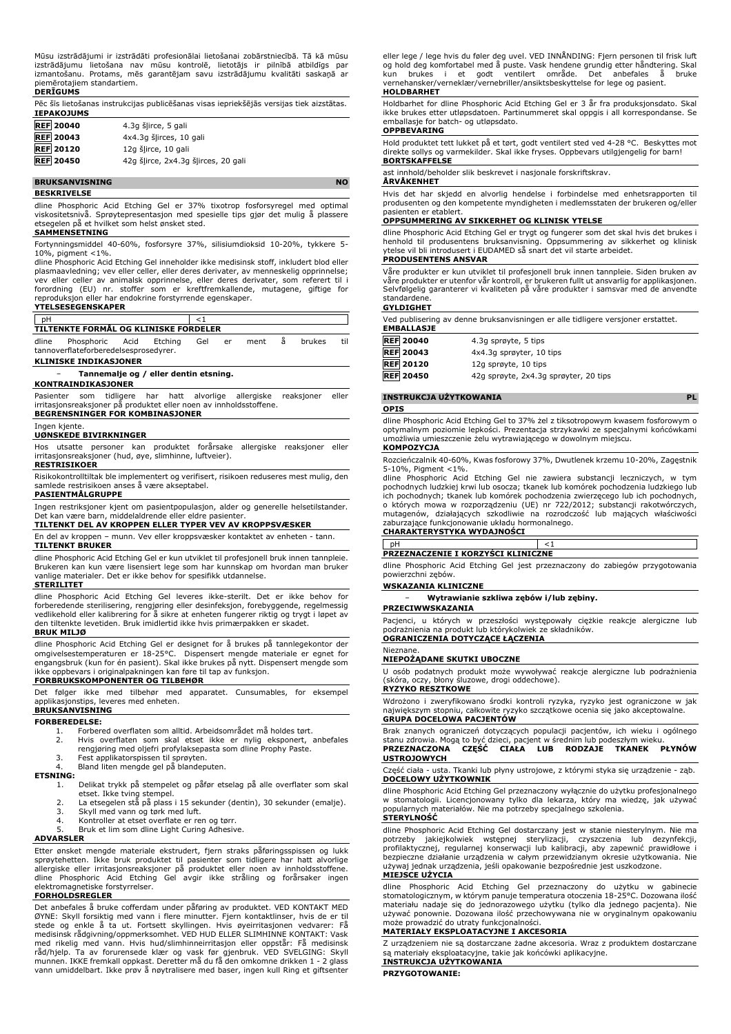Mūsu izstrādājumi ir izstrādāti profesionālai lietošanai zobārstniecībā. Tā kā mūsu izstrādājumu lietošana nav mūsu kontrolē, lietotājs ir pilnībā atbildīgs par izmantošanu. Protams, mēs garantējam savu izstrādājumu kvalitāti saskaņā ar piemērotajiem standartiem.

**DERĪGUMS**

Pēc šīs lietošanas instrukcijas publicēšanas visas iepriekšējās versijas tiek aizstātas.

**IEPAKOJUMS**

| | |
|---|---|
| REF 20040 | 4.3g šļirce, 5 gali |
| REF 20043 | 4x4.3g šļirces, 10 gali |
| REF 20120 | 12g šļirce, 10 gali |
| REF 20450 | 42g šļirce, 2x4.3g šļirces, 20 gali |

## BRUKSANVISNING NO

**BESKRIVELSE**

dline Phosphoric Acid Etching Gel er 37% tixotrop fosforsyregel med optimal viskositetsnivå. Sprøytepresentasjon med spesielle tips gjør det mulig å plassere etsegelen på et hvilket som helst ønsket sted.

**SAMMENSETNING**

Fortynningsmiddel 40-60%, fosforsyre 37%, silisiumdioksid 10-20%, tykkere 5-10%, pigment <1%.

dline Phosphoric Acid Etching Gel inneholder ikke medisinsk stoff, inkludert blod eller plasmaavledning; vev eller celler, eller deres derivater, av menneskelig opprinnelse; vev eller celler av animalsk opprinnelse, eller deres derivater, som referert til i forordning (EU) nr. 722/2012; stoffer som er kreftfremkallende, mutagene, giftige for reproduksjon eller har endokrine forstyrrende egenskaper.

**YTELSESEGENSKAPER**

| | |
|---|---|
| pH | <1 |

**TILTENKTE FORMÅL OG KLINISKE FORDELER**

dline Phosphoric Acid Etching Gel er ment å brukes til tannoverflateforberedelsesprosedyrer.

**KLINISKE INDIKASJONER**

- **Tannemalje og / eller dentin etsning.**

**KONTRAINDIKASJONER**

Pasienter som tidligere har hatt alvorlige allergiske reaksjoner eller irritasjonsreaksjoner på produktet eller noen av innholdsstoffene.

**BEGRENSNINGER FOR KOMBINASJONER**

Ingen kjente.

**UØNSKEDE BIVIRKNINGER**

Hos utsatte personer kan produktet forårsake allergiske reaksjoner eller irritasjonsreaksjoner (hud, øye, slimhinne, luftveier).

**RESTRISIKOER**

Risikokontrolltiltak ble implementert og verifisert, risikoen reduseres mest mulig, den samlede restrisikoen anses å være akseptabel.

**PASIENTMÅLGRUPPE**

Ingen restriksjoner kjent om pasientpopulasjon, alder og generelle helsetilstander. Det kan være barn, middelaldrende eller eldre pasienter.

**TILTENKT DEL AV KROPPEN ELLER TYPER VEV AV KROPPSVÆSKER**

En del av kroppen – munn. Vev eller kroppsvæsker kontaktet av enheten - tann.

**TILTENKT BRUKER**

dline Phosphoric Acid Etching Gel er kun utviklet til profesjonell bruk innen tannpleie. Brukeren kan kun være lisensiert lege som har kunnskap om hvordan man bruker vanlige materialer. Det er ikke behov for spesifikk utdannelse.

**STERILITET**

dline Phosphoric Acid Etching Gel leveres ikke-sterilt. Det er ikke behov for forberedende sterilisering, rengjøring eller desinfeksjon, forebyggende, regelmessig vedlikehold eller kalibrering for å sikre at enheten fungerer riktig og trygt i løpet av den tiltenkte levetiden. Bruk imidlertid ikke hvis primærpakken er skadet.

**BRUK MILJØ**

dline Phosphoric Acid Etching Gel er designet for å brukes på tannlegekontor der omgivelsestemperaturen er 18-25°C. Dispensert mengde materiale er egnet for engangsbruk (kun for én pasient). Skal ikke brukes på nytt. Dispensert mengde som ikke oppbevars i originalpakningen kan føre til tap av funksjon.

**FORBRUKSKOMPONENTER OG TILBEHØR**

Det følger ikke med tilbehør med apparatet. Cunsumables, for eksempel applikasjonstips, leveres med enheten.

**BRUKSANVISNING**

**FORBEREDELSE:**

1. Forbered overflaten som alltid. Arbeidsområdet må holdes tørt.
2. Hvis overflaten som skal etses ikke er nylig eksponert, anbefales rengjøring med oljefri profylaksepasta som dline Prophy Paste.
3. Fest applikatorspissen til sprøyten.
4. Bland liten mengde gel på blandeputen.

**ETSNING:**

1. Delikat trykk på stempelet og påfør etselag på alle overflater som skal etset. Ikke tving stempel.
2. La etsegelen stå på plass i 15 sekunder (dentin), 30 sekunder (emalje).
3. Skyll med vann og tørk med luft.
4. Kontroller at etset overflate er ren og tørr.
5. Bruk et lim som dline Light Curing Adhesive.

**ADVARSLER**

Etter ønsket mengde materiale ekstrudert, fjern straks påføringsspissen og lukk sprøytehetten. Ikke bruk produktet til pasienter som tidligere har hatt alvorlige allergiske eller irritasjonsreaksjoner på produktet eller noen av innholdsstoffene. dline Phosphoric Acid Etching Gel avgir ikke stråling og forårsaker ingen elektromagnetiske forstyrrelser.

**FORHOLDSREGLER**

Det anbefales å bruke cofferdam under påføring av produktet. VED KONTAKT MED ØYNE: Skyll forsiktig med vann i flere minutter. Fjern kontaktlinser, hvis de er til stede og enkle å ta ut. Fortsett skyllingen. Hvis øyeirritasjonen vedvarer: Få medisinsk rådgivning/oppmerksomhet. VED HUD ELLER SLIMHINNE KONTAKT: Vask med rikelig med vann. Hvis hud/slimhinneirritasjon eller oppstår: Få medisinsk råd/hjelp. Ta av forurensede klær og vask før gjenbruk. VED SVELGING: Skyll munnen. IKKE fremkall oppkast. Deretter må du få den omkomne drikken 1 - 2 glass vann umiddelbart. Ikke prøv å nøytralisere med baser, ingen kull Ring et giftsenter eller lege / lege hvis du føler deg uvel. VED INNÅNDING: Fjern personen til frisk luft og hold deg komfortabel med å puste. Vask hendene grundig etter håndtering. Skal kun brukes i et godt ventilert område. Det anbefales å bruke vernehansker/verneklær/vernebriller/ansiktsbeskyttelse for lege og pasient.

**HOLDBARHET**

Holdbarhet for dline Phosphoric Acid Etching Gel er 3 år fra produksjonsdato. Skal ikke brukes etter utløpsdatoen. Partinummeret skal oppgis i all korrespondanse. Se emballasje for batch- og utløpsdato.

**OPPBEVARING**

Hold produktet tett lukket på et tørt, godt ventilert sted ved 4-28 °C. Beskyttes mot direkte sollys og varmekilder. Skal ikke fryses. Oppbevars utilgjengelig for barn!

**BORTSKAFFELSE**

ast innhold/beholder slik beskrevet i nasjonale forskriftskrav.

**ÅRVÅKENHET**

Hvis det har skjedd en alvorlig hendelse i forbindelse med enhetsrapporten til produsenten og den kompetente myndigheten i medlemsstaten der brukeren og/eller pasienten er etablert.

**OPPSUMMERING AV SIKKERHET OG KLINISK YTELSE**

dline Phosphoric Acid Etching Gel er trygt og fungerer som det skal hvis det brukes i henhold til produsentens bruksanvisning. Oppsummering av sikkerhet og klinisk ytelse vil bli introdusert i EUDAMED så snart det vil starte arbeidet.

**PRODUSENTENS ANSVAR**

Våre produkter er kun utviklet til profesjonell bruk innen tannpleie. Siden bruken av våre produkter er utenfor vår kontroll, er brukeren fullt ut ansvarlig for applikasjonen. Selvfølgelig garanterer vi kvaliteten på våre produkter i samsvar med de anvendte standardene.

**GYLDIGHET**

Ved publisering av denne bruksanvisningen er alle tidligere versjoner erstattet.

**EMBALLASJE**

| | |
|---|---|
| REF 20040 | 4.3g sprøyte, 5 tips |
| REF 20043 | 4x4.3g sprøyter, 10 tips |
| REF 20120 | 12g sprøyte, 10 tips |
| REF 20450 | 42g sprøyte, 2x4.3g sprøyter, 20 tips |

## INSTRUKCJA UŻYTKOWANIA PL

**OPIS**

dline Phosphoric Acid Etching Gel to 37% żel z tiksotropowym kwasem fosforowym o optymalnym poziomie lepkości. Prezentacja strzykawki ze specjalnymi końcówkami umożliwia umieszczenie żelu wytrawiającego w dowolnym miejscu.

**KOMPOZYCJA**

Rozcieńczalnik 40-60%, Kwas fosforowy 37%, Dwutlenek krzemu 10-20%, Zagęstnik 5-10%, Pigment <1%.

dline Phosphoric Acid Etching Gel nie zawiera substancji leczniczych, w tym pochodnych ludzkiej krwi lub osocza; tkanek lub komórek pochodzenia ludzkiego lub ich pochodnych; tkanek lub komórek pochodzenia zwierzęcego lub ich pochodnych, o których mowa w rozporządzeniu (UE) nr 722/2012; substancji rakotwórczych, mutagenów, działających szkodliwie na rozrodczość lub mających właściwości zaburzające funkcjonowanie układu hormonalnego.

**CHARAKTERYSTYKA WYDAJNOŚCI**

| | |
|---|---|
| pH | <1 |

**PRZEZNACZENIE I KORZYŚCI KLINICZNE**

dline Phosphoric Acid Etching Gel jest przeznaczony do zabiegów przygotowania powierzchni zębów.

**WSKAZANIA KLINICZNE**

- **Wytrawianie szkliwa zębów i/lub zębiny.**

**PRZECIWWSKAZANIA**

Pacjenci, u których w przeszłości występowały ciężkie reakcje alergiczne lub podrażnienia na produkt lub którykolwiek ze składników.

**OGRANICZENIA DOTYCZĄCE ŁĄCZENIA**

Nieznane.

**NIEPOŻĄDANE SKUTKI UBOCZNE**

U osób podatnych produkt może wywoływać reakcje alergiczne lub podrażnienia (skóra, oczy, błony śluzowe, drogi oddechowe).

**RYZYKO RESZTKOWE**

Wdrożono i zweryfikowano środki kontroli ryzyka, ryzyko jest ograniczone w jak największym stopniu, całkowite ryzyko szczątkowe ocenia się jako akceptowalne.

**GRUPA DOCELOWA PACJENTÓW**

Brak znanych ograniczeń dotyczących populacji pacjentów, ich wieku i ogólnego stanu zdrowia. Mogą to być dzieci, pacjent w średnim lub podeszłym wieku.

**PRZEZNACZONA CZĘŚĆ CIAŁA LUB RODZAJE TKANEK PŁYNÓW USTROJOWYCH**

Część ciała - usta. Tkanki lub płyny ustrojowe, z którymi styka się urządzenie - ząb.

**DOCELOWY UŻYTKOWNIK**

dline Phosphoric Acid Etching Gel przeznaczony wyłącznie do użytku profesjonalnego w stomatologii. Licencjonowany tylko dla lekarza, który ma wiedzę, jak używać popularnych materiałów. Nie ma potrzeby specjalnego szkolenia.

**STERYLNOŚĆ**

dline Phosphoric Acid Etching Gel dostarczany jest w stanie niesterylnym. Nie ma potrzeby jakiejkolwiek wstępnej sterylizacji, czyszczenia lub dezynfekcji, profilaktycznej, regularnej konserwacji lub kalibracji, aby zapewnić prawidłowe i bezpieczne działanie urządzenia w całym przewidzianym okresie użytkowania. Nie używaj jednak urządzenia, jeśli opakowanie bezpośrednie jest uszkodzone.

**MIEJSCE UŻYCIA**

dline Phosphoric Acid Etching Gel przeznaczony do użytku w gabinecie stomatologicznym, w którym panuje temperatura otoczenia 18-25°C. Dozowana ilość materiału nadaje się do jednorazowego użytku (tylko dla jednego pacjenta). Nie używać ponownie. Dozowana ilość przechowywana nie w oryginalnym opakowaniu może prowadzić do utraty funkcjonalności.

**MATERIAŁY EKSPLOATACYJNE I AKCESORIA**

Z urządzeniem nie są dostarczane żadne akcesoria. Wraz z produktem dostarczane są materiały eksploatacyjne, takie jak końcówki aplikacyjne.

**INSTRUKCJA UŻYTKOWANIA**

**PRZYGOTOWANIE:**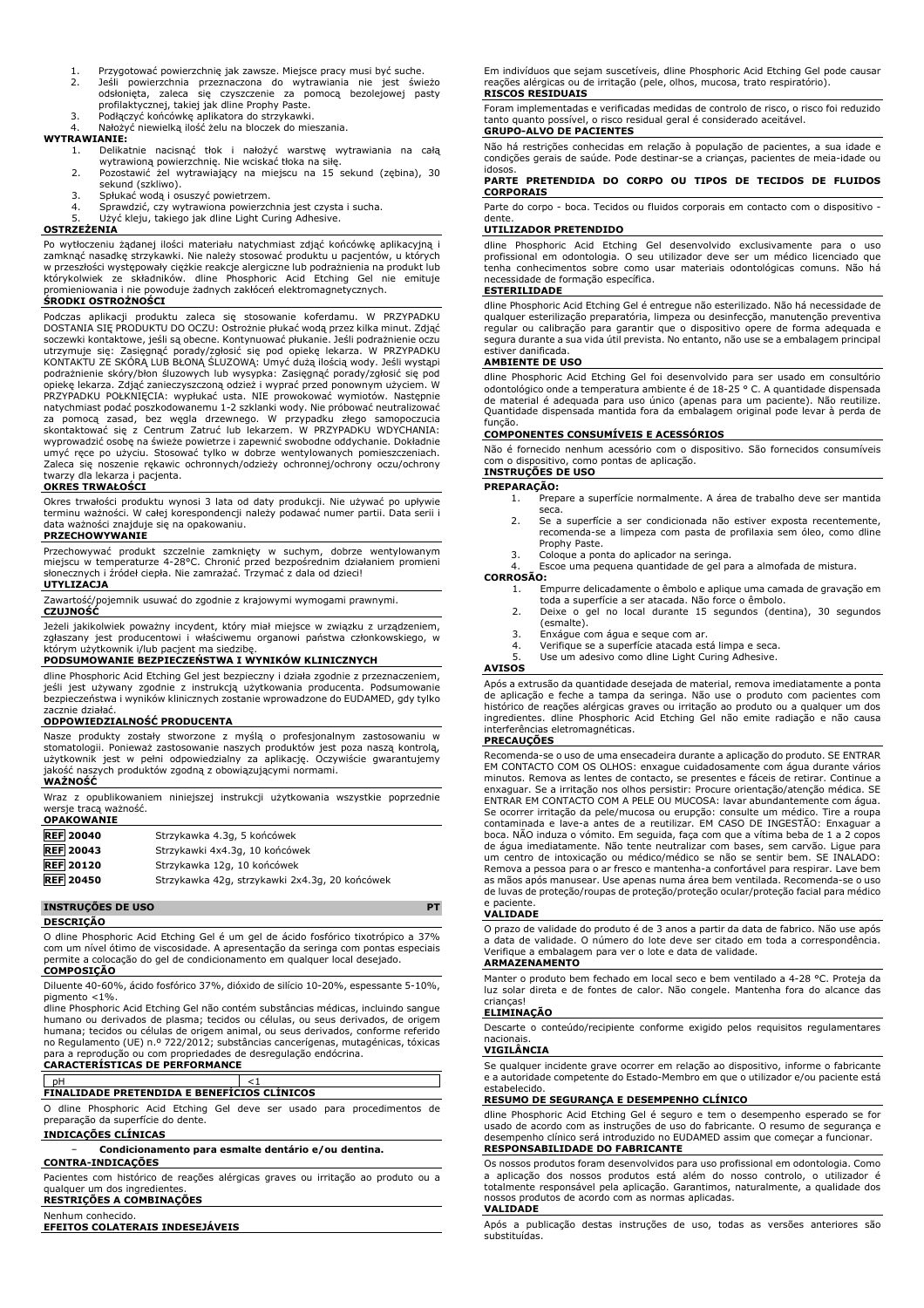1. Przygotować powierzchnię jak zawsze. Miejsce pracy musi być suche.
2. Jeśli powierzchnia przeznaczona do wytrawiania nie jest świeżo odsłonięta, zaleca się czyszczenie za pomocą bezolejowej pasty profilaktycznej, takiej jak dline Prophy Paste.
3. Podłączyć końcówkę aplikatora do strzykawki.
4. Nałożyć niewielką ilość żelu na bloczek do mieszania.

**WYTRAWIANIE:**

1. Delikatnie nacisnąć tłok i nałożyć warstwę wytrawiania na całą wytrawioną powierzchnię. Nie wciskać tłoka na siłę.
2. Pozostawić żel wytrawiający na miejscu na 15 sekund (zębina), 30 sekund (szkliwo).
3. Spłukać wodą i osuszyć powietrzem.
4. Sprawdzić, czy wytrawiona powierzchnia jest czysta i sucha.
5. Użyć kleju, takiego jak dline Light Curing Adhesive.

**OSTRZEŻENIA**

Po wytłoczeniu żądanej ilości materiału natychmiast zdjąć końcówkę aplikacyjną i zamknąć nasadkę strzykawki. Nie należy stosować produktu u pacjentów, u których w przeszłości występowały ciężkie reakcje alergiczne lub podrażnienia na produkt lub którykolwiek ze składników. dline Phosphoric Acid Etching Gel nie emituje promieniowania i nie powoduje żadnych zakłóceń elektromagnetycznych.

**ŚRODKI OSTROŻNOŚCI**

Podczas aplikacji produktu zaleca się stosowanie koferdamu. W PRZYPADKU DOSTANIA SIĘ PRODUKTU DO OCZU: Ostrożnie płukać wodą przez kilka minut. Zdjąć soczewki kontaktowe, jeśli są obecne. Kontynuować płukanie. Jeśli podrażnienie oczu utrzymuje się: Zasięgnąć porady/zgłosić się pod opiekę lekarza. W PRZYPADKU KONTAKTU ZE SKÓRĄ LUB BŁONĄ ŚLUZOWĄ: Umyć dużą ilością wody. Jeśli wystąpi podrażnienie skóry/błon śluzowych lub wysypka: Zasięgnąć porady/zgłosić się pod opiekę lekarza. Zdjąć zanieczyszczoną odzież i wyprać przed ponownym użyciem. W PRZYPADKU POŁKNIĘCIA: wypłukać usta. NIE prowokować wymiotów. Następnie natychmiast podać poszkodowanemu 1-2 szklanki wody. Nie próbować neutralizować za pomocą zasad, bez węgla drzewnego. W przypadku złego samopoczucia skontaktować się z Centrum Zatruć lub lekarzem. W PRZYPADKU WDYCHANIA: wyprowadzić osobę na świeże powietrze i zapewnić swobodne oddychanie. Dokładnie umyć ręce po użyciu. Stosować tylko w dobrze wentylowanych pomieszczeniach. Zaleca się noszenie rękawic ochronnych/odzieży ochronnej/ochrony oczu/ochrony twarzy dla lekarza i pacjenta.

**OKRES TRWAŁOŚCI**

Okres trwałości produktu wynosi 3 lata od daty produkcji. Nie używać po upływie terminu ważności. W całej korespondencji należy podawać numer partii. Data serii i data ważności znajduje się na opakowaniu.

**PRZECHOWYWANIE**

Przechowywać produkt szczelnie zamknięty w suchym, dobrze wentylowanym miejscu w temperaturze 4-28°C. Chronić przed bezpośrednim działaniem promieni słonecznych i źródeł ciepła. Nie zamrażać. Trzymać z dala od dzieci!

**UTYLIZACJA**

Zawartość/pojemnik usuwać do zgodnie z krajowymi wymogami prawnymi.

**CZUJNOŚĆ**

Jeżeli jakikolwiek poważny incydent, który miał miejsce w związku z urządzeniem, zgłaszany jest producentowi i właściwemu organowi państwa członkowskiego, w którym użytkownik i/lub pacjent ma siedzibę.

**PODSUMOWANIE BEZPIECZEŃSTWA I WYNIKÓW KLINICZNYCH**

dline Phosphoric Acid Etching Gel jest bezpieczny i działa zgodnie z przeznaczeniem, jeśli jest używany zgodnie z instrukcją użytkowania producenta. Podsumowanie bezpieczeństwa i wyników klinicznych zostanie wprowadzone do EUDAMED, gdy tylko zacznie działać.

**ODPOWIEDZIALNOŚĆ PRODUCENTA**

Nasze produkty zostały stworzone z myślą o profesjonalnym zastosowaniu w stomatologii. Ponieważ zastosowanie naszych produktów jest poza naszą kontrolą, użytkownik jest w pełni odpowiedzialny za aplikację. Oczywiście gwarantujemy jakość naszych produktów zgodną z obowiązującymi normami.

**WAŻNOŚĆ**

Wraz z opublikowaniem niniejszej instrukcji użytkowania wszystkie poprzednie wersje tracą ważność.

**OPAKOWANIE**

| | |
|---|---|
| REF 20040 | Strzykawka 4.3g, 5 końcówek |
| REF 20043 | Strzykawki 4x4.3g, 10 końcówek |
| REF 20120 | Strzykawka 12g, 10 końcówek |
| REF 20450 | Strzykawka 42g, strzykawki 2x4.3g, 20 końcówek |

## INSTRUÇÕES DE USO — PT

**DESCRIÇÃO**

O dline Phosphoric Acid Etching Gel é um gel de ácido fosfórico tixotrópico a 37% com um nível ótimo de viscosidade. A apresentação da seringa com pontas especiais permite a colocação do gel de condicionamento em qualquer local desejado.

**COMPOSIÇÃO**

Diluente 40-60%, ácido fosfórico 37%, dióxido de silício 10-20%, espessante 5-10%, pigmento <1%.

dline Phosphoric Acid Etching Gel não contém substâncias médicas, incluindo sangue humano ou derivados de plasma; tecidos ou células, ou seus derivados, de origem humana; tecidos ou células de origem animal, ou seus derivados, conforme referido no Regulamento (UE) n.º 722/2012; substâncias cancerígenas, mutagénicas, tóxicas para a reprodução ou com propriedades de desregulação endócrina.

**CARACTERÍSTICAS DE PERFORMANCE**

| | |
|---|---|
| pH | <1 |

**FINALIDADE PRETENDIDA E BENEFÍCIOS CLÍNICOS**

O dline Phosphoric Acid Etching Gel deve ser usado para procedimentos de preparação da superfície do dente.

**INDICAÇÕES CLÍNICAS**

- **Condicionamento para esmalte dentário e/ou dentina.**

**CONTRA-INDICAÇÕES**

Pacientes com histórico de reações alérgicas graves ou irritação ao produto ou a qualquer um dos ingredientes.

**RESTRIÇÕES A COMBINAÇÕES**

Nenhum conhecido.

**EFEITOS COLATERAIS INDESEJÁVEIS**

Em indivíduos que sejam suscetíveis, dline Phosphoric Acid Etching Gel pode causar reações alérgicas ou de irritação (pele, olhos, mucosa, trato respiratório).

**RISCOS RESIDUAIS**

Foram implementadas e verificadas medidas de controlo de risco, o risco foi reduzido tanto quanto possível, o risco residual geral é considerado aceitável.

**GRUPO-ALVO DE PACIENTES**

Não há restrições conhecidas em relação à população de pacientes, a sua idade e condições gerais de saúde. Pode destinar-se a crianças, pacientes de meia-idade ou idosos.

**PARTE PRETENDIDA DO CORPO OU TIPOS DE TECIDOS DE FLUIDOS CORPORAIS**

Parte do corpo - boca. Tecidos ou fluidos corporais em contacto com o dispositivo - dente.

**UTILIZADOR PRETENDIDO**

dline Phosphoric Acid Etching Gel desenvolvido exclusivamente para o uso profissional em odontologia. O seu utilizador deve ser um médico licenciado que tenha conhecimentos sobre como usar materiais odontológicas comuns. Não há necessidade de formação específica.

**ESTERILIDADE**

dline Phosphoric Acid Etching Gel é entregue não esterilizado. Não há necessidade de qualquer esterilização preparatória, limpeza ou desinfecção, manutenção preventiva regular ou calibração para garantir que o dispositivo opere de forma adequada e segura durante a sua vida útil prevista. No entanto, não use se a embalagem principal estiver danificada.

**AMBIENTE DE USO**

dline Phosphoric Acid Etching Gel foi desenvolvido para ser usado em consultório odontológico onde a temperatura ambiente é de 18-25 ° C. A quantidade dispensada de material é adequada para uso único (apenas para um paciente). Não reutilize. Quantidade dispensada mantida fora da embalagem original pode levar à perda de função.

**COMPONENTES CONSUMÍVEIS E ACESSÓRIOS**

Não é fornecido nenhum acessório com o dispositivo. São fornecidos consumíveis com o dispositivo, como pontas de aplicação.

**INSTRUÇÕES DE USO**

**PREPARAÇÃO:**

1. Prepare a superfície normalmente. A área de trabalho deve ser mantida seca.
2. Se a superfície a ser condicionada não estiver exposta recentemente, recomenda-se a limpeza com pasta de profilaxia sem óleo, como dline Prophy Paste.
3. Coloque a ponta do aplicador na seringa.
4. Escoe uma pequena quantidade de gel para a almofada de mistura.

**CORROSÃO:**

1. Empurre delicadamente o êmbolo e aplique uma camada de gravação em toda a superfície a ser atacada. Não force o êmbolo.
2. Deixe o gel no local durante 15 segundos (dentina), 30 segundos (esmalte).
3. Enxágue com água e seque com ar.
4. Verifique se a superfície atacada está limpa e seca.
5. Use um adesivo como dline Light Curing Adhesive.

**AVISOS**

Após a extrusão da quantidade desejada de material, remova imediatamente a ponta de aplicação e feche a tampa da seringa. Não use o produto com pacientes com histórico de reações alérgicas graves ou irritação ao produto ou a qualquer um dos ingredientes. dline Phosphoric Acid Etching Gel não emite radiação e não causa interferências eletromagnéticas.

**PRECAUÇÕES**

Recomenda-se o uso de uma ensecadeira durante a aplicação do produto. SE ENTRAR EM CONTACTO COM OS OLHOS: enxague cuidadosamente com água durante vários minutos. Remova as lentes de contacto, se presentes e fáceis de retirar. Continue a enxaguar. Se a irritação nos olhos persistir: Procure orientação/atenção médica. SE ENTRAR EM CONTACTO COM A PELE OU MUCOSA: lavar abundantemente com água. Se ocorrer irritação da pele/mucosa ou erupção: consulte um médico. Tire a roupa contaminada e lave-a antes de a reutilizar. EM CASO DE INGESTÃO: Enxaguar a boca. NÃO induza o vómito. Em seguida, faça com que a vítima beba de 1 a 2 copos de água imediatamente. Não tente neutralizar com bases, sem carvão. Ligue para um centro de intoxicação ou médico/médico se não se sentir bem. SE INALADO: Remova a pessoa para o ar fresco e mantenha-a confortável para respirar. Lave bem as mãos após manusear. Use apenas numa área bem ventilada. Recomenda-se o uso de luvas de proteção/roupas de proteção/proteção ocular/proteção facial para médico e paciente.

**VALIDADE**

O prazo de validade do produto é de 3 anos a partir da data de fabrico. Não use após a data de validade. O número do lote deve ser citado em toda a correspondência. Verifique a embalagem para ver o lote e data de validade.

**ARMAZENAMENTO**

Manter o produto bem fechado em local seco e bem ventilado a 4-28 °C. Proteja da luz solar direta e de fontes de calor. Não congele. Mantenha fora do alcance das crianças!

**ELIMINAÇÃO**

Descarte o conteúdo/recipiente conforme exigido pelos requisitos regulamentares nacionais.

**VIGILÂNCIA**

Se qualquer incidente grave ocorrer em relação ao dispositivo, informe o fabricante e a autoridade competente do Estado-Membro em que o utilizador e/ou paciente está estabelecido.

**RESUMO DE SEGURANÇA E DESEMPENHO CLÍNICO**

dline Phosphoric Acid Etching Gel é seguro e tem o desempenho esperado se for usado de acordo com as instruções de uso do fabricante. O resumo de segurança e desempenho clínico será introduzido no EUDAMED assim que começar a funcionar.

**RESPONSABILIDADE DO FABRICANTE**

Os nossos produtos foram desenvolvidos para uso profissional em odontologia. Como a aplicação dos nossos produtos está além do nosso controlo, o utilizador é totalmente responsável pela aplicação. Garantimos, naturalmente, a qualidade dos nossos produtos de acordo com as normas aplicadas.

**VALIDADE**

Após a publicação destas instruções de uso, todas as versões anteriores são substituídas.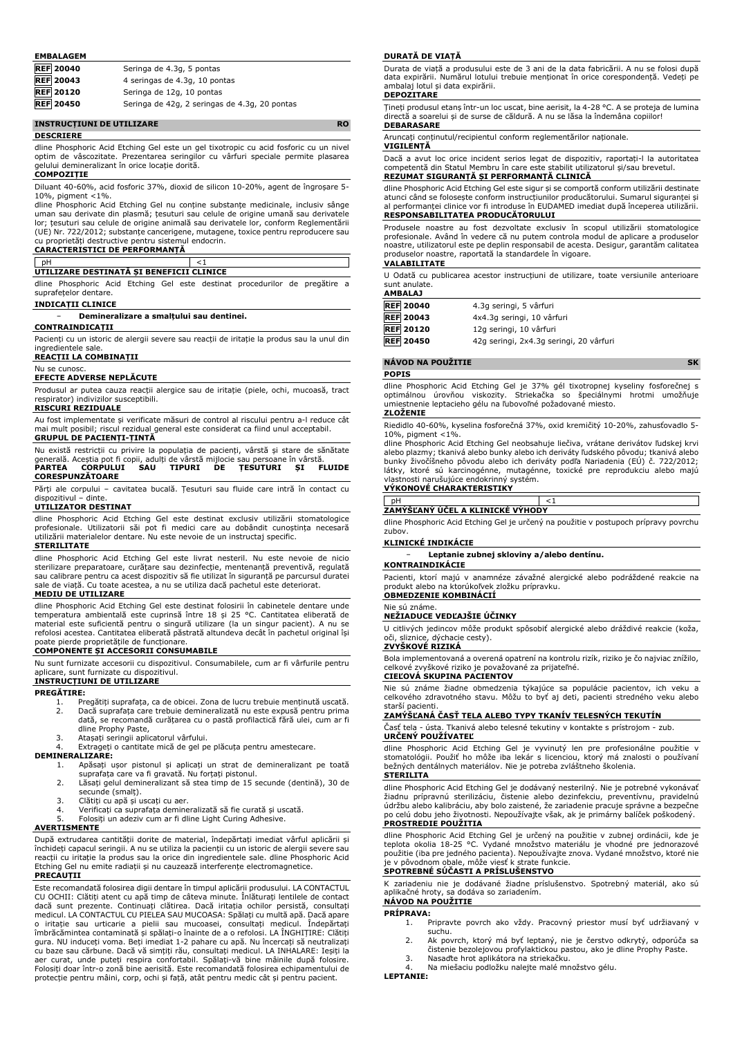**EMBALAGEM**

| | |
|---|---|
| REF 20040 | Seringa de 4.3g, 5 pontas |
| REF 20043 | 4 seringas de 4.3g, 10 pontas |
| REF 20120 | Seringa de 12g, 10 pontas |
| REF 20450 | Seringa de 42g, 2 seringas de 4.3g, 20 pontas |

## INSTRUCȚIUNI DE UTILIZARE RO

**DESCRIERE**

dline Phosphoric Acid Etching Gel este un gel tixotropic cu acid fosforic cu un nivel optim de vâscozitate. Prezentarea seringilor cu vârfuri speciale permite plasarea gelului demineralizant în orice locație dorită.

**COMPOZIȚIE**

Diluant 40-60%, acid fosforic 37%, dioxid de silicon 10-20%, agent de îngroșare 5-10%, pigment <1%.

dline Phosphoric Acid Etching Gel nu conține substanțe medicinale, inclusiv sânge uman sau derivate din plasmă; țesuturi sau celule de origine umană sau derivatele lor; țesuturi sau celule de origine animală sau derivatele lor, conform Reglementării (UE) Nr. 722/2012; substanțe cancerigene, mutagene, toxice pentru reproducere sau cu proprietăți destructive pentru sistemul endocrin.

**CARACTERISTICI DE PERFORMANȚĂ**

| pH | <1 |
|---|---|

**UTILIZARE DESTINATĂ ȘI BENEFICII CLINICE**

dline Phosphoric Acid Etching Gel este destinat procedurilor de pregătire a suprafețelor dentare.

**INDICAȚII CLINICE**

- **Demineralizare a smalțului sau dentinei.**

**CONTRAINDICAȚII**

Pacienți cu un istoric de alergii severe sau reacții de iritație la produs sau la unul din ingredientele sale.

**REACȚII LA COMBINAȚII**

Nu se cunosc.

**EFECTE ADVERSE NEPLĂCUTE**

Produsul ar putea cauza reacții alergice sau de iritație (piele, ochi, mucoasă, tract respirator) indivizilor susceptibili.

**RISCURI REZIDUALE**

Au fost implementate și verificate măsuri de control al riscului pentru a-l reduce cât mai mult posibil; riscul rezidual general este considerat ca fiind unul acceptabil.

**GRUPUL DE PACIENȚI-ȚINTĂ**

Nu există restricții cu privire la populația de pacienți, vârstă și stare de sănătate generală. Aceștia pot fi copii, adulți de vârstă mijlocie sau persoane în vârstă.

**PARTEA CORPULUI SAU TIPURI DE ȚESUTURI ȘI FLUIDE CORESPUNZĂTOARE**

Părți ale corpului – cavitatea bucală. Țesuturi sau fluide care intră în contact cu dispozitivul – dinte.

**UTILIZATOR DESTINAT**

dline Phosphoric Acid Etching Gel este destinat exclusiv utilizării stomatologice profesionale. Utilizatorii săi pot fi medici care au dobândit cunoștința necesară utilizării materialelor dentare. Nu este nevoie de un instructaj specific.

**STERILITATE**

dline Phosphoric Acid Etching Gel este livrat nesteril. Nu este nevoie de nicio sterilizare preparatoare, curățare sau dezinfecție, mentenanță preventivă, regulată sau calibrare pentru ca acest dispozitiv să fie utilizat în siguranță pe parcursul duratei sale de viață. Cu toate acestea, a nu se utiliza dacă pachetul este deteriorat.

**MEDIU DE UTILIZARE**

dline Phosphoric Acid Etching Gel este destinat folosirii în cabinetele dentare unde temperatura ambientală este cuprinsă între 18 și 25 °C. Cantitatea eliberată de material este suficientă pentru o singură utilizare (la un singur pacient). A nu se refolosi acesta. Cantitatea eliberată păstrată altundeva decât în pachetul original își poate pierde proprietățile de funcționare.

**COMPONENTE ȘI ACCESORII CONSUMABILE**

Nu sunt furnizate accesorii cu dispozitivul. Consumabilele, cum ar fi vârfurile pentru aplicare, sunt furnizate cu dispozitivul.

**INSTRUCȚIUNI DE UTILIZARE**

**PREGĂTIRE:**

1. Pregătiți suprafața, ca de obicei. Zona de lucru trebuie menținută uscată.
2. Dacă suprafața care trebuie demineralizată nu este expusă pentru prima dată, se recomandă curățarea cu o pastă profilactică fără ulei, cum ar fi dline Prophy Paste,
3. Atașați seringii aplicatorul vârfului.
4. Extrageți o cantitate mică de gel pe plăcuța pentru amestecare.

**DEMINERALIZARE:**

1. Apăsați ușor pistonul și aplicați un strat de demineralizant pe toată suprafața care va fi gravată. Nu forțați pistonul.
2. Lăsați gelul demineralizant să stea timp de 15 secunde (dentină), 30 de secunde (smalț).
3. Clătiți cu apă și uscați cu aer.
4. Verificați ca suprafața demineralizată să fie curată și uscată.
5. Folosiți un adeziv cum ar fi dline Light Curing Adhesive.

**AVERTISMENTE**

După extrudarea cantității dorite de material, îndepărtați imediat vârful aplicării și închideți capacul seringii. A nu se utiliza la pacienții cu un istoric de alergii severe sau reacții cu iritație la produs sau la orice din ingredientele sale. dline Phosphoric Acid Etching Gel nu emite radiații și nu cauzează interferențe electromagnetice.

**PRECAUȚII**

Este recomandată folosirea digii dentare în timpul aplicării produsului. LA CONTACTUL CU OCHII: Clătiți atent cu apă timp de câteva minute. Înlăturați lentilele de contact dacă sunt prezente. Continuați clătirea. Dacă iritația ochilor persistă, consultați medicul. LA CONTACTUL CU PIELEA SAU MUCOASA: Spălați cu multă apă. Dacă apare o iritație sau urticarie a pielii sau mucoasei, consultați medicul. Îndepărtați îmbrăcămintea contaminată și spălați-o înainte de a o refolosi. LA ÎNGHIȚIRE: Clătiți gura. NU induceți voma. Beți imediat 1-2 pahare cu apă. Nu încercați să neutralizați cu baze sau cărbune. Dacă vă simțiți rău, consultați medicul. LA INHALARE: Ieșiți la aer curat, unde puteți respira confortabil. Spălați-vă bine mâinile după folosire. Folosiți doar într-o zonă bine aerisită. Este recomandată folosirea echipamentului de protecție pentru mâini, corp, ochi și față, atât pentru medic cât și pentru pacient.

**DURATĂ DE VIAȚĂ**

Durata de viață a produsului este de 3 ani de la data fabricării. A nu se folosi după data expirării. Numărul lotului trebuie menționat în orice corespondență. Vedeți pe ambalaj lotul și data expirării.

**DEPOZITARE**

Țineți produsul etanș într-un loc uscat, bine aerisit, la 4-28 °C. A se proteja de lumina directă a soarelui și de surse de căldură. A nu se lăsa la îndemâna copiilor!

**DEBARASARE**

Aruncați conținutul/recipientul conform reglementărilor naționale.

**VIGILENȚĂ**

Dacă a avut loc orice incident serios legat de dispozitiv, raportați-l la autoritatea competentă din Statul Membru în care este stabilit utilizatorul și/sau brevetul.

**REZUMAT SIGURANȚĂ ȘI PERFORMANȚĂ CLINICĂ**

dline Phosphoric Acid Etching Gel este sigur și se comportă conform utilizării destinate atunci când se folosește conform instrucțiunilor producătorului. Sumarul siguranței și al performanței clinice vor fi introduse în EUDAMED imediat după începerea utilizării.

**RESPONSABILITATEA PRODUCĂTORULUI**

Produsele noastre au fost dezvoltate exclusiv în scopul utilizării stomatologice profesionale. Având în vedere că nu putem controla modul de aplicare a produselor noastre, utilizatorul este pe deplin responsabil de acesta. Desigur, garantăm calitatea produselor noastre, raportată la standardele în vigoare.

**VALABILITATE**

U Odată cu publicarea acestor instrucțiuni de utilizare, toate versiunile anterioare sunt anulate.

**AMBALAJ**

| | |
|---|---|
| REF 20040 | 4.3g seringi, 5 vârfuri |
| REF 20043 | 4x4.3g seringi, 10 vârfuri |
| REF 20120 | 12g seringi, 10 vârfuri |
| REF 20450 | 42g seringi, 2x4.3g seringi, 20 vârfuri |

## NÁVOD NA POUŽITIE SK

**POPIS**

dline Phosphoric Acid Etching Gel je 37% gél tixotropnej kyseliny fosforečnej s optimálnou úrovňou viskozity. Striekačka so špeciálnymi hrotmi umožňuje umiestnenie leptacieho gélu na ľubovoľné požadované miesto.

**ZLOŽENIE**

Riedidlo 40-60%, kyselina fosforečná 37%, oxid kremičitý 10-20%, zahusťovadlo 5-10%, pigment <1%.

dline Phosphoric Acid Etching Gel neobsahuje liečiva, vrátane derivátov ľudskej krvi alebo plazmy; tkanivá alebo bunky alebo ich deriváty ľudského pôvodu; tkanivá alebo bunky živočíšneho pôvodu alebo ich deriváty podľa Nariadenia (EÚ) č. 722/2012; látky, ktoré sú karcinogénne, mutagénne, toxické pre reprodukciu alebo majú vlastnosti narušujúce endokrinný systém.

**VÝKONOVÉ CHARAKTERISTIKY**

| pH | <1 |
|---|---|

**ZAMÝŠĽANÝ ÚČEL A KLINICKÉ VÝHODY**

dline Phosphoric Acid Etching Gel je určený na použitie v postupoch prípravy povrchu zubov.

**KLINICKÉ INDIKÁCIE**

- **Leptanie zubnej skloviny a/alebo dentínu.**

**KONTRAINDIKÁCIE**

Pacienti, ktorí majú v anamnéze závažné alergické alebo podráždené reakcie na produkt alebo na ktorúkoľvek zložku prípravku.

**OBMEDZENIE KOMBINÁCIÍ**

Nie sú známe.

**NEŽIADUCE VEDĽAJŠIE ÚČINKY**

U citlivých jedincov môže produkt spôsobiť alergické alebo dráždivé reakcie (koža, oči, sliznice, dýchacie cesty).

**ZVYŠKOVÉ RIZIKÁ**

Bola implementovaná a overená opatrení na kontrolu rizík, riziko je čo najviac znížilo, celkové zvyškové riziko je považované za prijateľné.

**CIEĽOVÁ SKUPINA PACIENTOV**

Nie sú známe žiadne obmedzenia týkajúce sa populácie pacientov, ich veku a celkového zdravotného stavu. Môžu to byť aj deti, pacienti stredného veku alebo starší pacienti.

**ZAMÝŠĽANÁ ČASŤ TELA ALEBO TYPY TKANÍV TELESNÝCH TEKUTÍN**

Časť tela - ústa. Tkanivá alebo telesné tekutiny v kontakte s prístrojom - zub.

**URČENÝ POUŽÍVATEĽ**

dline Phosphoric Acid Etching Gel je vyvinutý len pre profesionálne použitie v stomatológii. Použiť ho môže iba lekár s licenciou, ktorý má znalosti o používaní bežných dentálnych materiálov. Nie je potreba zvláštneho školenia.

**STERILITA**

dline Phosphoric Acid Etching Gel je dodávaný nesterilný. Nie je potrebné vykonávať žiadnu prípravnú sterilizáciu, čistenie alebo dezinfekciu, preventívnu, pravidelnú údržbu alebo kalibráciu, aby bolo zaistené, že zariadenie pracuje správne a bezpečne po celú dobu jeho životnosti. Nepoužívajte však, ak je primárny balíček poškodený.

**PROSTREDIE POUŽITIA**

dline Phosphoric Acid Etching Gel je určený na použitie v zubnej ordinácii, kde je teplota okolia 18-25 °C. Vydané množstvo materiálu je vhodné pre jednorazové použitie (iba pre jedného pacienta). Nepoužívajte znova. Vydané množstvo, ktoré nie je v pôvodnom obale, môže viesť k strate funkcie.

**SPOTREBNÉ SÚČASTI A PRÍSLUŠENSTVO**

K zariadeniu nie je dodávané žiadne príslušenstvo. Spotrebný materiál, ako sú aplikačné hroty, sa dodáva so zariadením.

**NÁVOD NA POUŽITIE**

**PRÍPRAVA:**

1. Pripravte povrch ako vždy. Pracovný priestor musí byť udržiavaný v suchu.
2. Ak povrch, ktorý má byť leptaný, nie je čerstvo odkrytý, odporúča sa čistenie bezolejovou profylaktickou pastou, ako je dline Prophy Paste.
3. Nasaďte hrot aplikátora na striekačku.
4. Na miešaciu podložku nalejte malé množstvo gélu.

**LEPTANIE:**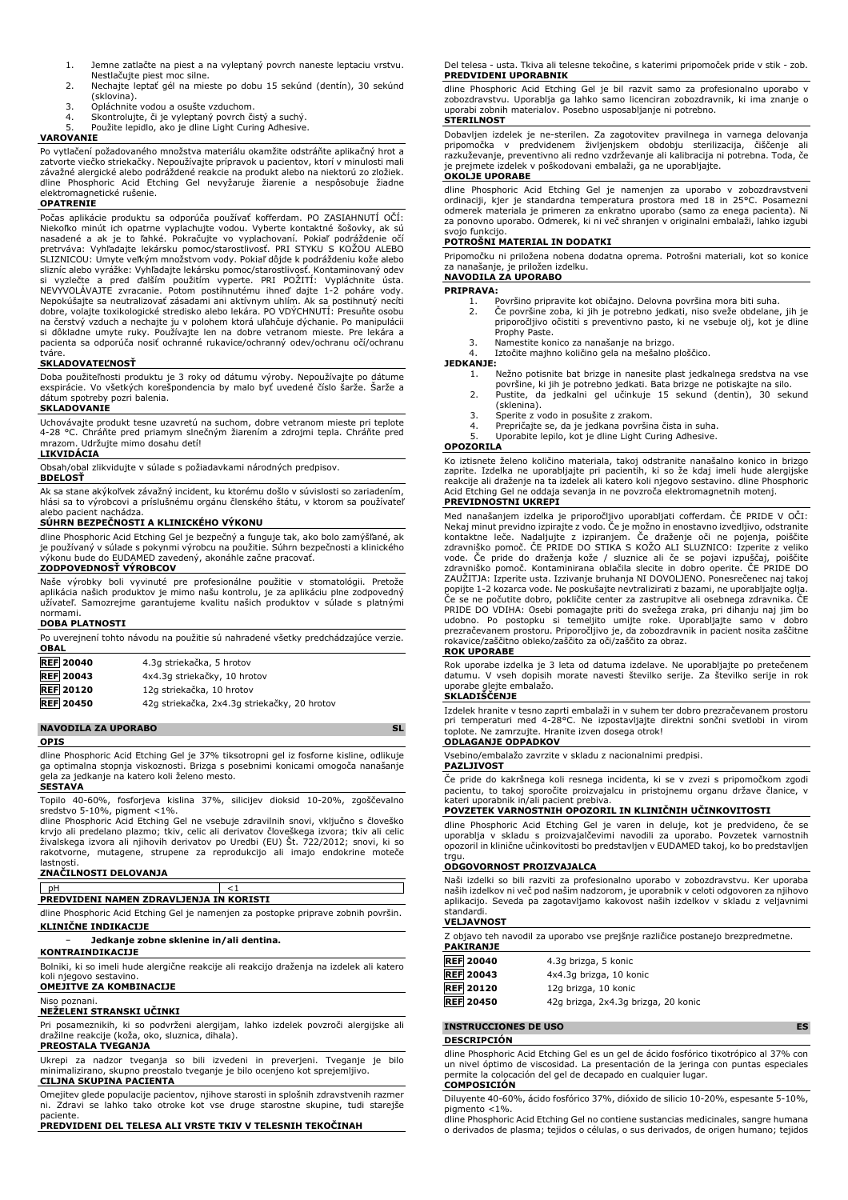1. Jemne zatlačte na piest a na vyleptaný povrch naneste leptaciu vrstvu. Nestláčajte piest moc silne.
2. Nechajte leptať gél na mieste po dobu 15 sekúnd (dentín), 30 sekúnd (sklovina).
3. Opláchnite vodou a osušte vzduchom.
4. Skontrolujte, či je vyleptaný povrch čistý a suchý.
5. Použite lepidlo, ako je dline Light Curing Adhesive.

**VAROVANIE**

Po vytlačení požadovaného množstva materiálu okamžite odstráňte aplikačný hrot a zatvorte viečko striekačky. Nepoužívajte prípravok u pacientov, ktorí v minulosti mali závažné alergické alebo podráždené reakcie na produkt alebo na niektorú zo zložiek. dline Phosphoric Acid Etching Gel nevyžaruje žiarenie a nespôsobuje žiadne elektromagnetické rušenie.

**OPATRENIE**

Počas aplikácie produktu sa odporúča používať kofferdam. PO ZASIAHNUTÍ OČÍ: Niekoľko minút ich opatrne vyplachujte vodou. Vyberte kontaktné šošovky, ak sú nasadené a ak je to ľahké. Pokračujte vo vyplachovaní. Pokiaľ podráždenie očí pretrváva: Vyhľadajte lekársku pomoc/starostlivosť. PRI STYKU S KOŽOU ALEBO SLIZNICOU: Umyte veľkým množstvom vody. Pokiaľ dôjde k podráždeniu kože alebo slizníc alebo vyrážke: Vyhľadajte lekársku pomoc/starostlivosť. Kontaminovaný odev si vyzlečte a pred ďalším použitím vyperte. PRI POŽITÍ: Vypláchnite ústa. NEVYVOLÁVAJTE zvracanie. Potom postihnutému ihneď dajte 1-2 poháre vody. Nepokúšajte sa neutralizovať zásadami ani aktívnym uhlím. Ak sa postihnutý necíti dobre, volajte toxikologické stredisko alebo lekára. PO VDÝCHNUTÍ: Presuňte osobu na čerstvý vzduch a nechajte ju v polohem ktorá uľahčuje dýchanie. Po manipulácii si dôkladne umyte ruky. Používajte len na dobre vetranom mieste. Pre lekára a pacienta sa odporúča nosiť ochranné rukavice/ochranný odev/ochranu očí/ochranu tváre.

**SKLADOVATEĽNOSŤ**

Doba použiteľnosti produktu je 3 roky od dátumu výroby. Nepoužívajte po dátume exspirácie. Vo všetkých korešpondencia by malo byť uvedené číslo šarže. Šarže a dátum spotreby pozri balenia.

**SKLADOVANIE**

Uchovávajte produkt tesne uzavretú na suchom, dobre vetranom mieste pri teplote 4-28 °C. Chráňte pred priamym slnečným žiarením a zdrojmi tepla. Chráňte pred mrazom. Udržujte mimo dosahu detí!

**LIKVIDÁCIA**

Obsah/obal zlikvidujte v súlade s požiadavkami národných predpisov.

**BDELOSŤ**

Ak sa stane akýkoľvek závažný incident, ku ktorému došlo v súvislosti so zariadením, hlási sa to výrobcovi a príslušnému orgánu členského štátu, v ktorom sa používateľ alebo pacient nachádza.

**SÚHRN BEZPEČNOSTI A KLINICKÉHO VÝKONU**

dline Phosphoric Acid Etching Gel je bezpečný a funguje tak, ako bolo zamýšľané, ak je používaný v súlade s pokynmi výrobcu na použitie. Súhrn bezpečnosti a klinického výkonu bude do EUDAMED zavedený, akonáhle začne pracovať.

**ZODPOVEDNOSŤ VÝROBCOV**

Naše výrobky boli vyvinuté pre profesionálne použitie v stomatológii. Pretože aplikácia našich produktov je mimo našu kontrolu, je za aplikáciu plne zodpovedný užívateľ. Samozrejme garantujeme kvalitu našich produktov v súlade s platnými normami.

**DOBA PLATNOSTI**

Po uverejnení tohto návodu na použitie sú nahradené všetky predchádzajúce verzie.

**OBAL**

| | |
|---|---|
| REF 20040 | 4.3g striekačka, 5 hrotov |
| REF 20043 | 4x4.3g striekačky, 10 hrotov |
| REF 20120 | 12g striekačka, 10 hrotov |
| REF 20450 | 42g striekačka, 2x4.3g striekačky, 20 hrotov |

## NAVODILA ZA UPORABO SL

**OPIS**

dline Phosphoric Acid Etching Gel je 37% tiksotropni gel iz fosforne kisline, odlikuje ga optimalna stopnja viskoznosti. Brizga s posebnimi konicami omogoča nanašanje gela za jedkanje na katero koli želeno mesto.

**SESTAVA**

Topilo 40-60%, fosforjeva kislina 37%, silicijev dioksid 10-20%, zgoščevalno sredstvo 5-10%, pigment <1%.
dline Phosphoric Acid Etching Gel ne vsebuje zdravilnih snovi, vključno s človeško krvjo ali predelano plazmo; tkiv, celic ali derivatov človeškega izvora; tkiv ali celic živalskega izvora ali njihovih derivatov po Uredbi (EU) Št. 722/2012; snovi, ki so rakotvorne, mutagene, strupene za reprodukcijo ali imajo endokrine moteče lastnosti.

**ZNAČILNOSTI DELOVANJA**

| | |
|---|---|
| pH | <1 |

**PREDVIDENI NAMEN ZDRAVLJENJA IN KORISTI**

dline Phosphoric Acid Etching Gel je namenjen za postopke priprave zobnih površin.

**KLINIČNE INDIKACIJE**

– **Jedkanje zobne sklenine in/ali dentina.**

**KONTRAINDIKACIJE**

Bolniki, ki so imeli hude alergične reakcije ali reakcijo draženja na izdelek ali katero koli njegovo sestavino.

**OMEJITVE ZA KOMBINACIJE**

Niso poznani.

**NEŽELENI STRANSKI UČINKI**

Pri posameznikih, ki so podvrženi alergijam, lahko izdelek povzroči alergijske ali dražilne reakcije (koža, oko, sluznica, dihala).

**PREOSTALA TVEGANJA**

Ukrepi za nadzor tveganja so bili izvedeni in preverjeni. Tveganje je bilo minimalizirano, skupno preostalo tveganje je bilo ocenjeno kot sprejemljivo.

**CILJNA SKUPINA PACIENTA**

Omejitev glede populacije pacientov, njihove starosti in splošnih zdravstvenih razmer ni. Zdravi se lahko tako otroke kot vse druge starostne skupine, tudi starejše paciente.

**PREDVIDENI DEL TELESA ALI VRSTE TKIV V TELESNIH TEKOČINAH**

Del telesa - usta. Tkiva ali telesne tekočine, s katerimi pripomoček pride v stik - zob.

**PREDVIDENI UPORABNIK**

dline Phosphoric Acid Etching Gel je bil razvit samo za profesionalno uporabo v zobozdravstvu. Uporablja ga lahko samo licenciran zobozdravnik, ki ima znanje o uporabi zobnih materialov. Posebno usposabljanje ni potrebno.

**STERILNOST**

Dobavljen izdelek je ne-sterilen. Za zagotovitev pravilnega in varnega delovanja pripomočka v predvidenem življenjskem obdobju sterilizacija, čiščenje ali razkuževanje, preventivno ali redno vzdrževanje ali kalibracija ni potrebna. Toda, če je prejmete izdelek v poškodovani embalaži, ga ne uporabljajte.

**OKOLJE UPORABE**

dline Phosphoric Acid Etching Gel je namenjen za uporabo v zobozdravstveni ordinaciji, kjer je standardna temperatura prostora med 18 in 25°C. Posamezni odmerek materiala je primeren za enkratno uporabo (samo za enega pacienta). Ni za ponovno uporabo. Odmerek, ki ni več shranjen v originalni embalaži, lahko izgubi svojo funkcijo.

**POTROŠNI MATERIAL IN DODATKI**

Pripomočku ni priložena nobena dodatna oprema. Potrošni materiali, kot so konice za nanašanje, je priložen izdelku.

**NAVODILA ZA UPORABO**

**PRIPRAVA:**

1. Površino pripravite kot običajno. Delovna površina mora biti suha.
2. Če površine zoba, ki jih je potrebno jedkati, niso sveže obdelane, jih je priporočljivo očistiti s preventivno pasto, ki ne vsebuje olj, kot je dline Prophy Paste.
3. Namestite konico za nanašanje na brizgo.
4. Iztočite majhno količino gela na mešalno ploščico.

**JEDKANJE:**

1. Nežno potisnite bat brizge in nanesite plast jedkalnega sredstva na vse površine, ki jih je potrebno jedkati. Bata brizge ne potiskajte na silo.
2. Pustite, da jedkalni gel učinkuje 15 sekund (dentin), 30 sekund (sklenina).
3. Sperite z vodo in posušite z zrakom.
4. Prepričajte se, da je jedkana površina čista in suha.
5. Uporabite lepilo, kot je dline Light Curing Adhesive.

**OPOZORILA**

Ko iztisnete želeno količino materiala, takoj odstranite nanašalno konico in brizgo zaprite. Izdelka ne uporabljajte pri pacientih, ki so že kdaj imeli hude alergijske reakcije ali draženje na ta izdelek ali katero koli njegovo sestavino. dline Phosphoric Acid Etching Gel ne oddaja sevanja in ne povzroča elektromagnetnih motenj.

**PREVIDNOSTNI UKREPI**

Med nanašanjem izdelka je priporočljivo uporabljati cofferdam. ČE PRIDE V OČI: Nekaj minut previdno izpirajte z vodo. Če je možno in enostavno izvedljivo, odstranite kontaktne leče. Nadaljujte z izpiranjem. Če draženje oči ne pojenja, poiščite zdravniško pomoč. ČE PRIDE DO STIKA S KOŽO ALI SLUZNICO: Izperite z veliko vode. Če pride do draženja kože / sluznice ali če se pojavi izpuščaj, poiščite zdravniško pomoč. Kontaminirana oblačila slecite in dobro operite. ČE PRIDE DO ZAUŽITJA: Izperite usta. Izzivanje bruhanja NI DOVOLJENO. Ponesrečenec naj takoj popije 1-2 kozarca vode. Ne poskušajte nevtralizirati z bazami, ne uporabljajte oglja. Če se ne počutite dobro, pokličite center za zastrupitve ali osebnega zdravnika. ČE PRIDE DO VDIHA: Osebi pomagajte priti do svežega zraka, pri dihanju naj jim bo udobno. Po postopku si temeljito umijte roke. Uporabljajte samo v dobro prezračevanem prostoru. Priporočljivo je, da zobozdravnik in pacient nosita zaščitne rokavice/zaščitno obleko/zaščito za oči/zaščito za obraz.

**ROK UPORABE**

Rok uporabe izdelka je 3 leta od datuma izdelave. Ne uporabljajte po pretečenem datumu. V vseh dopisih morate navesti številko serije. Za številko serije in rok uporabe glejte embalažo.

**SKLADIŠČENJE**

Izdelek hranite v tesno zaprti embalaži in v suhem ter dobro prezračevanem prostoru pri temperaturi med 4-28°C. Ne izpostavljajte direktni sončni svetlobi in virom toplote. Ne zamrzujte. Hranite izven dosega otrok!

**ODLAGANJE ODPADKOV**

Vsebino/embalažo zavrzite v skladu z nacionalnimi predpisi.

**PAZLJIVOST**

Če pride do kakršnega koli resnega incidenta, ki se v zvezi s pripomočkom zgodi pacientu, to takoj sporočite proizvajalcu in pristojnemu organu države članice, v kateri uporabnik in/ali pacient prebiva.

**POVZETEK VARNOSTNIH OPOZORIL IN KLINIČNIH UČINKOVITOSTI**

dline Phosphoric Acid Etching Gel je varen in deluje, kot je predvideno, če se uporablja v skladu s proizvajalčevimi navodili za uporabo. Povzetek varnostnih opozoril in klinične učinkovitosti bo predstavljen v EUDAMED takoj, ko bo predstavljen trgu.

**ODGOVORNOST PROIZVAJALCA**

Naši izdelki so bili razviti za profesionalno uporabo v zobozdravstvu. Ker uporaba naših izdelkov ni več pod našim nadzorom, je uporabnik v celoti odgovoren za njihovo aplikacijo. Seveda pa zagotavljamo kakovost naših izdelkov v skladu z veljavnimi standardi.

**VELJAVNOST**

Z objavo teh navodil za uporabo vse prejšnje različice postanejo brezpredmetne.

**PAKIRANJE**

| | |
|---|---|
| REF 20040 | 4.3g brizga, 5 konic |
| REF 20043 | 4x4.3g brizga, 10 konic |
| REF 20120 | 12g brizga, 10 konic |
| REF 20450 | 42g brizga, 2x4.3g brizga, 20 konic |

## INSTRUCCIONES DE USO ES

**DESCRIPCIÓN**

dline Phosphoric Acid Etching Gel es un gel de ácido fosfórico tixotrópico al 37% con un nivel óptimo de viscosidad. La presentación de la jeringa con puntas especiales permite la colocación del gel de decapado en cualquier lugar.

**COMPOSICIÓN**

Diluyente 40-60%, ácido fosfórico 37%, dióxido de silicio 10-20%, espesante 5-10%, pigmento <1%.
dline Phosphoric Acid Etching Gel no contiene sustancias medicinales, sangre humana o derivados de plasma; tejidos o células, o sus derivados, de origen humano; tejidos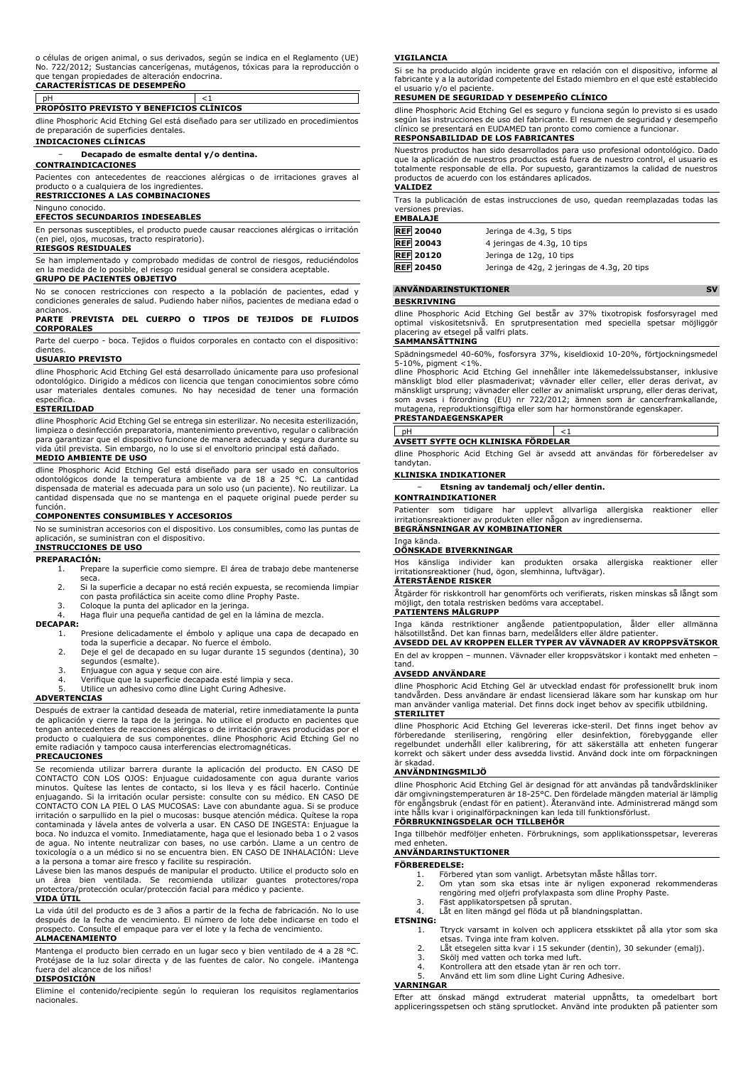o células de origen animal, o sus derivados, según se indica en el Reglamento (UE) No. 722/2012; Sustancias cancerígenas, mutágenos, tóxicas para la reproducción o que tengan propiedades de alteración endocrina.

**CARACTERÍSTICAS DE DESEMPEÑO**

| pH | <1 |
|---|---|

**PROPÓSITO PREVISTO Y BENEFICIOS CLÍNICOS**

dline Phosphoric Acid Etching Gel está diseñado para ser utilizado en procedimientos de preparación de superficies dentales.

**INDICACIONES CLÍNICAS**

- **Decapado de esmalte dental y/o dentina.**

**CONTRAINDICACIONES**

Pacientes con antecedentes de reacciones alérgicas o de irritaciones graves al producto o a cualquiera de los ingredientes.

**RESTRICCIONES A LAS COMBINACIONES**

Ninguno conocido.

**EFECTOS SECUNDARIOS INDESEABLES**

En personas susceptibles, el producto puede causar reacciones alérgicas o irritación (en piel, ojos, mucosas, tracto respiratorio).

**RIESGOS RESIDUALES**

Se han implementado y comprobado medidas de control de riesgos, reduciéndolos en la medida de lo posible, el riesgo residual general se considera aceptable.

**GRUPO DE PACIENTES OBJETIVO**

No se conocen restricciones con respecto a la población de pacientes, edad y condiciones generales de salud. Pudiendo haber niños, pacientes de mediana edad o ancianos.

**PARTE PREVISTA DEL CUERPO O TIPOS DE TEJIDOS DE FLUIDOS CORPORALES**

Parte del cuerpo - boca. Tejidos o fluidos corporales en contacto con el dispositivo: dientes.

**USUARIO PREVISTO**

dline Phosphoric Acid Etching Gel está desarrollado únicamente para uso profesional odontológico. Dirigido a médicos con licencia que tengan conocimientos sobre cómo usar materiales dentales comunes. No hay necesidad de tener una formación específica.

**ESTERILIDAD**

dline Phosphoric Acid Etching Gel se entrega sin esterilizar. No necesita esterilización, limpieza o desinfección preparatoria, mantenimiento preventivo, regular o calibración para garantizar que el dispositivo funcione de manera adecuada y segura durante su vida útil prevista. Sin embargo, no lo use si el envoltorio principal está dañado.

**MEDIO AMBIENTE DE USO**

dline Phosphoric Acid Etching Gel está diseñado para ser usado en consultorios odontológicos donde la temperatura ambiente va de 18 a 25 °C. La cantidad dispensada de material es adecuada para un solo uso (un paciente). No reutilizar. La cantidad dispensada que no se mantenga en el paquete original puede perder su función.

**COMPONENTES CONSUMIBLES Y ACCESORIOS**

No se suministran accesorios con el dispositivo. Los consumibles, como las puntas de aplicación, se suministran con el dispositivo.

**INSTRUCCIONES DE USO**

**PREPARACIÓN:**

1. Prepare la superficie como siempre. El área de trabajo debe mantenerse seca.
2. Si la superficie a decapar no está recién expuesta, se recomienda limpiar con pasta profiláctica sin aceite como dline Prophy Paste.
3. Coloque la punta del aplicador en la jeringa.
4. Haga fluir una pequeña cantidad de gel en la lámina de mezcla.

**DECAPAR:**

1. Presione delicadamente el émbolo y aplique una capa de decapado en toda la superficie a decapar. No fuerce el émbolo.
2. Deje el gel de decapado en su lugar durante 15 segundos (dentina), 30 segundos (esmalte).
3. Enjuague con agua y seque con aire.
4. Verifique que la superficie decapada esté limpia y seca.
5. Utilice un adhesivo como dline Light Curing Adhesive.

**ADVERTENCIAS**

Después de extraer la cantidad deseada de material, retire inmediatamente la punta de aplicación y cierre la tapa de la jeringa. No utilice el producto en pacientes que tengan antecedentes de reacciones alérgicas o de irritación graves producidas por el producto o cualquiera de sus componentes. dline Phosphoric Acid Etching Gel no emite radiación y tampoco causa interferencias electromagnéticas.

**PRECAUCIONES**

Se recomienda utilizar barrera durante la aplicación del producto. EN CASO DE CONTACTO CON LOS OJOS: Enjuague cuidadosamente con agua durante varios minutos. Quítese las lentes de contacto, si los lleva y es fácil hacerlo. Continúe enjuagando. Si la irritación ocular persiste: consulte con su médico. EN CASO DE CONTACTO CON LA PIEL O LAS MUCOSAS: Lave con abundante agua. Si se produce irritación o sarpullido en la piel o mucosas: busque atención médica. Quítese la ropa contaminada y lávela antes de volverla a usar. EN CASO DE INGESTA: Enjuague la boca. No induzca el vómito. Inmediatamente, haga que el lesionado beba 1 o 2 vasos de agua. No intente neutralizar con bases, no use carbón. Llame a un centro de toxicología o a un médico si no se encuentra bien. EN CASO DE INHALACIÓN: Lleve a la persona a tomar aire fresco y facilite su respiración.

Lávese bien las manos después de manipular el producto. Utilice el producto solo en un área bien ventilada. Se recomienda utilizar guantes protectores/ropa protectora/protección ocular/protección facial para médico y paciente.

**VIDA ÚTIL**

La vida útil del producto es de 3 años a partir de la fecha de fabricación. No lo use después de la fecha de vencimiento. El número de lote debe indicarse en todo el prospecto. Consulte el empaque para ver el lote y la fecha de vencimiento.

**ALMACENAMIENTO**

Mantenga el producto bien cerrado en un lugar seco y bien ventilado de 4 a 28 °C. Protéjase de la luz solar directa y de las fuentes de calor. No congele. ¡Mantenga fuera del alcance de los niños!

**DISPOSICIÓN**

Elimine el contenido/recipiente según lo requieran los requisitos reglamentarios nacionales.

**VIGILANCIA**

Si se ha producido algún incidente grave en relación con el dispositivo, informe al fabricante y a la autoridad competente del Estado miembro en el que esté establecido el usuario y/o el paciente.

**RESUMEN DE SEGURIDAD Y DESEMPEÑO CLÍNICO**

dline Phosphoric Acid Etching Gel es seguro y funciona según lo previsto si es usado según las instrucciones de uso del fabricante. El resumen de seguridad y desempeño clínico se presentará en EUDAMED tan pronto como comience a funcionar.

**RESPONSABILIDAD DE LOS FABRICANTES**

Nuestros productos han sido desarrollados para uso profesional odontológico. Dado que la aplicación de nuestros productos está fuera de nuestro control, el usuario es totalmente responsable de ella. Por supuesto, garantizamos la calidad de nuestros productos de acuerdo con los estándares aplicados.

**VALIDEZ**

Tras la publicación de estas instrucciones de uso, quedan reemplazadas todas las versiones previas.

**EMBALAJE**

| | |
|---|---|
| REF 20040 | Jeringa de 4.3g, 5 tips |
| REF 20043 | 4 jeringas de 4.3g, 10 tips |
| REF 20120 | Jeringa de 12g, 10 tips |
| REF 20450 | Jeringa de 42g, 2 jeringas de 4.3g, 20 tips |

## ANVÄNDARINSTUKTIONER SV

**BESKRIVNING**

dline Phosphoric Acid Etching Gel består av 37% tixotropisk fosforsyragel med optimal viskositetsnivå. En sprutpresentation med speciella spetsar möjliggör placering av etsgel på valfri plats.

**SAMMANSÄTTNING**

Spädningsmedel 40-60%, fosforsyra 37%, kiseldioxid 10-20%, förtjockningsmedel 5-10%, pigment <1%.

dline Phosphoric Acid Etching Gel innehåller inte läkemedelssubstanser, inklusive mänskligt blod eller plasmaderivat; vävnader eller celler, eller deras derivat, av mänskligt ursprung; vävnader eller celler av animaliskt ursprung, eller deras derivat, som avses i förordning (EU) nr 722/2012; ämnen som är cancerframkallande, mutagena, reproduktionsgiftiga eller som har hormonstörande egenskaper.

**PRESTANDAEGENSKAPER**

| pH | <1 |
|---|---|

**AVSETT SYFTE OCH KLINISKA FÖRDELAR**

dline Phosphoric Acid Etching Gel är avsedd att användas för förberedelser av tandytan.

**KLINISKA INDIKATIONER**

- **Etsning av tandemalj och/eller dentin.**

**KONTRAINDIKATIONER**

Patienter som tidigare har upplevt allvarliga allergiska reaktioner eller irritationsreaktioner av produkten eller någon av ingredienserna.

**BEGRÄNSNINGAR AV KOMBINATIONER**

Inga kända.

**OÖNSKADE BIVERKNINGAR**

Hos känsliga individer kan produkten orsaka allergiska reaktioner eller irritationsreaktioner (hud, ögon, slemhinna, luftvägar).

**ÅTERSTÅENDE RISKER**

Åtgärder för riskkontroll har genomförts och verifierats, risken minskas så långt som möjligt, den totala restrisken bedöms vara acceptabel.

**PATIENTENS MÅLGRUPP**

Inga kända restriktioner angående patientpopulation, ålder eller allmänna hälsotillstånd. Det kan finnas barn, medelålders eller äldre patienter.

**AVSEDD DEL AV KROPPEN ELLER TYPER AV VÄVNADER AV KROPPSVÄTSKOR**

En del av kroppen – munnen. Vävnader eller kroppsvätskor i kontakt med enheten – tand.

**AVSEDD ANVÄNDARE**

dline Phosphoric Acid Etching Gel är utvecklad endast för professionellt bruk inom tandvården. Dess användare är endast licensierad läkare som har kunskap om hur man använder vanliga material. Det finns dock inget behov av specifik utbildning.

**STERILITET**

dline Phosphoric Acid Etching Gel levereras icke-steril. Det finns inget behov av förberedande sterilisering, rengöring eller desinfektion, förebyggande eller regelbundet underhåll eller kalibrering, för att säkerställa att enheten fungerar korrekt och säkert under dess avsedda livstid. Använd dock inte om förpackningen är skadad.

**ANVÄNDNINGSMILJÖ**

dline Phosphoric Acid Etching Gel är designad för att användas på tandvårdskliniker där omgivningstemperaturen är 18-25°C. Den fördelade mängden material är lämplig för engångsbruk (endast för en patient). Återanvänd inte. Administrerad mängd som inte hålls kvar i originalförpackningen kan leda till funktionsförlust.

**FÖRBRUKNINGSDELAR OCH TILLBEHÖR**

Inga tillbehör medföljer enheten. Förbruknings, som applikationsspetsar, levereras med enheten.

**ANVÄNDARINSTUKTIONER**

**FÖRBEREDELSE:**

1. Förbered ytan som vanligt. Arbetsytan måste hållas torr.
2. Om ytan som ska etsas inte är nyligen exponerad rekommenderas rengöring med oljefri profylaxpasta som dline Prophy Paste.
3. Fäst applikatorspetsen på sprutan.
4. Låt en liten mängd gel flöda ut på blandningsplattan.

**ETSNING:**

1. Ttryck varsamt in kolven och applicera etsskiktet på alla ytor som ska etsas. Tvinga inte fram kolven.
2. Låt etsgelen sitta kvar i 15 sekunder (dentin), 30 sekunder (emalj).
3. Skölj med vatten och torka med luft.
4. Kontrollera att den etsade ytan är ren och torr.
5. Använd ett lim som dline Light Curing Adhesive.

**VARNINGAR**

Efter att önskad mängd extruderat material uppnåtts, ta omedelbart bort appliceringsspetsen och stäng sprutlocket. Använd inte produkten på patienter som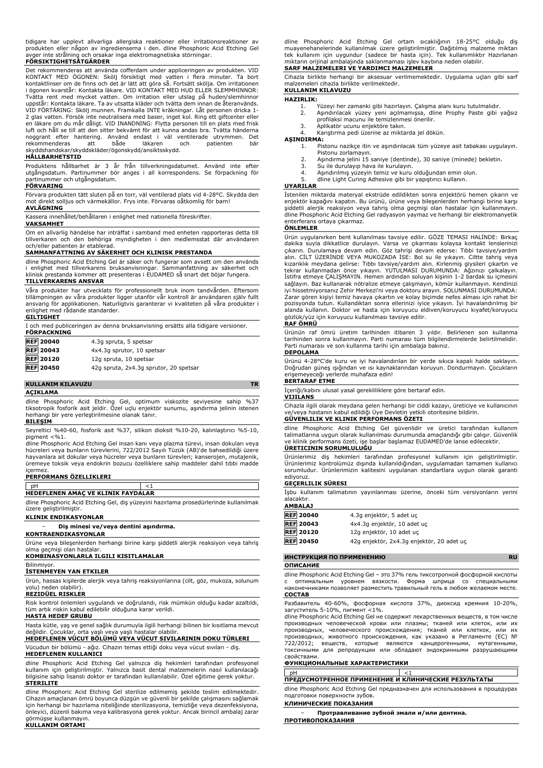tidigare har upplevt allvarliga allergiska reaktioner eller irritationsreaktioner av produkten eller någon av ingredienserna i den. dline Phosphoric Acid Etching Gel avger inte strålning och orsakar inga elektromagnetiska störningar.

**FÖRSIKTIGHETSÅTGÄRDER**

Det rekommenderas att använda cofferdam under appliceringen av produkten. VID KONTAKT MED ÖGONEN: Skölj försiktigt med vatten i flera minuter. Ta bort kontaktlinser om de finns och det är lätt att göra så. Fortsätt skölja. Om irritationen i ögonen kvarstår: Kontakta läkare. VID KONTAKT MED HUD ELLER SLEMHINNOR: Tvätta rent med mycket vatten. Om irritation eller utslag på huden/slemhinnor uppstår: Kontakta läkare. Ta av utsatta kläder och tvätta dem innan de återanvänds. VID FÖRTÄRING: Skölj munnen. Framkalla INTE kräkningar. Låt personen dricka 1-2 glas vatten. Försök inte neutralisera med baser, inget kol. Ring ett giftcenter eller en läkare om du mår dåligt. VID INANDNING: Flytta personen till en plats med frisk luft och håll se till att den sitter bekvämt för att kunna andas bra. Tvätta händerna noggrant efter hantering. Använd endast i väl ventilerade utrymmen. Det rekommenderas att både läkaren och patienten bär skyddshandskar/skyddskläder/ögonskydd/ansiktsskydd.

**HÅLLBARHETSTID**

Produktens hållbarhet är 3 år från tillverkningsdatumet. Använd inte efter utgångsdatum. Partinummer bör anges i all korrespondens. Se förpackning för partinummer och utgångsdatum.

**FÖRVARING**

Förvara produkten tätt sluten på en torr, väl ventilerad plats vid 4-28°C. Skydda den mot direkt solljus och värmekällor. Frys inte. Förvaras oåtkomlig för barn!

**AVLÄGNING**

Kassera innehållet/behållaren i enlighet med nationella föreskrifter.

**VAKSAMHET**

Om en allvarlig händelse har inträffat i samband med enheten rapporteras detta till tillverkaren och den behöriga myndigheten i den medlemsstat där användaren och/eller patienten är etablerad.

**SAMMANFATTNING AV SÄKERHET OCH KLINISK PRESTANDA**

dline Phosphoric Acid Etching Gel är säker och fungerar som avsett om den används i enlighet med tillverkarens bruksanvisningar. Sammanfattning av säkerhet och klinisk prestanda kommer att presenteras i EUDAMED så snart det börjar fungera.

**TILLVERKARENS ANSVAR**

Våra produkter har utvecklats för professionellt bruk inom tandvården. Eftersom tillämpningen av våra produkter ligger utanför vår kontroll är användaren själv fullt ansvarig för applikationen. Naturligtvis garanterar vi kvaliteten på våra produkter i enlighet med rådande standarder.

**GILTIGHET**

I och med publiceringen av denna bruksanvisning ersätts alla tidigare versioner.

**FÖRPACKNING**

| | |
|---|---|
| REF 20040 | 4.3g spruta, 5 spetsar |
| REF 20043 | 4x4.3g sprutor, 10 spetsar |
| REF 20120 | 12g spruta, 10 spetsar |
| REF 20450 | 42g spruta, 2x4.3g sprutor, 20 spetsar |

## KULLANIM KILAVUZU — TR

**AÇIKLAMA**

dline Phosphoric Acid Etching Gel, optimum viskozite seviyesine sahip %37 tiksotropik fosforik asit jeldir. Özel uçlu enjektör sunumu, aşındırma jelinin istenen herhangi bir yere yerleştirilmesine olanak tanır.

**BILEŞIM**

Seyreltici %40-60, fosforik asit %37, silikon dioksit %10-20, kalınlaştırıcı %5-10, pigment <%1.

dline Phosphoric Acid Etching Gel insan kanı veya plazma türevi, insan dokuları veya hücreleri veya bunların türevlerini, 722/2012 Sayılı Tüzük (AB)'de bahsedildiği üzere hayvanlara ait dokular veya hücreler veya bunların türevleri; kanserojen, mutajenik, üremeye toksik veya endokrin bozucu özelliklere sahip maddeler dahil tıbbi madde içermez.

**PERFORMANS ÖZELLIKLERI**

| pH | <1 |
|---|---|

**HEDEFLENEN AMAÇ VE KLINIK FAYDALAR**

dline Phosphoric Acid Etching Gel, diş yüzeyini hazırlama prosedürlerinde kullanılmak üzere geliştirilmiştir.

**KLINIK ENDIKASYONLAR**

- **Diş minesi ve/veya dentini aşındırma.**

**KONTRAENDIKASYONLAR**

Ürüne veya bileşenlerden herhangi birine karşı şiddetli alerjik reaksiyon veya tahriş olma geçmişi olan hastalar.

**KOMBINASYONLARLA ILGILI KISITLAMALAR**

Bilinmiyor.

**İSTENMEYEN YAN ETKILER**

Ürün, hassas kişilerde alerjik veya tahriş reaksiyonlarına (cilt, göz, mukoza, solunum yolu) neden olabilir).

**REZIDÜEL RISKLER**

Risk kontrol önlemleri uygulandı ve doğrulandı, risk mümkün olduğu kadar azaltıldı, tüm artık riskin kabul edilebilir olduğuna karar verildi.

**HASTA HEDEF GRUBU**

Hasta kütle, yaş ve genel sağlık durumuyla ilgili herhangi bilinen bir kısıtlama mevcut değildir. Çocuklar, orta yaşlı veya yaşlı hastalar olabilir.

**HEDEFLENEN VÜCUT BÖLÜMÜ VEYA VÜCUT SIVILARININ DOKU TÜRLERI**

Vücudun bir bölümü - ağız. Cihazın temas ettiği doku veya vücut sıvıları - diş.

**HEDEFLENEN KULLANICI**

dline Phosphoric Acid Etching Gel yalnızca diş hekimleri tarafından profesyonel kullanım için geliştirilmiştir. Yalnızca basit dental malzemelerin nasıl kullanılacağı bilgisine sahip lisanslı doktor er tarafından kullanılabilir. Özel eğitime gerek yoktur.

**STERILITE**

dline Phosphoric Acid Etching Gel sterilize edilmemiş şekilde teslim edilmektedir. Cihazın amaçlanan ömrü boyunca düzgün ve güvenli bir şekilde çalışmasını sağlamak için herhangi bir hazırlama niteliğinde sterilizasyona, temizliğe veya dezenfeksiyona, önleyici, düzenli bakıma veya kalibrasyona gerek yoktur. Ancak birincil ambalaj zarar görmüşse kullanmayın.

**KULLANIM ORTAMI**

dline Phosphoric Acid Etching Gel ortam sıcaklığının 18-25°C olduğu diş muayenehanelerinde kullanılmak üzere geliştirilmiştir. Dağıtılmış malzeme miktarı tek kullanım için uygundur (sadece bir hasta için). Tek kullanımlıktır Hazırlanan miktarın orijinal ambalajında saklanmaması işlev kaybına neden olabilir.

**SARF MALZEMELERI VE YARDIMCI MALZEMELER**

Cihazla birlikte herhangi bir aksesuar verilmemektedir. Uygulama uçları gibi sarf malzemeleri cihazla birlikte verilmektedir.

**KULLANIM KILAVUZU**

**HAZIRLIK:**

1. Yüzeyi her zamanki gibi hazırlayın. Çalışma alanı kuru tutulmalıdır.
2. Aşındırılacak yüzey yeni açılmamışsa, dline Prophy Paste gibi yağsız profilaksi macunu ile temizlenmesi önerilir.
3. Aplikatör ucunu enjektöre takın.
4. Karıştırma pedi üzerine az miktarda jel dökün.

**AŞINDIRMA:**

1. Pistonu nazikçe itin ve aşındırılacak tüm yüzeye asit tabakası uygulayın. Pistonu zorlamayın.
2. Aşındırma jelini 15 saniye (dentinde), 30 saniye (minede) bekletin.
3. Su ile durulayıp hava ile kurulayın.
4. Aşındırılmış yüzeyin temiz ve kuru olduğundan emin olun.
5. dline Light Curing Adhesive gibi bir yapıştırıcı kullanın.

**UYARILAR**

İstenilen miktarda materyal ekstrüde edildikten sonra enjektörü hemen çıkarın ve enjektör kapağını kapatın. Bu ürünü, ürüne veya bileşenlerden herhangi birine karşı şiddetli alerjik reaksiyon veya tahriş olma geçmişi olan hastalar için kullanmayın. dline Phosphoric Acid Etching Gel radyasyon yaymaz ve herhangi bir elektromanyetik enterferans ortaya çıkarmaz.

**ÖNLEMLER**

Ürün uygulanırken bent kullanılması tavsiye edilir. GÖZE TEMASI HALİNDE: Birkaç dakika suyla dikkatlice durulayın. Varsa ve çıkarması kolaysa kontakt lenslerinizi çıkarın. Durulamaya devam edin. Göz tahrişi devam ederse: Tıbbi tavsiye/yardım alın. CİLT ÜZERİNDE VEYA MUKOZADA İSE: Bol su ile yıkayın. Ciltte tahriş veya kızarıklık meydana gelirse: Tıbbi tavsiye/yardım alın. Kirlenmiş giysileri çıkartın ve tekrar kullanmadan önce yıkayın. YUTULMASI DURUMUNDA: Ağzınızı çalkalayın. İstifra etmeye ÇALIŞMAYIN. Hemen ardından soluyan kişinin 1-2 bardak su içmesini sağlayın. Baz kullanarak nötralize etmeye çalışmayın, kömür kullanmayın. Kendinizi iyi hissetmiyorsanız Zehir Merkezi'ni veya doktoru arayın. SOLUNMASI DURUMUNDA: Zarar gören kişiyi temiz havaya çıkartın ve kolay biçimde nefes alması için rahat bir pozisyonda tutun. Kullandıktan sonra ellerinizi iyice yıkayın. İyi havalandırılmış bir alanda kullanın. Doktor ve hasta için koruyucu eldiven/koruyucu kıyafet/koruyucu gözlük/yüz için koruyucu kullanılması tavsiye edilir.

**RAF ÖMRÜ**

Ürünün raf ömrü üretim tarihinden itibaren 3 yıldır. Belirlenen son kullanma tarihinden sonra kullanmayın. Parti numarası tüm bilgilendirmelerde belirtilmelidir. Parti numarası ve son kullanma tarihi için ambalaja bakınız.

**DEPOLAMA**

Ürünü 4-28°C'de kuru ve iyi havalandırılan bir yerde sıkıca kapalı halde saklayın. Doğrudan güneş ışığından ve ısı kaynaklarından koruyun. Dondurmayın. Çocukların erişemeyeceği yerlerde muhafaza edin!

**BERTARAF ETME**

İçeriği/kabını ulusal yasal gerekliliklere göre bertaraf edin.

**VIJILANS**

Cihazla ilgili olarak meydana gelen herhangi bir ciddi kazayı, üreticiye ve kullanıcının ve/veya hastanın kabul edildiği Üye Devletin yetkili otoritesine bildirin.

**GÜVENLILIK VE KLINIK PERFORMANS ÖZETI**

dline Phosphoric Acid Etching Gel güvenlidir ve üretici tarafından kullanım talimatlarına uygun olarak kullanılması durumunda amaçlandığı gibi çalışır. Güvenlik ve klinik performans özeti, işe başlar başlamaz EUDAMED'de lanse edilecektir.

**ÜRETICININ SORUMLULUĞU**

Ürünlerimiz diş hekimleri tarafından profesyonel kullanım için geliştirilmiştir. Ürünlerimiz kontrolümüz dışında kullanıldığından, uygulamadan tamamen kullanıcı sorumludur. Ürünlerimizin kalitesini uygulanan standartlara uygun olarak garanti ediyoruz.

**GEÇERLILIK SÜRESI**

İşbu kullanım talimatının yayınlanması üzerine, önceki tüm versiyonların yerini alacaktır.

**AMBALAJ**

| | |
|---|---|
| REF 20040 | 4.3g enjektör, 5 adet uç |
| REF 20043 | 4x4.3g enjektör, 10 adet uç |
| REF 20120 | 12g enjektör, 10 adet uç |
| REF 20450 | 42g enjektör, 2x4.3g enjektör, 20 adet uç |

## ИНСТРУКЦИЯ ПО ПРИМЕНЕНИЮ — RU

**ОПИСАНИЕ**

dline Phosphoric Acid Etching Gel – это 37% гель тиксотропной фосфорной кислоты с оптимальным уровнем вязкости. Форма шприца со специальными наконечниками позволяет разместить травильный гель в любом желаемом месте.

**СОСТАВ**

Разбавитель 40-60%, фосфорная кислота 37%, диоксид кремния 10-20%, загуститель 5-10%, пигмент <1%.

dline Phosphoric Acid Etching Gel не содержит лекарственных веществ, в том числе производных человеческой крови или плазмы; тканей или клеток, или их производных, человеческого происхождения; тканей или клеток, или их производных, животного происхождения, как указано в Регламенте (ЕС) № 722/2012; веществ, которые являются канцерогенными, мутагенными, токсичными для репродукции или обладают эндокринными разрушающими свойствами.

**ФУНКЦИОНАЛЬНЫЕ ХАРАКТЕРИСТИКИ**

| pH | <1 |
|---|---|

**ПРЕДУСМОТРЕННОЕ ПРИМЕНЕНИЕ И КЛИНИЧЕСКИЕ РЕЗУЛЬТАТЫ**

dline Phosphoric Acid Etching Gel предназначен для использования в процедурах подготовки поверхности зубов.

**КЛИНИЧЕСКИЕ ПОКАЗАНИЯ**

- **Протравливание зубной эмали и/или дентина.**

**ПРОТИВОПОКАЗАНИЯ**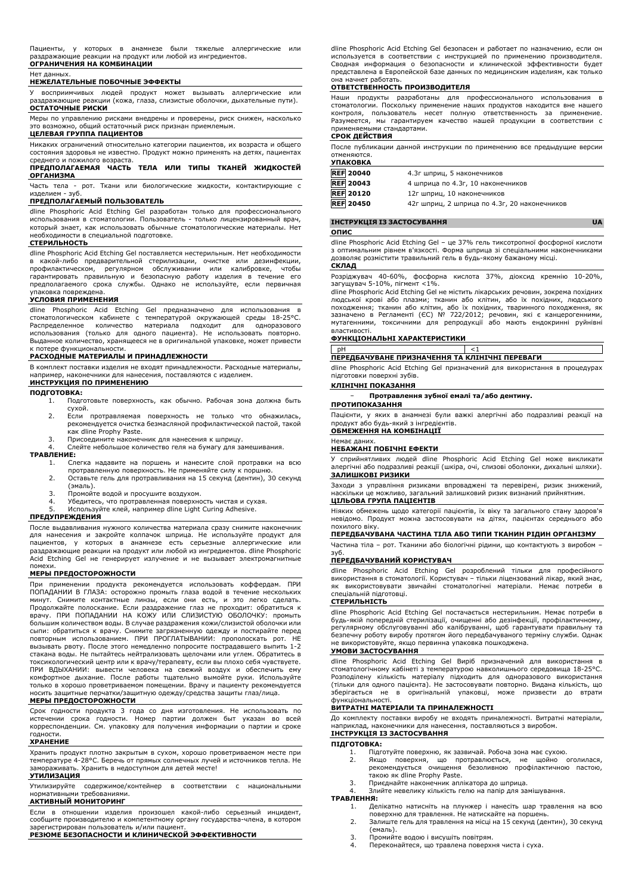Пациенты, у которых в анамнезе были тяжелые аллергические или раздражающие реакции на продукт или любой из ингредиентов.

**ОГРАНИЧЕНИЯ НА КОМБИНАЦИИ**

Нет данных.

**НЕЖЕЛАТЕЛЬНЫЕ ПОБОЧНЫЕ ЭФФЕКТЫ**

У восприимчивых людей продукт может вызывать аллергические или раздражающие реакции (кожа, глаза, слизистые оболочки, дыхательные пути).

**ОСТАТОЧНЫЕ РИСКИ**

Меры по управлению рисками внедрены и проверены, риск снижен, насколько это возможно, общий остаточный риск признан приемлемым.

**ЦЕЛЕВАЯ ГРУППА ПАЦИЕНТОВ**

Никаких ограничений относительно категории пациентов, их возраста и общего состояния здоровья не известно. Продукт можно применять на детях, пациентах среднего и пожилого возраста.

**ПРЕДПОЛАГАЕМАЯ ЧАСТЬ ТЕЛА ИЛИ ТИПЫ ТКАНЕЙ ЖИДКОСТЕЙ ОРГАНИЗМА**

Часть тела - рот. Ткани или биологические жидкости, контактирующие с изделием - зуб.

**ПРЕДПОЛАГАЕМЫЙ ПОЛЬЗОВАТЕЛЬ**

dline Phosphoric Acid Etching Gel разработан только для профессионального использования в стоматологии. Пользователь - только лицензированный врач, который знает, как использовать обычные стоматологические материалы. Нет необходимости в специальной подготовке.

**СТЕРИЛЬНОСТЬ**

dline Phosphoric Acid Etching Gel поставляется нестерильным. Нет необходимости в какой-либо предварительной стерилизации, очистке или дезинфекции, профилактическом, регулярном обслуживании или калибровке, чтобы гарантировать правильную и безопасную работу изделия в течение его предполагаемого срока службы. Однако не используйте, если первичная упаковка повреждена.

**УСЛОВИЯ ПРИМЕНЕНИЯ**

dline Phosphoric Acid Etching Gel предназначено для использования в стоматологическом кабинете с температурой окружающей среды 18-25°C. Распределенное количество материала подходит для одноразового использования (только для одного пациента). Не использовать повторно. Выданное количество, хранящееся не в оригинальной упаковке, может привести к потере функциональности.

**РАСХОДНЫЕ МАТЕРИАЛЫ И ПРИНАДЛЕЖНОСТИ**

В комплект поставки изделия не входят принадлежности. Расходные материалы, например, наконечники для нанесения, поставляются с изделием.

**ИНСТРУКЦИЯ ПО ПРИМЕНЕНИЮ**

**ПОДГОТОВКА:**

1. Подготовьте поверхность, как обычно. Рабочая зона должна быть сухой.
2. Если протравляемая поверхность не только что обнажилась, рекомендуется очистка безмасляной профилактической пастой, такой как dline Prophy Paste.
3. Присоедините наконечник для нанесения к шприцу.
4. Слейте небольшое количество геля на бумагу для замешивания.

**ТРАВЛЕНИЕ:**

1. Слегка надавите на поршень и нанесите слой протравки на всю протравленную поверхность. Не применяйте силу к поршню.
2. Оставьте гель для протравливания на 15 секунд (дентин), 30 секунд (эмаль).
3. Промойте водой и просушите воздухом.
4. Убедитесь, что протравленная поверхность чистая и сухая.
5. Используйте клей, например dline Light Curing Adhesive.

**ПРЕДУПРЕЖДЕНИЯ**

После выдавливания нужного количества материала сразу снимите наконечник для нанесения и закройте колпачок шприца. Не используйте продукт для пациентов, у которых в анамнезе есть серьезные аллергические или раздражающие реакции на продукт или любой из ингредиентов. dline Phosphoric Acid Etching Gel не генерирует излучение и не вызывает электромагнитные помехи.

**МЕРЫ ПРЕДОСТОРОЖНОСТИ**

При применении продукта рекомендуется использовать коффердам. ПРИ ПОПАДАНИИ В ГЛАЗА: осторожно промыть глаза водой в течение нескольких минут. Снимите контактные линзы, если они есть, и это легко сделать. Продолжайте полоскание. Если раздражение глаз не проходит: обратиться к врачу. ПРИ ПОПАДАНИИ НА КОЖУ ИЛИ СЛИЗИСТУЮ ОБОЛОЧКУ: промыть большим количеством воды. В случае раздражения кожи/слизистой оболочки или сыпи: обратиться к врачу. Снимите загрязненную одежду и постирайте перед повторным использованием. ПРИ ПРОГЛАТЫВАНИИ: прополоскать рот. НЕ вызывать рвоту. После этого немедленно попросите пострадавшего выпить 1-2 стакана воды. Не пытайтесь нейтрализовать щелочами или углем. Обратитесь в токсикологический центр или к врачу/терапевту, если вы плохо себя чувствуете. ПРИ ВДЫХАНИИ: вывести человека на свежий воздух и обеспечить ему комфортное дыхание. После работы тщательно вымойте руки. Используйте только в хорошо проветриваемом помещении. Врачу и пациенту рекомендуется носить защитные перчатки/защитную одежду/средства защиты глаз/лица.

**МЕРЫ ПРЕДОСТОРОЖНОСТИ**

Срок годности продукта 3 года со дня изготовления. Не использовать по истечении срока годности. Номер партии должен быт указан во всей корреспонденции. См. упаковку для получения информации о партии и сроке годности.

**ХРАНЕНИЕ**

Хранить продукт плотно закрытым в сухом, хорошо проветриваемом месте при температуре 4-28°C. Беречь от прямых солнечных лучей и источников тепла. Не замораживать. Хранить в недоступном для детей месте!

**УТИЛИЗАЦИЯ**

Утилизируйте содержимое/контейнер в соответствии с национальными нормативными требованиями.

**АКТИВНЫЙ МОНИТОРИНГ**

Если в отношении изделия произошел какой-либо серьезный инцидент, сообщите производителю и компетентному органу государства-члена, в котором зарегистрирован пользователь и/или пациент.

**РЕЗЮМЕ БЕЗОПАСНОСТИ И КЛИНИЧЕСКОЙ ЭФФЕКТИВНОСТИ**

dline Phosphoric Acid Etching Gel безопасен и работает по назначению, если он используется в соответствии с инструкцией по применению производителя. Сводная информация о безопасности и клинической эффективности будет представлена в Европейской базе данных по медицинским изделиям, как только она начнет работать.

**ОТВЕТСТВЕННОСТЬ ПРОИЗВОДИТЕЛЯ**

Наши продукты разработаны для профессионального использования в стоматологии. Поскольку применение наших продуктов находится вне нашего контроля, пользователь несет полную ответственность за применение. Разумеется, мы гарантируем качество нашей продукции в соответствии с применяемыми стандартами.

**СРОК ДЕЙСТВИЯ**

После публикации данной инструкции по применению все предыдущие версии отменяются.

**УПАКОВКА**

| | |
|---|---|
| REF 20040 | 4.3г шприц, 5 наконечников |
| REF 20043 | 4 шприца по 4.3г, 10 наконечников |
| REF 20120 | 12г шприц, 10 наконечников |
| REF 20450 | 42г шприц, 2 шприца по 4.3г, 20 наконечников |

## ІНСТРУКЦІЯ ІЗ ЗАСТОСУВАННЯ UA

**ОПИС**

dline Phosphoric Acid Etching Gel – це 37% гель тиксотропної фосфорної кислоти з оптимальним рівнем в'язкості. Форма шприца зі спеціальними наконечниками дозволяє розмістити травильний гель в будь-якому бажаному місці.

**СКЛАД**

Розріджувач 40-60%, фосфорна кислота 37%, діоксид кремнію 10-20%, загущувач 5-10%, пігмент <1%.

dline Phosphoric Acid Etching Gel не містить лікарських речовин, зокрема похідних людської крові або плазми; тканин або клітин, або їх похідних, людського походження; тканин або клітин, або їх похідних, тваринного походження, як зазначено в Регламенті (ЄС) № 722/2012; речовин, які є канцерогенними, мутагенними, токсичними для репродукції або мають ендокринні руйнівні властивості.

**ФУНКЦІОНАЛЬНІ ХАРАКТЕРИСТИКИ**

| pH | <1 |
|---|---|

**ПЕРЕДБАЧУВАНЕ ПРИЗНАЧЕННЯ ТА КЛІНІЧНІ ПЕРЕВАГИ**

dline Phosphoric Acid Etching Gel призначений для використання в процедурах підготовки поверхні зубів.

**КЛІНІЧНІ ПОКАЗАННЯ**

- **Протравлення зубної емалі та/або дентину.**

**ПРОТИПОКАЗАННЯ**

Пацієнти, у яких в анамнезі були важкі алергічні або подразливі реакції на продукт або будь-який з інгредієнтів.

**ОБМЕЖЕННЯ НА КОМБІНАЦІЇ**

Немає даних.

**НЕБАЖАНІ ПОБІЧНІ ЕФЕКТИ**

У сприйнятливих людей dline Phosphoric Acid Etching Gel може викликати алергічні або подразливі реакції (шкіра, очі, слизові оболонки, дихальні шляхи).

**ЗАЛИШКОВІ РИЗИКИ**

Заходи з управління ризиками впроваджені та перевірені, ризик знижений, наскільки це можливо, загальний залишковий ризик визнаний прийнятним.

**ЦІЛЬОВА ГРУПА ПАЦІЄНТІВ**

Ніяких обмежень щодо категорії пацієнтів, їх віку та загального стану здоров'я невідомо. Продукт можна застосовувати на дітях, пацієнтах середнього або похилого віку.

**ПЕРЕДБАЧУВАНА ЧАСТИНА ТІЛА АБО ТИПИ ТКАНИН РІДИН ОРГАНІЗМУ**

Частина тіла – рот. Тканини або біологічні рідини, що контактують з виробом – зуб.

**ПЕРЕДБАЧУВАНИЙ КОРИСТУВАЧ**

dline Phosphoric Acid Etching Gel розроблений тільки для професійного використання в стоматології. Користувач – тільки ліцензований лікар, який знає, як використовувати звичайні стоматологічні матеріали. Немає потреби в спеціальній підготовці.

**СТЕРИЛЬНІСТЬ**

dline Phosphoric Acid Etching Gel постачається нестерильним. Немає потреби в будь-якій попередній стерилізації, очищенні або дезінфекції, профілактичному, регулярному обслуговуванні або калібруванні, щоб гарантувати правильну та безпечну роботу виробу протягом його передбачуваного терміну служби. Однак не використовуйте, якщо первинна упаковка пошкоджена.

**УМОВИ ЗАСТОСУВАННЯ**

dline Phosphoric Acid Etching Gel Виріб призначений для використання в стоматологічному кабінеті з температурою навколишнього середовища 18-25°C. Розподілену кількість матеріалу підходить для одноразового використання (тільки для одного пацієнта). Не застосовувати повторно. Видана кількість, що зберігається не в оригінальній упаковці, може призвести до втрати функціональності.

**ВИТРАТНІ МАТЕРІАЛИ ТА ПРИНАЛЕЖНОСТІ**

До комплекту поставки виробу не входять приналежності. Витратні матеріали, наприклад, наконечники для нанесення, поставляються з виробом.

**ІНСТРУКЦІЯ ІЗ ЗАСТОСУВАННЯ**

**ПІДГОТОВКА:**

1. Підготуйте поверхню, як зазвичай. Робоча зона має сухою.
2. Якщо поверхня, що протравлюється, не щойно оголилася, рекомендується очищення безолійною профілактичною пастою, такою як dline Prophy Paste.
3. Приєднайте наконечник аплікатора до шприца.
4. Злийте невелику кількість гелю на папір для замішування.

**ТРАВЛЕННЯ:**

1. Делікатно натисніть на плунжер і нанесіть шар травлення на всю поверхню для травлення. Не натискайте на поршень.
2. Залиште гель для травлення на місці на 15 секунд (дентин), 30 секунд (емаль).
3. Промийте водою и висушіть повітрям.
4. Переконайтеся, що травлена поверхня чиста і суха.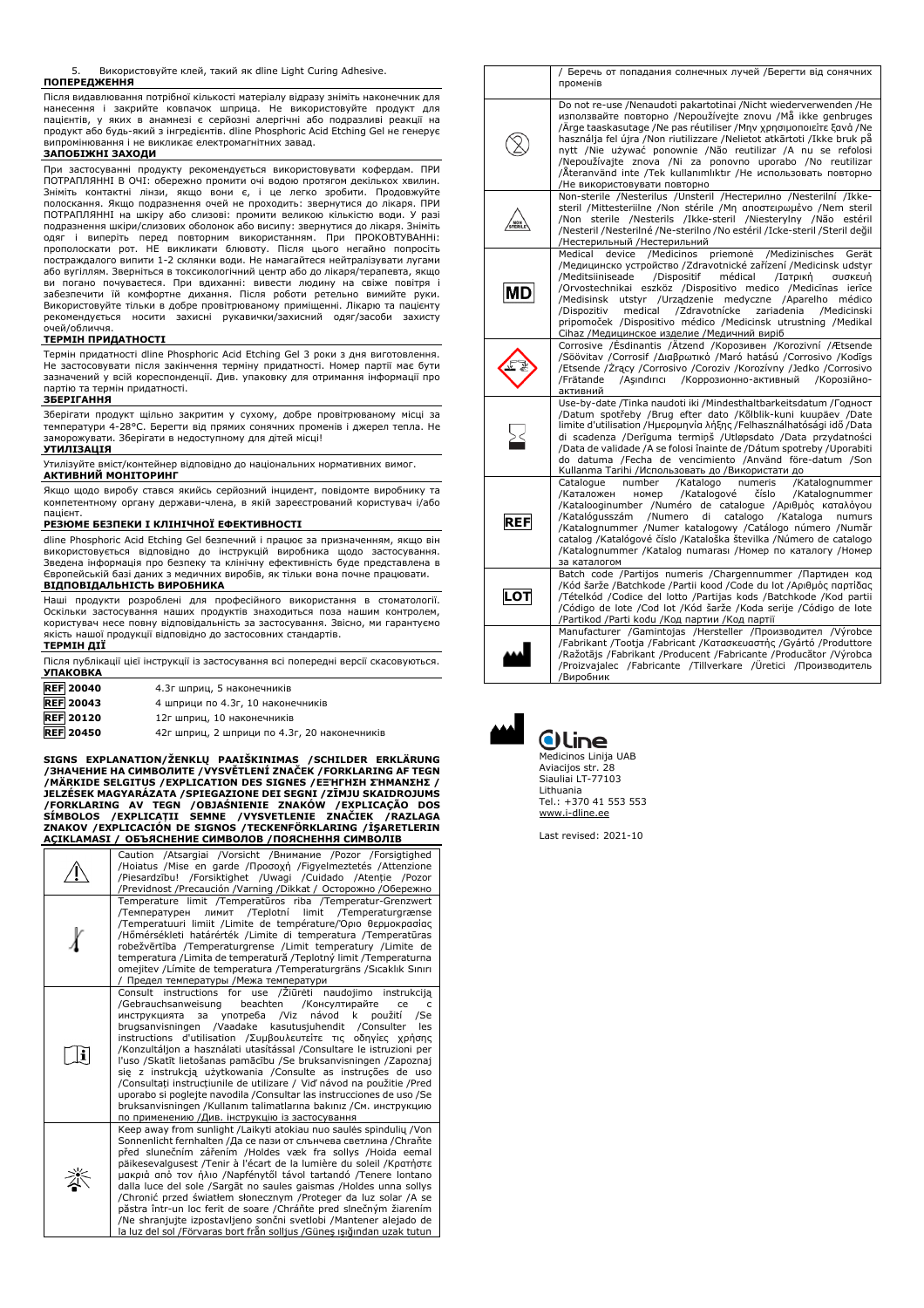5. Використовуйте клей, такий як dline Light Curing Adhesive.

**ПОПЕРЕДЖЕННЯ**

Після видавлювання потрібної кількості матеріалу відразу зніміть наконечник для нанесення і закрийте ковпачок шприца. Не використовуйте продукт для пацієнтів, у яких в анамнезі є серйозні алергічні або подразливі реакції на продукт або будь-який з інгредієнтів. dline Phosphoric Acid Etching Gel не генерує випромінювання і не викликає електромагнітних завад.

**ЗАПОБІЖНІ ЗАХОДИ**

При застосуванні продукту рекомендується використовувати кофердам. ПРИ ПОТРАПЛЯННІ В ОЧІ: обережно промити очі водою протягом декількох хвилин. Зніміть контактні лінзи, якщо вони є, і це легко зробити. Продовжуйте полоскання. Якщо подразнення очей не проходить: звернутися до лікаря. ПРИ ПОТРАПЛЯННІ на шкіру або слизові: промити великою кількістю води. У разі подразнення шкіри/слизових оболонок або висипу: звернутися до лікаря. Зніміть одяг і виперіть перед повторним використанням. При ПРОКОВТУВАННІ: прополоскати рот. НЕ викликати блювоту. Після цього негайно попросіть постраждалого випити 1-2 склянки води. Не намагайтеся нейтралізувати лугами або вугіллям. Зверніться в токсикологічний центр або до лікаря/терапевта, якщо ви погано почуваєтеся. При вдиханні: вивести людину на свіже повітря і забезпечити їй комфортне дихання. Після роботи ретельно вимийте руки. Використовуйте тільки в добре провітрюваному приміщенні. Лікарю та пацієнту рекомендується носити захисні рукавички/захисний одяг/засоби захисту очей/обличчя.

**ТЕРМІН ПРИДАТНОСТІ**

Термін придатності dline Phosphoric Acid Etching Gel 3 роки з дня виготовлення. Не застосовувати після закінчення терміну придатності. Номер партії має бути зазначений у всій кореспонденції. Див. упаковку для отримання інформації про партію та термін придатності.

**ЗБЕРІГАННЯ**

Зберігати продукт щільно закритим у сухому, добре провітрюваному місці за температури 4-28°C. Берегти від прямих сонячних променів і джерел тепла. Не заморожувати. Зберігати в недоступному для дітей місці!

**УТИЛІЗАЦІЯ**

Утилізуйте вміст/контейнер відповідно до національних нормативних вимог.

**АКТИВНИЙ МОНІТОРИНГ**

Якщо щодо виробу стався якийсь серйозний інцидент, повідомте виробнику та компетентному органу держави-члена, в якій зареєстрований користувач і/або пацієнт.

**РЕЗЮМЕ БЕЗПЕКИ І КЛІНІЧНОЇ ЕФЕКТИВНОСТІ**

dline Phosphoric Acid Etching Gel безпечний і працює за призначенням, якщо він використовується відповідно до інструкцій виробника щодо застосування. Зведена інформація про безпеку та клінічну ефективність буде представлена в Європейській базі даних з медичних виробів, як тільки вона почне працювати.

**ВІДПОВІДАЛЬНІСТЬ ВИРОБНИКА**

Наші продукти розроблені для професійного використання в стоматології. Оскільки застосування наших продуктів знаходиться поза нашим контролем, користувач несе повну відповідальність за застосування. Звісно, ми гарантуємо якість нашої продукції відповідно до застосовних стандартів.

**ТЕРМІН ДІЇ**

Після публікації цієї інструкції із застосування всі попередні версії скасовуються.

**УПАКОВКА**

| | |
|---|---|
| REF 20040 | 4.3г шприц, 5 наконечників |
| REF 20043 | 4 шприци по 4.3г, 10 наконечників |
| REF 20120 | 12г шприц, 10 наконечників |
| REF 20450 | 42г шприц, 2 шприци по 4.3г, 20 наконечників |

**SIGNS EXPLANATION/ŽENKLŲ PAAIŠKINIMAS /SCHILDER ERKLÄRUNG /ЗНАЧЕНИЕ НА СИМВОЛИТЕ /VYSVĚTLENÍ ZNAČEK /FORKLARING AF TEGN /MÄRKIDE SELGITUS /EXPLICATION DES SIGNES /ΕΞΉΓΗΣΗ ΣΗΜΑΝΣΗΣ / JELZÉSEK MAGYARÁZATA /SPIEGAZIONE DEI SEGNI /ZĪMJU SKAIDROJUMS /FORKLARING AV TEGN /OBJAŚNIENIE ZNAKÓW /EXPLICAÇÃO DOS SÍMBOLOS /EXPLICAȚII SEMNE /VYSVETLENIE ZNAČIEK /RAZLAGA ZNAKOV /EXPLICACIÓN DE SIGNOS /TECKENFÖRKLARING /İŞARETLERIN AÇIKLAMASI / ОБЪЯСНЕНИЕ СИМВОЛОВ /ПОЯСНЕННЯ СИМВОЛІВ**

| | |
|---|---|
| ⚠ | Caution /Atsargiai /Vorsicht /Внимание /Pozor /Forsigtighed /Hoiatus /Mise en garde /Προσοχή /Figyelmeztetés /Attenzione /Piesardzību! /Forsiktighet /Uwagi /Cuidado /Atenție /Pozor /Previdnost /Precaución /Varning /Dikkat / Осторожно /Обережно |
| 🌡 | Temperature limit /Temperatūros riba /Temperatur-Grenzwert /Температурен лимит /Teplotní limit /Temperaturgrænse /Temperatuuri limiit /Limite de température/Όριο θερμοκρασίας /Hőmérsékleti határérték /Limite di temperatura /Temperatūras robežvērtība /Temperaturgrense /Limit temperatury /Limite de temperatura /Limita de temperatură /Teplotný limit /Temperaturna omejitev /Límite de temperatura /Temperaturgräns /Sıcaklık Sınırı / Предел температуры /Межа температури |
| 📖 | Consult instructions for use /Žiūrėti naudojimo instrukciją /Gebrauchsanweisung beachten /Консултирайте се с инструкцията за употреба /Viz návod k použití /Se brugsanvisningen /Vaadake kasutusjuhendit /Consulter les instructions d'utilisation /Συμβουλευτείτε τις οδηγίες χρήσης /Konzultáljon a használati utasítással /Consultare le istruzioni per l'uso /Skatīt lietošanas pamācību /Se bruksanvisningen /Zapoznaj się z instrukcją użytkowania /Consulte as instruções de uso /Consultați instrucțiunile de utilizare / Viď návod na použitie /Pred uporabo si poglejte navodila /Consultar las instrucciones de uso /Se bruksanvisningen /Kullanım talimatlarına bakınız /См. инструкцию по применению /Див. інструкцію із застосування |
| ☀ | Keep away from sunlight /Laikyti atokiau nuo saulės spindulių /Von Sonnenlicht fernhalten /Да се пази от слънчева светлина /Chraňte před slunečním zářením /Holdes væk fra sollys /Hoida eemal päikesevalgusest /Tenir à l'écart de la lumière du soleil /Κρατήστε μακριά από τον ήλιο /Napfénytől távol tartandó /Tenere lontano dalla luce del sole /Sargāt no saules gaismas /Holdes unna sollys /Chronić przed światłem słonecznym /Proteger da luz solar /A se păstra într-un loc ferit de soare /Chráňte pred slnečným žiarením /Ne shranjujte izpostavljeno sončni svetlobi /Mantener alejado de la luz del sol /Förvaras bort från solljus /Güneş ışığından uzak tutun / Беречь от попадания солнечных лучей /Берегти від сонячних променів |
| ⊘ | Do not re-use /Nenaudoti pakartotinai /Nicht wiederverwenden /Не използвайте повторно /Nepoužívejte znovu /Må ikke genbruges /Ärge taaskasutage /Ne pas réutiliser /Μην χρησιμοποιείτε ξανά /Ne használja fel újra /Non riutilizzare /Nelietot atkārtoti /Ikke bruk på nytt /Nie używać ponownie /Não reutilizar /A nu se refolosi /Nepoužívajte znova /Ni za ponovno uporabo /No reutilizar /Återanvänd inte /Tek kullanımlıktır /Не использовать повторно /Не використовувати повторно |
| NON STERILE | Non-sterile /Nesterilus /Unsteril /Нестерилно /Nesterilní /Ikke-steril /Mittesteriilne /Non stérile /Μη αποστειρωμένο /Nem steril /Non sterile /Nesterils /Ikke-steril /Niesterylny /Não estéril /Nesteril /Nesterilné /Ne-sterilno /No estéril /Icke-steril /Steril değil /Нестерильный /Нестерильний |
| MD | Medical device /Medicinos priemonė /Medizinisches Gerät /Медицинско устройство /Zdravotnické zařízení /Medicinsk udstyr /Meditsiiniseade /Dispositif médical /Ιατρική συσκευή /Orvostechnikai eszköz /Dispositivo medico /Medicīnas ierīce /Medisinsk utstyr /Urządzenie medyczne /Aparelho médico /Dispozitiv medical /Zdravotnícke zariadenia /Medicinski pripomoček /Dispositivo médico /Medicinsk utrustning /Medikal Cihaz /Медицинское изделие /Медичний виріб |
| ⚠ | Corrosive /Ėsdinantis /Ätzend /Корозивен /Korozivní /Ætsende /Söövitav /Corrosif /Διαβρωτικό /Maró hatású /Corrosivo /Kodīgs /Etsende /Żrący /Corrosivo /Coroziv /Korozívny /Jedko /Corrosivo /Frätande /Aşındırıcı /Коррозионно-активный /Корозійно-активний |
| ⌛ | Use-by-date /Tinka naudoti iki /Mindesthaltbarkeitsdatum /Годност /Datum spotřeby /Brug efter dato /Kõlblik-kuni kuupäev /Date limite d'utilisation /Ημερομηνία λήξης /Felhasználhatósági idő /Data di scadenza /Derīguma termiņš /Utløpsdato /Data przydatności /Data de validade /A se folosi înainte de /Dátum spotreby /Uporabiti do datuma /Fecha de vencimiento /Använd före-datum /Son Kullanma Tarihi /Использовать до /Використати до |
| REF | Catalogue number /Katalogo numeris /Katalognummer /Каталожен номер /Katalogové číslo /Katalognummer /Kataloogi­number /Numéro de catalogue /Αριθμός καταλόγου /Katalógusszám /Numero di catalogo /Kataloga numurs /Katalognummer /Numer katalogowy /Catálogo número /Număr catalog /Katalógové číslo /Kataloška številka /Número de catalogo /Katalognummer /Katalog numarası /Номер по каталогу /Номер за каталогом |
| LOT | Batch code /Partijos numeris /Chargennummer /Партиден код /Kód šarže /Batchkode /Partii kood /Code du lot /Αριθμός παρτίδας /Tételkód /Codice del lotto /Partijas kods /Batchkode /Kod partii /Código de lote /Cod lot /Kód šarže /Koda serije /Código de lote /Partikod /Parti kodu /Код партии /Код партії |
| 🏭 | Manufacturer /Gamintojas /Hersteller /Производител /Výrobce /Fabrikant /Tootja /Fabricant /Κατασκευαστής /Gyártó /Produttore /Ražotājs /Fabrikant /Producent /Fabricante /Producător /Výrobca /Proizvajalec /Fabricante /Tillverkare /Üretici /Производитель /Виробник |

dline
Medicinos Linija UAB
Aviacijos str. 28
Siauliai LT-77103
Lithuania
Tel.: +370 41 553 553
www.i-dline.ee

Last revised: 2021-10